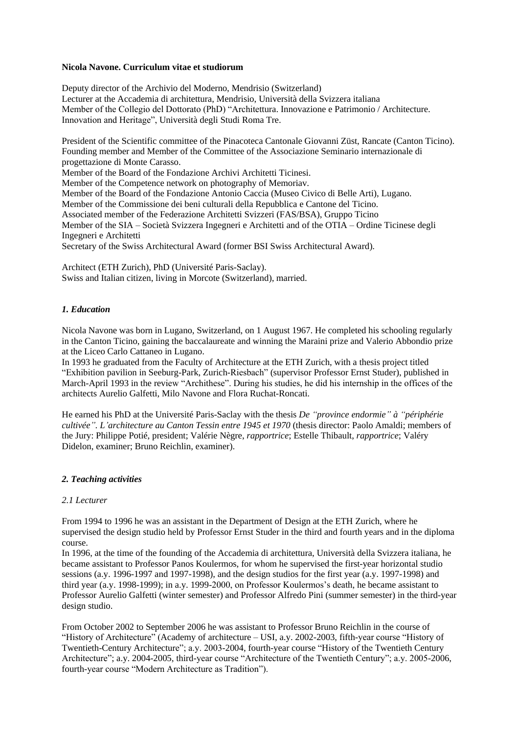**Nicola Navone. Curriculum vitae et studiorum**

Deputy director of the Archivio del Moderno, Mendrisio (Switzerland)
Lecturer at the Accademia di architettura, Mendrisio, Università della Svizzera italiana
Member of the Collegio del Dottorato (PhD) "Architettura. Innovazione e Patrimonio / Architecture. Innovation and Heritage", Università degli Studi Roma Tre.

President of the Scientific committee of the Pinacoteca Cantonale Giovanni Züst, Rancate (Canton Ticino).
Founding member and Member of the Committee of the Associazione Seminario internazionale di progettazione di Monte Carasso.
Member of the Board of the Fondazione Archivi Architetti Ticinesi.
Member of the Competence network on photography of Memoriav.
Member of the Board of the Fondazione Antonio Caccia (Museo Civico di Belle Arti), Lugano.
Member of the Commissione dei beni culturali della Repubblica e Cantone del Ticino.
Associated member of the Federazione Architetti Svizzeri (FAS/BSA), Gruppo Ticino
Member of the SIA – Società Svizzera Ingegneri e Architetti and of the OTIA – Ordine Ticinese degli Ingegneri e Architetti
Secretary of the Swiss Architectural Award (former BSI Swiss Architectural Award).

Architect (ETH Zurich), PhD (Université Paris-Saclay).
Swiss and Italian citizen, living in Morcote (Switzerland), married.

## *1. Education*

Nicola Navone was born in Lugano, Switzerland, on 1 August 1967. He completed his schooling regularly in the Canton Ticino, gaining the baccalaureate and winning the Maraini prize and Valerio Abbondio prize at the Liceo Carlo Cattaneo in Lugano.
In 1993 he graduated from the Faculty of Architecture at the ETH Zurich, with a thesis project titled "Exhibition pavilion in Seeburg-Park, Zurich-Riesbach" (supervisor Professor Ernst Studer), published in March-April 1993 in the review "Archithese". During his studies, he did his internship in the offices of the architects Aurelio Galfetti, Milo Navone and Flora Ruchat-Roncati.

He earned his PhD at the Université Paris-Saclay with the thesis *De "province endormie" à "périphérie cultivée". L'architecture au Canton Tessin entre 1945 et 1970* (thesis director: Paolo Amaldi; members of the Jury: Philippe Potié, president; Valérie Nègre, *rapportrice*; Estelle Thibault, *rapportrice*; Valéry Didelon, examiner; Bruno Reichlin, examiner).

## *2. Teaching activities*

### *2.1 Lecturer*

From 1994 to 1996 he was an assistant in the Department of Design at the ETH Zurich, where he supervised the design studio held by Professor Ernst Studer in the third and fourth years and in the diploma course.
In 1996, at the time of the founding of the Accademia di architettura, Università della Svizzera italiana, he became assistant to Professor Panos Koulermos, for whom he supervised the first-year horizontal studio sessions (a.y. 1996-1997 and 1997-1998), and the design studios for the first year (a.y. 1997-1998) and third year (a.y. 1998-1999); in a.y. 1999-2000, on Professor Koulermos's death, he became assistant to Professor Aurelio Galfetti (winter semester) and Professor Alfredo Pini (summer semester) in the third-year design studio.

From October 2002 to September 2006 he was assistant to Professor Bruno Reichlin in the course of "History of Architecture" (Academy of architecture – USI, a.y. 2002-2003, fifth-year course "History of Twentieth-Century Architecture"; a.y. 2003-2004, fourth-year course "History of the Twentieth Century Architecture"; a.y. 2004-2005, third-year course "Architecture of the Twentieth Century"; a.y. 2005-2006, fourth-year course "Modern Architecture as Tradition").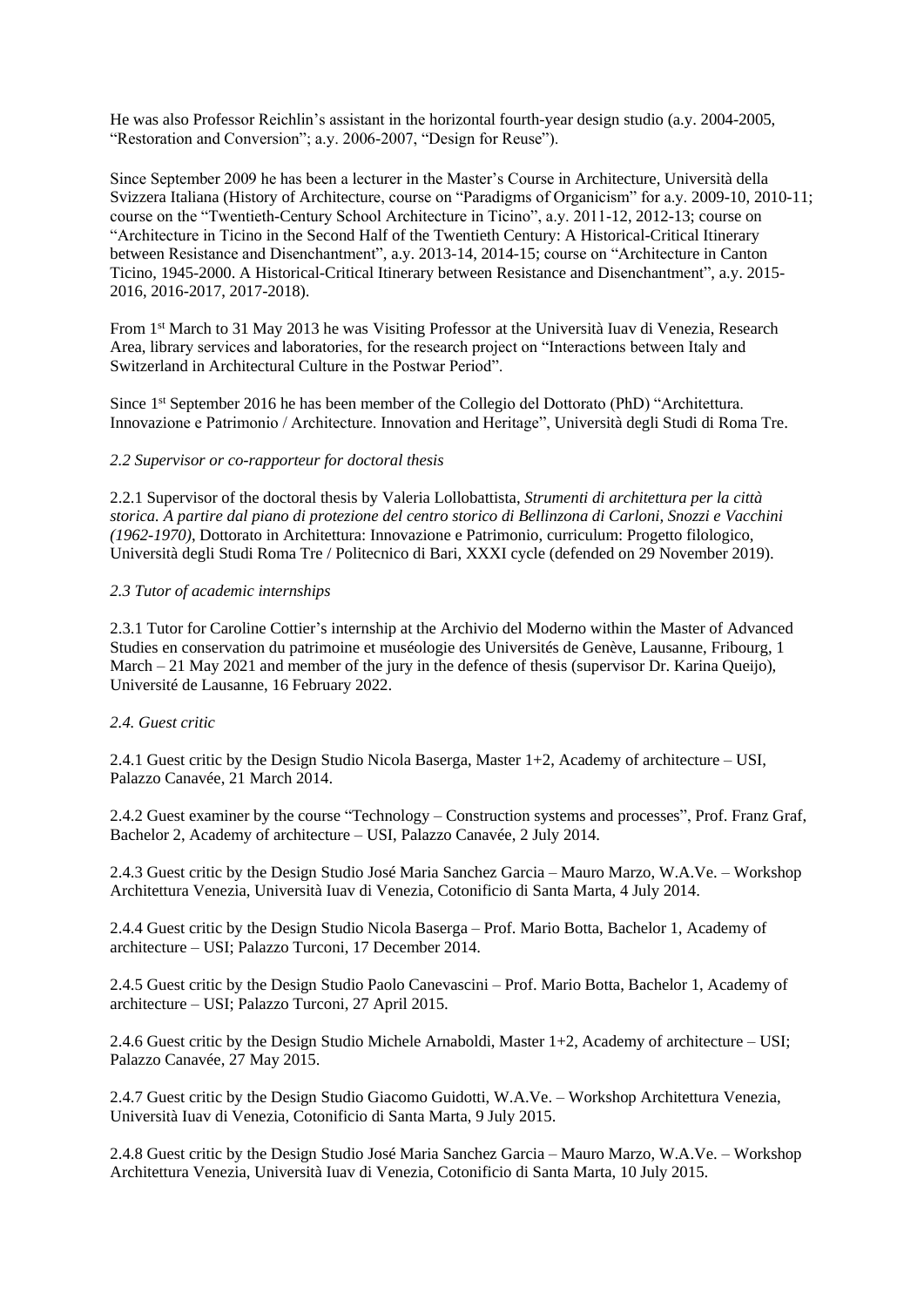He was also Professor Reichlin's assistant in the horizontal fourth-year design studio (a.y. 2004-2005, "Restoration and Conversion"; a.y. 2006-2007, "Design for Reuse").

Since September 2009 he has been a lecturer in the Master's Course in Architecture, Università della Svizzera Italiana (History of Architecture, course on "Paradigms of Organicism" for a.y. 2009-10, 2010-11; course on the "Twentieth-Century School Architecture in Ticino", a.y. 2011-12, 2012-13; course on "Architecture in Ticino in the Second Half of the Twentieth Century: A Historical-Critical Itinerary between Resistance and Disenchantment", a.y. 2013-14, 2014-15; course on "Architecture in Canton Ticino, 1945-2000. A Historical-Critical Itinerary between Resistance and Disenchantment", a.y. 2015-2016, 2016-2017, 2017-2018).

From 1st March to 31 May 2013 he was Visiting Professor at the Università Iuav di Venezia, Research Area, library services and laboratories, for the research project on "Interactions between Italy and Switzerland in Architectural Culture in the Postwar Period".

Since 1st September 2016 he has been member of the Collegio del Dottorato (PhD) "Architettura. Innovazione e Patrimonio / Architecture. Innovation and Heritage", Università degli Studi di Roma Tre.

*2.2 Supervisor or co-rapporteur for doctoral thesis*

2.2.1 Supervisor of the doctoral thesis by Valeria Lollobattista, *Strumenti di architettura per la città storica. A partire dal piano di protezione del centro storico di Bellinzona di Carloni, Snozzi e Vacchini (1962-1970)*, Dottorato in Architettura: Innovazione e Patrimonio, curriculum: Progetto filologico, Università degli Studi Roma Tre / Politecnico di Bari, XXXI cycle (defended on 29 November 2019).

*2.3 Tutor of academic internships*

2.3.1 Tutor for Caroline Cottier's internship at the Archivio del Moderno within the Master of Advanced Studies en conservation du patrimoine et muséologie des Universités de Genève, Lausanne, Fribourg, 1 March – 21 May 2021 and member of the jury in the defence of thesis (supervisor Dr. Karina Queijo), Université de Lausanne, 16 February 2022.

*2.4. Guest critic*

2.4.1 Guest critic by the Design Studio Nicola Baserga, Master 1+2, Academy of architecture – USI, Palazzo Canavée, 21 March 2014.

2.4.2 Guest examiner by the course "Technology – Construction systems and processes", Prof. Franz Graf, Bachelor 2, Academy of architecture – USI, Palazzo Canavée, 2 July 2014.

2.4.3 Guest critic by the Design Studio José Maria Sanchez Garcia – Mauro Marzo, W.A.Ve. – Workshop Architettura Venezia, Università Iuav di Venezia, Cotonificio di Santa Marta, 4 July 2014.

2.4.4 Guest critic by the Design Studio Nicola Baserga – Prof. Mario Botta, Bachelor 1, Academy of architecture – USI; Palazzo Turconi, 17 December 2014.

2.4.5 Guest critic by the Design Studio Paolo Canevascini – Prof. Mario Botta, Bachelor 1, Academy of architecture – USI; Palazzo Turconi, 27 April 2015.

2.4.6 Guest critic by the Design Studio Michele Arnaboldi, Master 1+2, Academy of architecture – USI; Palazzo Canavée, 27 May 2015.

2.4.7 Guest critic by the Design Studio Giacomo Guidotti, W.A.Ve. – Workshop Architettura Venezia, Università Iuav di Venezia, Cotonificio di Santa Marta, 9 July 2015.

2.4.8 Guest critic by the Design Studio José Maria Sanchez Garcia – Mauro Marzo, W.A.Ve. – Workshop Architettura Venezia, Università Iuav di Venezia, Cotonificio di Santa Marta, 10 July 2015.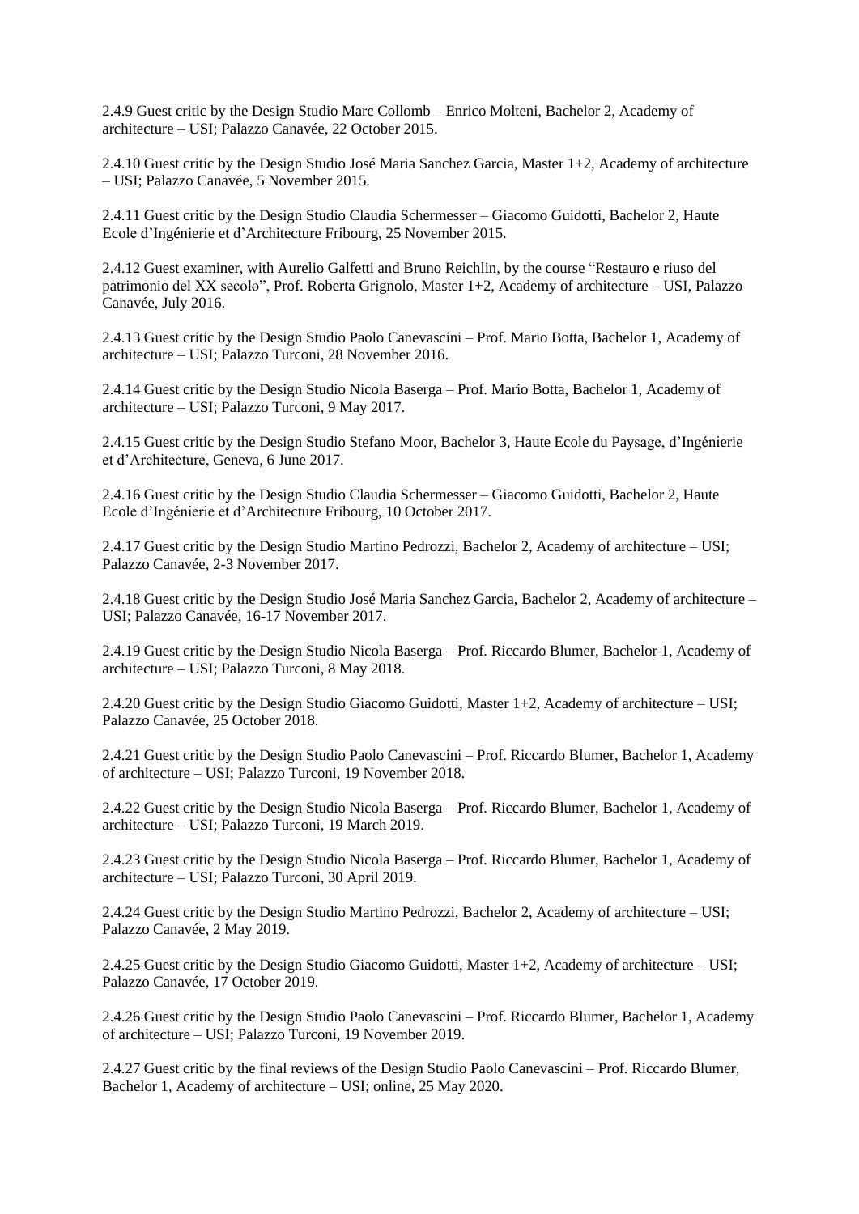2.4.9 Guest critic by the Design Studio Marc Collomb – Enrico Molteni, Bachelor 2, Academy of architecture – USI; Palazzo Canavée, 22 October 2015.

2.4.10 Guest critic by the Design Studio José Maria Sanchez Garcia, Master 1+2, Academy of architecture – USI; Palazzo Canavée, 5 November 2015.

2.4.11 Guest critic by the Design Studio Claudia Schermesser – Giacomo Guidotti, Bachelor 2, Haute Ecole d'Ingénierie et d'Architecture Fribourg, 25 November 2015.

2.4.12 Guest examiner, with Aurelio Galfetti and Bruno Reichlin, by the course "Restauro e riuso del patrimonio del XX secolo", Prof. Roberta Grignolo, Master 1+2, Academy of architecture – USI, Palazzo Canavée, July 2016.

2.4.13 Guest critic by the Design Studio Paolo Canevascini – Prof. Mario Botta, Bachelor 1, Academy of architecture – USI; Palazzo Turconi, 28 November 2016.

2.4.14 Guest critic by the Design Studio Nicola Baserga – Prof. Mario Botta, Bachelor 1, Academy of architecture – USI; Palazzo Turconi, 9 May 2017.

2.4.15 Guest critic by the Design Studio Stefano Moor, Bachelor 3, Haute Ecole du Paysage, d'Ingénierie et d'Architecture, Geneva, 6 June 2017.

2.4.16 Guest critic by the Design Studio Claudia Schermesser – Giacomo Guidotti, Bachelor 2, Haute Ecole d'Ingénierie et d'Architecture Fribourg, 10 October 2017.

2.4.17 Guest critic by the Design Studio Martino Pedrozzi, Bachelor 2, Academy of architecture – USI; Palazzo Canavée, 2-3 November 2017.

2.4.18 Guest critic by the Design Studio José Maria Sanchez Garcia, Bachelor 2, Academy of architecture – USI; Palazzo Canavée, 16-17 November 2017.

2.4.19 Guest critic by the Design Studio Nicola Baserga – Prof. Riccardo Blumer, Bachelor 1, Academy of architecture – USI; Palazzo Turconi, 8 May 2018.

2.4.20 Guest critic by the Design Studio Giacomo Guidotti, Master 1+2, Academy of architecture – USI; Palazzo Canavée, 25 October 2018.

2.4.21 Guest critic by the Design Studio Paolo Canevascini – Prof. Riccardo Blumer, Bachelor 1, Academy of architecture – USI; Palazzo Turconi, 19 November 2018.

2.4.22 Guest critic by the Design Studio Nicola Baserga – Prof. Riccardo Blumer, Bachelor 1, Academy of architecture – USI; Palazzo Turconi, 19 March 2019.

2.4.23 Guest critic by the Design Studio Nicola Baserga – Prof. Riccardo Blumer, Bachelor 1, Academy of architecture – USI; Palazzo Turconi, 30 April 2019.

2.4.24 Guest critic by the Design Studio Martino Pedrozzi, Bachelor 2, Academy of architecture – USI; Palazzo Canavée, 2 May 2019.

2.4.25 Guest critic by the Design Studio Giacomo Guidotti, Master 1+2, Academy of architecture – USI; Palazzo Canavée, 17 October 2019.

2.4.26 Guest critic by the Design Studio Paolo Canevascini – Prof. Riccardo Blumer, Bachelor 1, Academy of architecture – USI; Palazzo Turconi, 19 November 2019.

2.4.27 Guest critic by the final reviews of the Design Studio Paolo Canevascini – Prof. Riccardo Blumer, Bachelor 1, Academy of architecture – USI; online, 25 May 2020.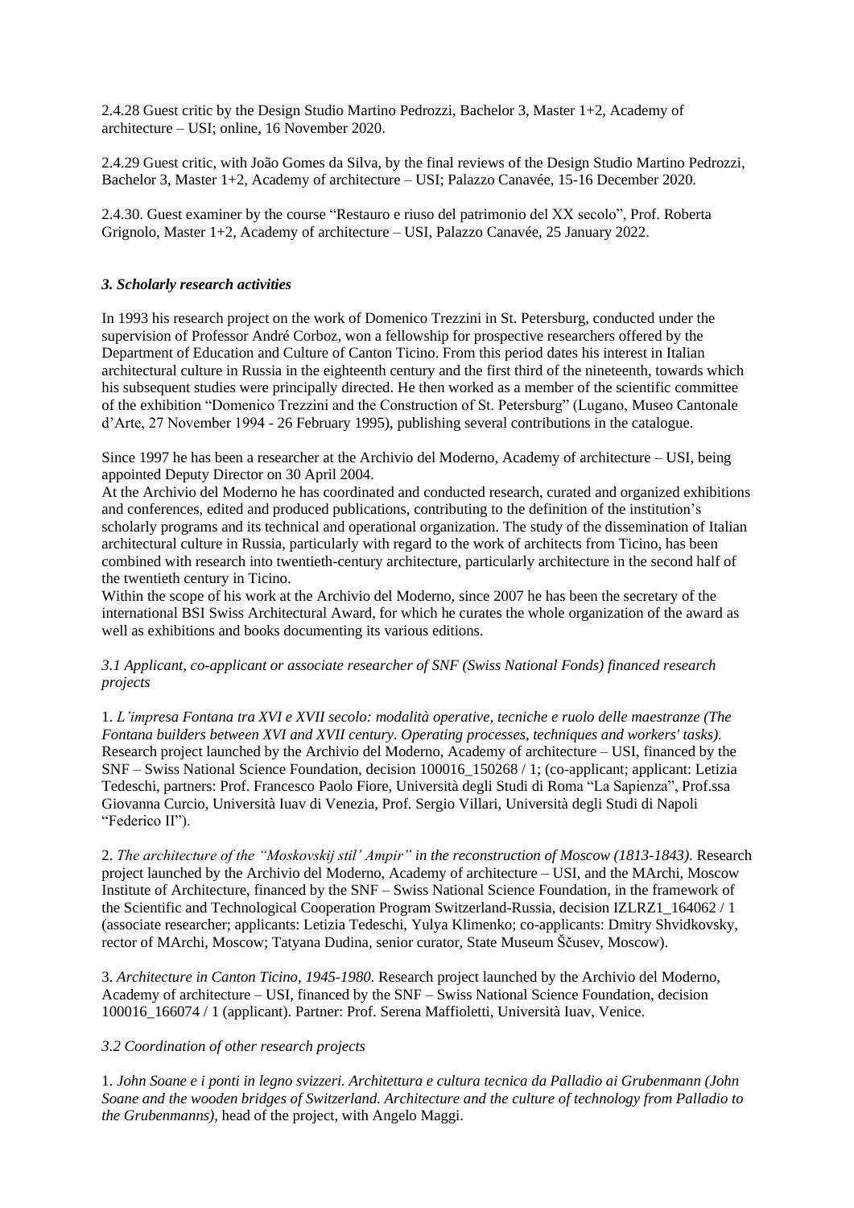2.4.28 Guest critic by the Design Studio Martino Pedrozzi, Bachelor 3, Master 1+2, Academy of architecture – USI; online, 16 November 2020.

2.4.29 Guest critic, with João Gomes da Silva, by the final reviews of the Design Studio Martino Pedrozzi, Bachelor 3, Master 1+2, Academy of architecture – USI; Palazzo Canavée, 15-16 December 2020.

2.4.30. Guest examiner by the course "Restauro e riuso del patrimonio del XX secolo", Prof. Roberta Grignolo, Master 1+2, Academy of architecture – USI, Palazzo Canavée, 25 January 2022.

### *3. Scholarly research activities*

In 1993 his research project on the work of Domenico Trezzini in St. Petersburg, conducted under the supervision of Professor André Corboz, won a fellowship for prospective researchers offered by the Department of Education and Culture of Canton Ticino. From this period dates his interest in Italian architectural culture in Russia in the eighteenth century and the first third of the nineteenth, towards which his subsequent studies were principally directed. He then worked as a member of the scientific committee of the exhibition "Domenico Trezzini and the Construction of St. Petersburg" (Lugano, Museo Cantonale d'Arte, 27 November 1994 - 26 February 1995), publishing several contributions in the catalogue.

Since 1997 he has been a researcher at the Archivio del Moderno, Academy of architecture – USI, being appointed Deputy Director on 30 April 2004.
At the Archivio del Moderno he has coordinated and conducted research, curated and organized exhibitions and conferences, edited and produced publications, contributing to the definition of the institution's scholarly programs and its technical and operational organization. The study of the dissemination of Italian architectural culture in Russia, particularly with regard to the work of architects from Ticino, has been combined with research into twentieth-century architecture, particularly architecture in the second half of the twentieth century in Ticino.
Within the scope of his work at the Archivio del Moderno, since 2007 he has been the secretary of the international BSI Swiss Architectural Award, for which he curates the whole organization of the award as well as exhibitions and books documenting its various editions.

*3.1 Applicant, co-applicant or associate researcher of SNF (Swiss National Fonds) financed research projects*

1. *L'impresa Fontana tra XVI e XVII secolo: modalità operative, tecniche e ruolo delle maestranze (The Fontana builders between XVI and XVII century. Operating processes, techniques and workers' tasks).* Research project launched by the Archivio del Moderno, Academy of architecture – USI, financed by the SNF – Swiss National Science Foundation, decision 100016_150268 / 1; (co-applicant; applicant: Letizia Tedeschi, partners: Prof. Francesco Paolo Fiore, Università degli Studi di Roma "La Sapienza", Prof.ssa Giovanna Curcio, Università Iuav di Venezia, Prof. Sergio Villari, Università degli Studi di Napoli "Federico II").

2. *The architecture of the "Moskovskij stil' Ampir" in the reconstruction of Moscow (1813-1843).* Research project launched by the Archivio del Moderno, Academy of architecture – USI, and the MArchi, Moscow Institute of Architecture, financed by the SNF – Swiss National Science Foundation, in the framework of the Scientific and Technological Cooperation Program Switzerland-Russia, decision IZLRZ1_164062 / 1 (associate researcher; applicants: Letizia Tedeschi, Yulya Klimenko; co-applicants: Dmitry Shvidkovsky, rector of MArchi, Moscow; Tatyana Dudina, senior curator, State Museum Ščusev, Moscow).

3. *Architecture in Canton Ticino, 1945-1980*. Research project launched by the Archivio del Moderno, Academy of architecture – USI, financed by the SNF – Swiss National Science Foundation, decision 100016_166074 / 1 (applicant). Partner: Prof. Serena Maffioletti, Università Iuav, Venice.

*3.2 Coordination of other research projects*

1. *John Soane e i ponti in legno svizzeri. Architettura e cultura tecnica da Palladio ai Grubenmann (John Soane and the wooden bridges of Switzerland. Architecture and the culture of technology from Palladio to the Grubenmanns)*, head of the project, with Angelo Maggi.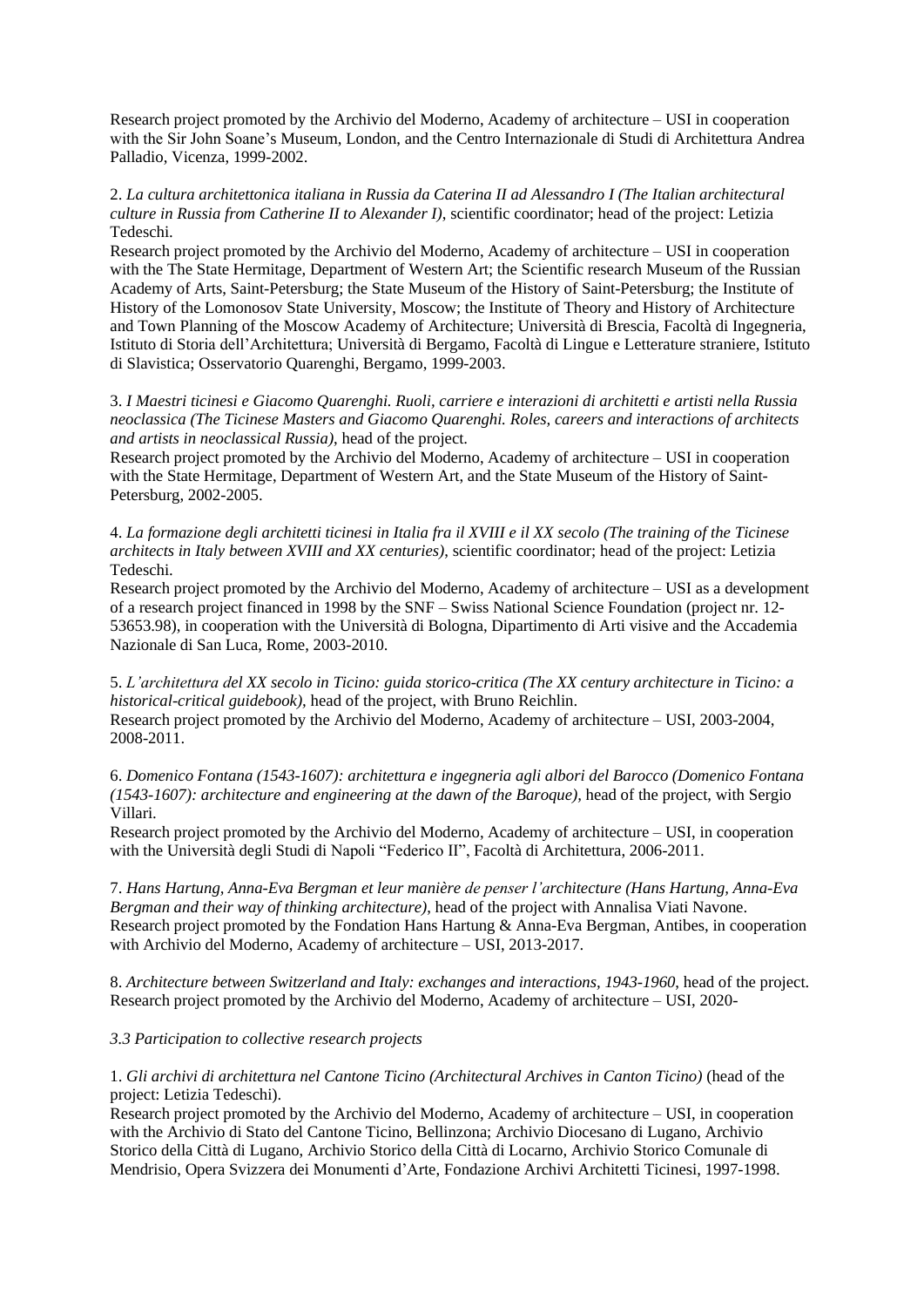Research project promoted by the Archivio del Moderno, Academy of architecture – USI in cooperation with the Sir John Soane's Museum, London, and the Centro Internazionale di Studi di Architettura Andrea Palladio, Vicenza, 1999-2002.

2. *La cultura architettonica italiana in Russia da Caterina II ad Alessandro I (The Italian architectural culture in Russia from Catherine II to Alexander I)*, scientific coordinator; head of the project: Letizia Tedeschi.
Research project promoted by the Archivio del Moderno, Academy of architecture – USI in cooperation with the The State Hermitage, Department of Western Art; the Scientific research Museum of the Russian Academy of Arts, Saint-Petersburg; the State Museum of the History of Saint-Petersburg; the Institute of History of the Lomonosov State University, Moscow; the Institute of Theory and History of Architecture and Town Planning of the Moscow Academy of Architecture; Università di Brescia, Facoltà di Ingegneria, Istituto di Storia dell'Architettura; Università di Bergamo, Facoltà di Lingue e Letterature straniere, Istituto di Slavistica; Osservatorio Quarenghi, Bergamo, 1999-2003.

3. *I Maestri ticinesi e Giacomo Quarenghi. Ruoli, carriere e interazioni di architetti e artisti nella Russia neoclassica (The Ticinese Masters and Giacomo Quarenghi. Roles, careers and interactions of architects and artists in neoclassical Russia)*, head of the project.
Research project promoted by the Archivio del Moderno, Academy of architecture – USI in cooperation with the State Hermitage, Department of Western Art, and the State Museum of the History of Saint-Petersburg, 2002-2005.

4. *La formazione degli architetti ticinesi in Italia fra il XVIII e il XX secolo (The training of the Ticinese architects in Italy between XVIII and XX centuries)*, scientific coordinator; head of the project: Letizia Tedeschi.
Research project promoted by the Archivio del Moderno, Academy of architecture – USI as a development of a research project financed in 1998 by the SNF – Swiss National Science Foundation (project nr. 12-53653.98), in cooperation with the Università di Bologna, Dipartimento di Arti visive and the Accademia Nazionale di San Luca, Rome, 2003-2010.

5. *L'architettura del XX secolo in Ticino: guida storico-critica (The XX century architecture in Ticino: a historical-critical guidebook)*, head of the project, with Bruno Reichlin.
Research project promoted by the Archivio del Moderno, Academy of architecture – USI, 2003-2004, 2008-2011.

6. *Domenico Fontana (1543-1607): architettura e ingegneria agli albori del Barocco (Domenico Fontana (1543-1607): architecture and engineering at the dawn of the Baroque)*, head of the project, with Sergio Villari.
Research project promoted by the Archivio del Moderno, Academy of architecture – USI, in cooperation with the Università degli Studi di Napoli "Federico II", Facoltà di Architettura, 2006-2011.

7. *Hans Hartung, Anna-Eva Bergman et leur manière de penser l'architecture (Hans Hartung, Anna-Eva Bergman and their way of thinking architecture)*, head of the project with Annalisa Viati Navone.
Research project promoted by the Fondation Hans Hartung & Anna-Eva Bergman, Antibes, in cooperation with Archivio del Moderno, Academy of architecture – USI, 2013-2017.

8. *Architecture between Switzerland and Italy: exchanges and interactions, 1943-1960*, head of the project.
Research project promoted by the Archivio del Moderno, Academy of architecture – USI, 2020-

*3.3 Participation to collective research projects*

1. *Gli archivi di architettura nel Cantone Ticino (Architectural Archives in Canton Ticino)* (head of the project: Letizia Tedeschi).
Research project promoted by the Archivio del Moderno, Academy of architecture – USI, in cooperation with the Archivio di Stato del Cantone Ticino, Bellinzona; Archivio Diocesano di Lugano, Archivio Storico della Città di Lugano, Archivio Storico della Città di Locarno, Archivio Storico Comunale di Mendrisio, Opera Svizzera dei Monumenti d'Arte, Fondazione Archivi Architetti Ticinesi, 1997-1998.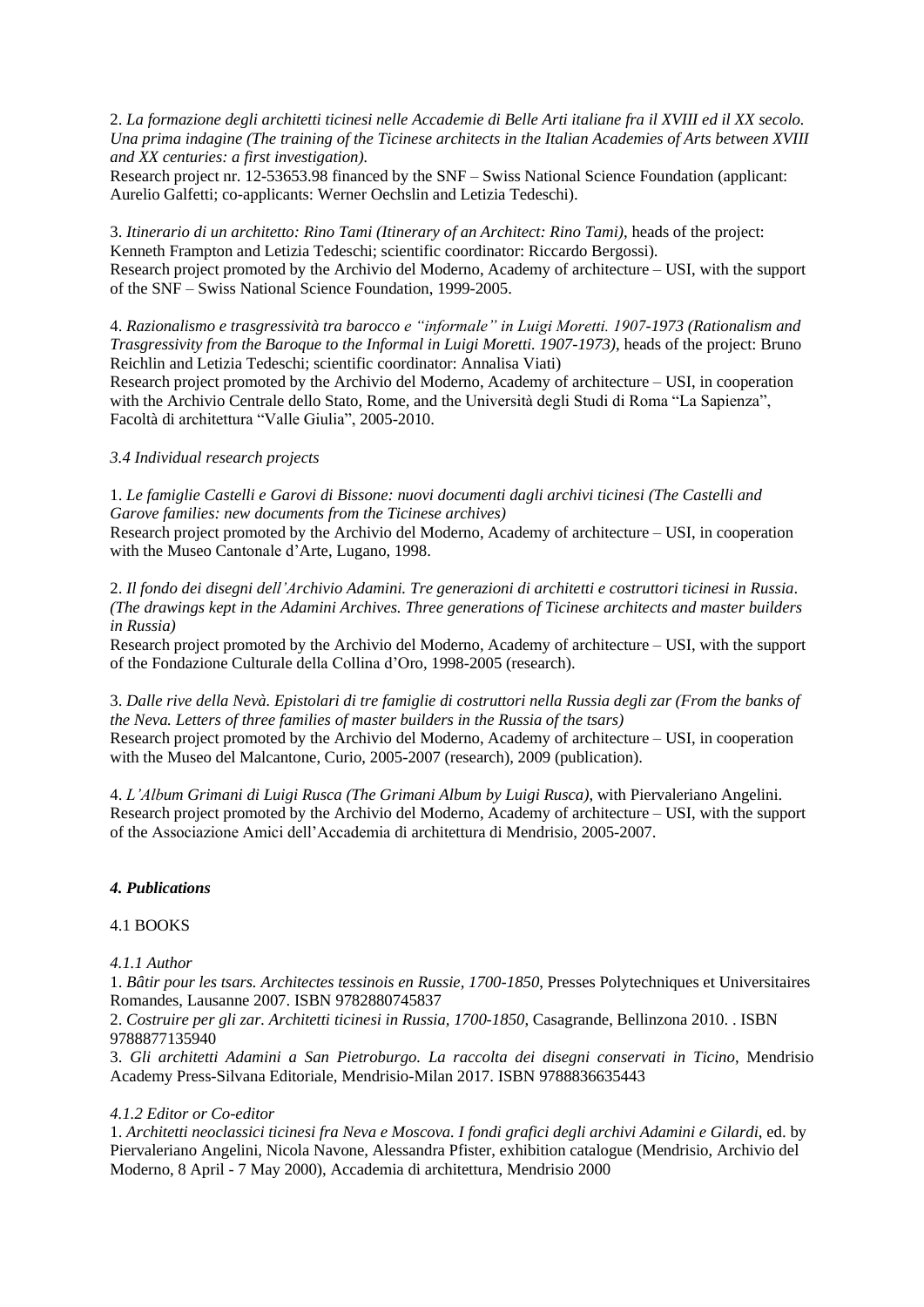2. *La formazione degli architetti ticinesi nelle Accademie di Belle Arti italiane fra il XVIII ed il XX secolo. Una prima indagine (The training of the Ticinese architects in the Italian Academies of Arts between XVIII and XX centuries: a first investigation).*
Research project nr. 12-53653.98 financed by the SNF – Swiss National Science Foundation (applicant: Aurelio Galfetti; co-applicants: Werner Oechslin and Letizia Tedeschi).

3. *Itinerario di un architetto: Rino Tami (Itinerary of an Architect: Rino Tami)*, heads of the project: Kenneth Frampton and Letizia Tedeschi; scientific coordinator: Riccardo Bergossi).
Research project promoted by the Archivio del Moderno, Academy of architecture – USI, with the support of the SNF – Swiss National Science Foundation, 1999-2005.

4. *Razionalismo e trasgressività tra barocco e "informale" in Luigi Moretti. 1907-1973 (Rationalism and Trasgressivity from the Baroque to the Informal in Luigi Moretti. 1907-1973)*, heads of the project: Bruno Reichlin and Letizia Tedeschi; scientific coordinator: Annalisa Viati)
Research project promoted by the Archivio del Moderno, Academy of architecture – USI, in cooperation with the Archivio Centrale dello Stato, Rome, and the Università degli Studi di Roma "La Sapienza", Facoltà di architettura "Valle Giulia", 2005-2010.

*3.4 Individual research projects*

1. *Le famiglie Castelli e Garovi di Bissone: nuovi documenti dagli archivi ticinesi (The Castelli and Garove families: new documents from the Ticinese archives)*
Research project promoted by the Archivio del Moderno, Academy of architecture – USI, in cooperation with the Museo Cantonale d'Arte, Lugano, 1998.

2. *Il fondo dei disegni dell'Archivio Adamini. Tre generazioni di architetti e costruttori ticinesi in Russia. (The drawings kept in the Adamini Archives. Three generations of Ticinese architects and master builders in Russia)*
Research project promoted by the Archivio del Moderno, Academy of architecture – USI, with the support of the Fondazione Culturale della Collina d'Oro, 1998-2005 (research).

3. *Dalle rive della Nevà. Epistolari di tre famiglie di costruttori nella Russia degli zar (From the banks of the Neva. Letters of three families of master builders in the Russia of the tsars)*
Research project promoted by the Archivio del Moderno, Academy of architecture – USI, in cooperation with the Museo del Malcantone, Curio, 2005-2007 (research), 2009 (publication).

4. *L'Album Grimani di Luigi Rusca (The Grimani Album by Luigi Rusca)*, with Piervaleriano Angelini.
Research project promoted by the Archivio del Moderno, Academy of architecture – USI, with the support of the Associazione Amici dell'Accademia di architettura di Mendrisio, 2005-2007.

## *4. Publications*

4.1 BOOKS

*4.1.1 Author*

1. *Bâtir pour les tsars. Architectes tessinois en Russie, 1700-1850*, Presses Polytechniques et Universitaires Romandes, Lausanne 2007. ISBN 9782880745837
2. *Costruire per gli zar. Architetti ticinesi in Russia, 1700-1850*, Casagrande, Bellinzona 2010. . ISBN 9788877135940
3. *Gli architetti Adamini a San Pietroburgo. La raccolta dei disegni conservati in Ticino*, Mendrisio Academy Press-Silvana Editoriale, Mendrisio-Milan 2017. ISBN 9788836635443

*4.1.2 Editor or Co-editor*

1. *Architetti neoclassici ticinesi fra Neva e Moscova. I fondi grafici degli archivi Adamini e Gilardi*, ed. by Piervaleriano Angelini, Nicola Navone, Alessandra Pfister, exhibition catalogue (Mendrisio, Archivio del Moderno, 8 April - 7 May 2000), Accademia di architettura, Mendrisio 2000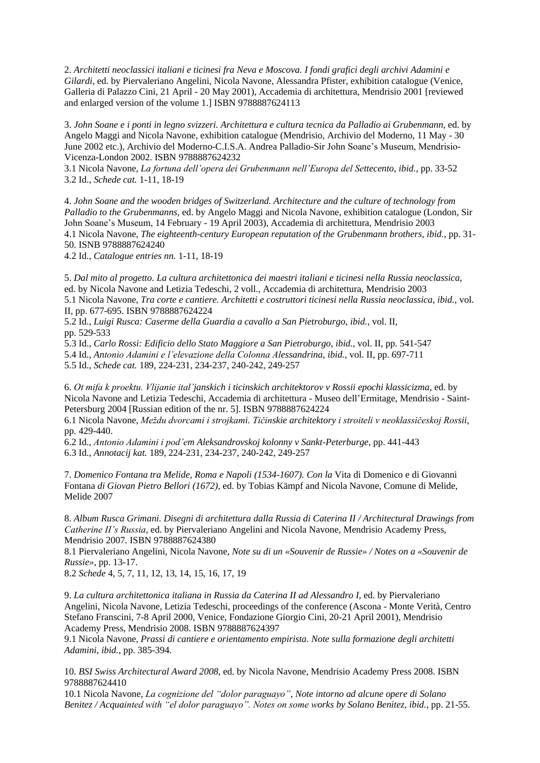2. *Architetti neoclassici italiani e ticinesi fra Neva e Moscova. I fondi grafici degli archivi Adamini e Gilardi*, ed. by Piervaleriano Angelini, Nicola Navone, Alessandra Pfister, exhibition catalogue (Venice, Galleria di Palazzo Cini, 21 April - 20 May 2001), Accademia di architettura, Mendrisio 2001 [reviewed and enlarged version of the volume 1.] ISBN 9788887624113

3. *John Soane e i ponti in legno svizzeri. Architettura e cultura tecnica da Palladio ai Grubenmann*, ed. by Angelo Maggi and Nicola Navone, exhibition catalogue (Mendrisio, Archivio del Moderno, 11 May - 30 June 2002 etc.), Archivio del Moderno-C.I.S.A. Andrea Palladio-Sir John Soane's Museum, Mendrisio-Vicenza-London 2002. ISBN 9788887624232
3.1 Nicola Navone, *La fortuna dell'opera dei Grubenmann nell'Europa del Settecento*, *ibid.*, pp. 33-52
3.2 Id., *Schede cat.* 1-11, 18-19

4. *John Soane and the wooden bridges of Switzerland. Architecture and the culture of technology from Palladio to the Grubenmanns*, ed. by Angelo Maggi and Nicola Navone, exhibition catalogue (London, Sir John Soane's Museum, 14 February - 19 April 2003), Accademia di architettura, Mendrisio 2003
4.1 Nicola Navone, *The eighteenth-century European reputation of the Grubenmann brothers*, *ibid.*, pp. 31-50. ISNB 9788887624240
4.2 Id., *Catalogue entries nn.* 1-11, 18-19

5. *Dal mito al progetto. La cultura architettonica dei maestri italiani e ticinesi nella Russia neoclassica*, ed. by Nicola Navone and Letizia Tedeschi, 2 voll., Accademia di architettura, Mendrisio 2003
5.1 Nicola Navone, *Tra corte e cantiere. Architetti e costruttori ticinesi nella Russia neoclassica*, *ibid.*, vol. II, pp. 677-695. ISBN 9788887624224
5.2 Id., *Luigi Rusca: Caserme della Guardia a cavallo a San Pietroburgo*, *ibid.*, vol. II, pp. 529-533
5.3 Id., *Carlo Rossi: Edificio dello Stato Maggiore a San Pietroburgo*, *ibid.*, vol. II, pp. 541-547
5.4 Id., *Antonio Adamini e l'elevazione della Colonna Alessandrina*, *ibid.*, vol. II, pp. 697-711
5.5 Id., *Schede cat.* 189, 224-231, 234-237, 240-242, 249-257

6. *Ot mifa k proektu. Vlijanie ital'janskich i ticinskich architektorov v Rossii epochi klassicizma*, ed. by Nicola Navone and Letizia Tedeschi, Accademia di architettura - Museo dell'Ermitage, Mendrisio - Saint-Petersburg 2004 [Russian edition of the nr. 5]. ISBN 9788887624224
6.1 Nicola Navone, *Meždu dvorcami i strojkami. Tičinskie architektory i stroiteli v neoklassičeskoj Rossii*, pp. 429-440.
6.2 Id., *Antonio Adamini i pod'em Aleksandrovskoj kolonny v Sankt-Peterburge*, pp. 441-443
6.3 Id., *Annotacij kat.* 189, 224-231, 234-237, 240-242, 249-257

7. *Domenico Fontana tra Melide, Roma e Napoli (1534-1607). Con la* Vita di Domenico e di Giovanni Fontana *di Giovan Pietro Bellori (1672)*, ed. by Tobias Kämpf and Nicola Navone, Comune di Melide, Melide 2007

8. *Album Rusca Grimani. Disegni di architettura dalla Russia di Caterina II / Architectural Drawings from Catherine II's Russia*, ed. by Piervaleriano Angelini and Nicola Navone, Mendrisio Academy Press, Mendrisio 2007. ISBN 9788887624380
8.1 Piervaleriano Angelini, Nicola Navone, *Note su di un «Souvenir de Russie» / Notes on a «Souvenir de Russie»*, pp. 13-17.
8.2 *Schede* 4, 5, 7, 11, 12, 13, 14, 15, 16, 17, 19

9. *La cultura architettonica italiana in Russia da Caterina II ad Alessandro I*, ed. by Piervaleriano Angelini, Nicola Navone, Letizia Tedeschi, proceedings of the conference (Ascona - Monte Verità, Centro Stefano Franscini, 7-8 April 2000, Venice, Fondazione Giorgio Cini, 20-21 April 2001), Mendrisio Academy Press, Mendrisio 2008. ISBN 9788887624397
9.1 Nicola Navone, *Prassi di cantiere e orientamento empirista. Note sulla formazione degli architetti Adamini*, *ibid.*, pp. 385-394.

10. *BSI Swiss Architectural Award 2008*, ed. by Nicola Navone, Mendrisio Academy Press 2008. ISBN 9788887624410
10.1 Nicola Navone, *La cognizione del "dolor paraguayo", Note intorno ad alcune opere di Solano Benitez / Acquainted with "el dolor paraguayo". Notes on some works by Solano Benitez*, *ibid.*, pp. 21-55.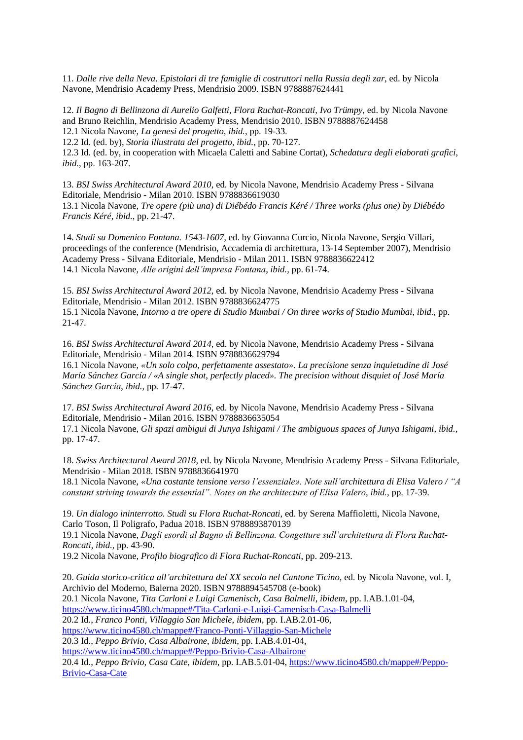11. *Dalle rive della Neva. Epistolari di tre famiglie di costruttori nella Russia degli zar*, ed. by Nicola Navone, Mendrisio Academy Press, Mendrisio 2009. ISBN 9788887624441

12. *Il Bagno di Bellinzona di Aurelio Galfetti, Flora Ruchat-Roncati, Ivo Trümpy*, ed. by Nicola Navone and Bruno Reichlin, Mendrisio Academy Press, Mendrisio 2010. ISBN 9788887624458
12.1 Nicola Navone, *La genesi del progetto*, *ibid.*, pp. 19-33.
12.2 Id. (ed. by), *Storia illustrata del progetto*, *ibid.*, pp. 70-127.
12.3 Id. (ed. by, in cooperation with Micaela Caletti and Sabine Cortat), *Schedatura degli elaborati grafici*, *ibid.*, pp. 163-207.

13. *BSI Swiss Architectural Award 2010*, ed. by Nicola Navone, Mendrisio Academy Press - Silvana Editoriale, Mendrisio - Milan 2010. ISBN 9788836619030
13.1 Nicola Navone, *Tre opere (più una) di Diébédo Francis Kéré / Three works (plus one) by Diébédo Francis Kéré*, *ibid.*, pp. 21-47.

14. *Studi su Domenico Fontana. 1543-1607*, ed. by Giovanna Curcio, Nicola Navone, Sergio Villari, proceedings of the conference (Mendrisio, Accademia di architettura, 13-14 September 2007), Mendrisio Academy Press - Silvana Editoriale, Mendrisio - Milan 2011. ISBN 9788836622412
14.1 Nicola Navone, *Alle origini dell'impresa Fontana*, *ibid.*, pp. 61-74.

15. *BSI Swiss Architectural Award 2012*, ed. by Nicola Navone, Mendrisio Academy Press - Silvana Editoriale, Mendrisio - Milan 2012. ISBN 9788836624775
15.1 Nicola Navone, *Intorno a tre opere di Studio Mumbai / On three works of Studio Mumbai*, *ibid.*, pp. 21-47.

16. *BSI Swiss Architectural Award 2014*, ed. by Nicola Navone, Mendrisio Academy Press - Silvana Editoriale, Mendrisio - Milan 2014. ISBN 9788836629794
16.1 Nicola Navone, *«Un solo colpo, perfettamente assestato». La precisione senza inquietudine di José María Sánchez García / «A single shot, perfectly placed». The precision without disquiet of José María Sánchez García*, *ibid.*, pp. 17-47.

17. *BSI Swiss Architectural Award 2016*, ed. by Nicola Navone, Mendrisio Academy Press - Silvana Editoriale, Mendrisio - Milan 2016. ISBN 9788836635054
17.1 Nicola Navone, *Gli spazi ambigui di Junya Ishigami / The ambiguous spaces of Junya Ishigami*, *ibid.*, pp. 17-47.

18. *Swiss Architectural Award 2018*, ed. by Nicola Navone, Mendrisio Academy Press - Silvana Editoriale, Mendrisio - Milan 2018. ISBN 9788836641970
18.1 Nicola Navone, *«Una costante tensione verso l'essenziale». Note sull'architettura di Elisa Valero / "A constant striving towards the essential". Notes on the architecture of Elisa Valero*, *ibid.*, pp. 17-39.

19. *Un dialogo ininterrotto. Studi su Flora Ruchat-Roncati*, ed. by Serena Maffioletti, Nicola Navone, Carlo Toson, Il Poligrafo, Padua 2018. ISBN 9788893870139
19.1 Nicola Navone, *Dagli esordi al Bagno di Bellinzona. Congetture sull'architettura di Flora Ruchat-Roncati*, *ibid.*, pp. 43-90.
19.2 Nicola Navone, *Profilo biografico di Flora Ruchat-Roncati*, pp. 209-213.

20. *Guida storico-critica all'architettura del XX secolo nel Cantone Ticino*, ed. by Nicola Navone, vol. I, Archivio del Moderno, Balerna 2020. ISBN 9788894545708 (e-book)
20.1 Nicola Navone, *Tita Carloni e Luigi Camenisch, Casa Balmelli*, *ibidem*, pp. I.AB.1.01-04, https://www.ticino4580.ch/mappe#/Tita-Carloni-e-Luigi-Camenisch-Casa-Balmelli
20.2 Id., *Franco Ponti, Villaggio San Michele*, *ibidem*, pp. I.AB.2.01-06, https://www.ticino4580.ch/mappe#/Franco-Ponti-Villaggio-San-Michele
20.3 Id., *Peppo Brivio, Casa Albairone*, *ibidem*, pp. I.AB.4.01-04, https://www.ticino4580.ch/mappe#/Peppo-Brivio-Casa-Albairone
20.4 Id., *Peppo Brivio, Casa Cate*, *ibidem*, pp. I.AB.5.01-04, https://www.ticino4580.ch/mappe#/Peppo-Brivio-Casa-Cate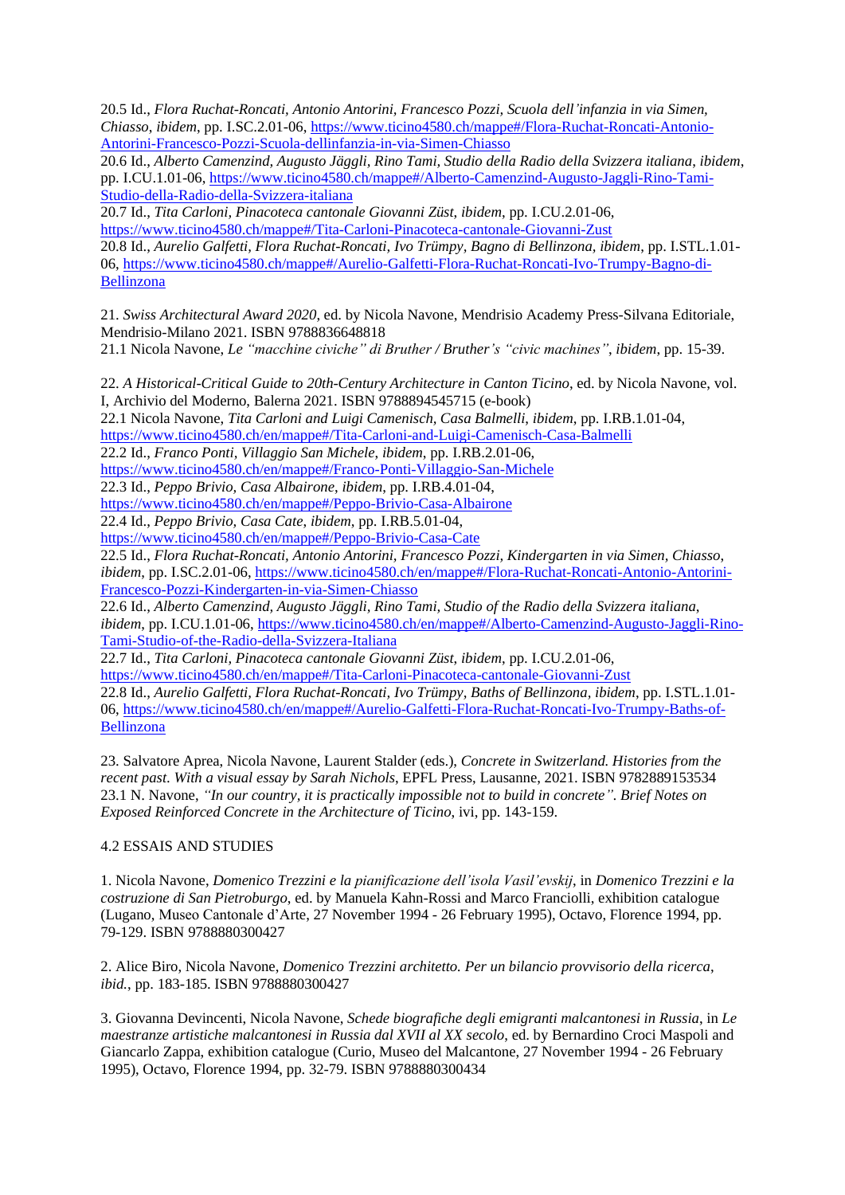20.5 Id., *Flora Ruchat-Roncati, Antonio Antorini, Francesco Pozzi, Scuola dell'infanzia in via Simen, Chiasso*, *ibidem*, pp. I.SC.2.01-06, https://www.ticino4580.ch/mappe#/Flora-Ruchat-Roncati-Antonio-Antorini-Francesco-Pozzi-Scuola-dellinfanzia-in-via-Simen-Chiasso
20.6 Id., *Alberto Camenzind, Augusto Jäggli, Rino Tami, Studio della Radio della Svizzera italiana*, *ibidem*, pp. I.CU.1.01-06, https://www.ticino4580.ch/mappe#/Alberto-Camenzind-Augusto-Jaggli-Rino-Tami-Studio-della-Radio-della-Svizzera-italiana
20.7 Id., *Tita Carloni, Pinacoteca cantonale Giovanni Züst*, *ibidem*, pp. I.CU.2.01-06, https://www.ticino4580.ch/mappe#/Tita-Carloni-Pinacoteca-cantonale-Giovanni-Zust
20.8 Id., *Aurelio Galfetti, Flora Ruchat-Roncati, Ivo Trümpy, Bagno di Bellinzona*, *ibidem*, pp. I.STL.1.01-06, https://www.ticino4580.ch/mappe#/Aurelio-Galfetti-Flora-Ruchat-Roncati-Ivo-Trumpy-Bagno-di-Bellinzona

21. *Swiss Architectural Award 2020*, ed. by Nicola Navone, Mendrisio Academy Press-Silvana Editoriale, Mendrisio-Milano 2021. ISBN 9788836648818
21.1 Nicola Navone, *Le "macchine civiche" di Bruther / Bruther's "civic machines"*, *ibidem*, pp. 15-39.

22. *A Historical-Critical Guide to 20th-Century Architecture in Canton Ticino*, ed. by Nicola Navone, vol. I, Archivio del Moderno, Balerna 2021. ISBN 9788894545715 (e-book)
22.1 Nicola Navone, *Tita Carloni and Luigi Camenisch, Casa Balmelli*, *ibidem*, pp. I.RB.1.01-04, https://www.ticino4580.ch/en/mappe#/Tita-Carloni-and-Luigi-Camenisch-Casa-Balmelli
22.2 Id., *Franco Ponti, Villaggio San Michele*, *ibidem*, pp. I.RB.2.01-06, https://www.ticino4580.ch/en/mappe#/Franco-Ponti-Villaggio-San-Michele
22.3 Id., *Peppo Brivio, Casa Albairone*, *ibidem*, pp. I.RB.4.01-04, https://www.ticino4580.ch/en/mappe#/Peppo-Brivio-Casa-Albairone
22.4 Id., *Peppo Brivio, Casa Cate*, *ibidem*, pp. I.RB.5.01-04, https://www.ticino4580.ch/en/mappe#/Peppo-Brivio-Casa-Cate
22.5 Id., *Flora Ruchat-Roncati, Antonio Antorini, Francesco Pozzi, Kindergarten in via Simen, Chiasso*, *ibidem*, pp. I.SC.2.01-06, https://www.ticino4580.ch/en/mappe#/Flora-Ruchat-Roncati-Antonio-Antorini-Francesco-Pozzi-Kindergarten-in-via-Simen-Chiasso
22.6 Id., *Alberto Camenzind, Augusto Jäggli, Rino Tami, Studio of the Radio della Svizzera italiana*, *ibidem*, pp. I.CU.1.01-06, https://www.ticino4580.ch/en/mappe#/Alberto-Camenzind-Augusto-Jaggli-Rino-Tami-Studio-of-the-Radio-della-Svizzera-Italiana
22.7 Id., *Tita Carloni, Pinacoteca cantonale Giovanni Züst*, *ibidem*, pp. I.CU.2.01-06, https://www.ticino4580.ch/en/mappe#/Tita-Carloni-Pinacoteca-cantonale-Giovanni-Zust
22.8 Id., *Aurelio Galfetti, Flora Ruchat-Roncati, Ivo Trümpy, Baths of Bellinzona*, *ibidem*, pp. I.STL.1.01-06, https://www.ticino4580.ch/en/mappe#/Aurelio-Galfetti-Flora-Ruchat-Roncati-Ivo-Trumpy-Baths-of-Bellinzona

23. Salvatore Aprea, Nicola Navone, Laurent Stalder (eds.), *Concrete in Switzerland. Histories from the recent past. With a visual essay by Sarah Nichols*, EPFL Press, Lausanne, 2021. ISBN 9782889153534
23.1 N. Navone, *"In our country, it is practically impossible not to build in concrete". Brief Notes on Exposed Reinforced Concrete in the Architecture of Ticino*, ivi, pp. 143-159.

## 4.2 ESSAIS AND STUDIES

1. Nicola Navone, *Domenico Trezzini e la pianificazione dell'isola Vasil'evskij*, in *Domenico Trezzini e la costruzione di San Pietroburgo*, ed. by Manuela Kahn-Rossi and Marco Franciolli, exhibition catalogue (Lugano, Museo Cantonale d'Arte, 27 November 1994 - 26 February 1995), Octavo, Florence 1994, pp. 79-129. ISBN 9788880300427

2. Alice Biro, Nicola Navone, *Domenico Trezzini architetto. Per un bilancio provvisorio della ricerca*, *ibid.*, pp. 183-185. ISBN 9788880300427

3. Giovanna Devincenti, Nicola Navone, *Schede biografiche degli emigranti malcantonesi in Russia*, in *Le maestranze artistiche malcantonesi in Russia dal XVII al XX secolo*, ed. by Bernardino Croci Maspoli and Giancarlo Zappa, exhibition catalogue (Curio, Museo del Malcantone, 27 November 1994 - 26 February 1995), Octavo, Florence 1994, pp. 32-79. ISBN 9788880300434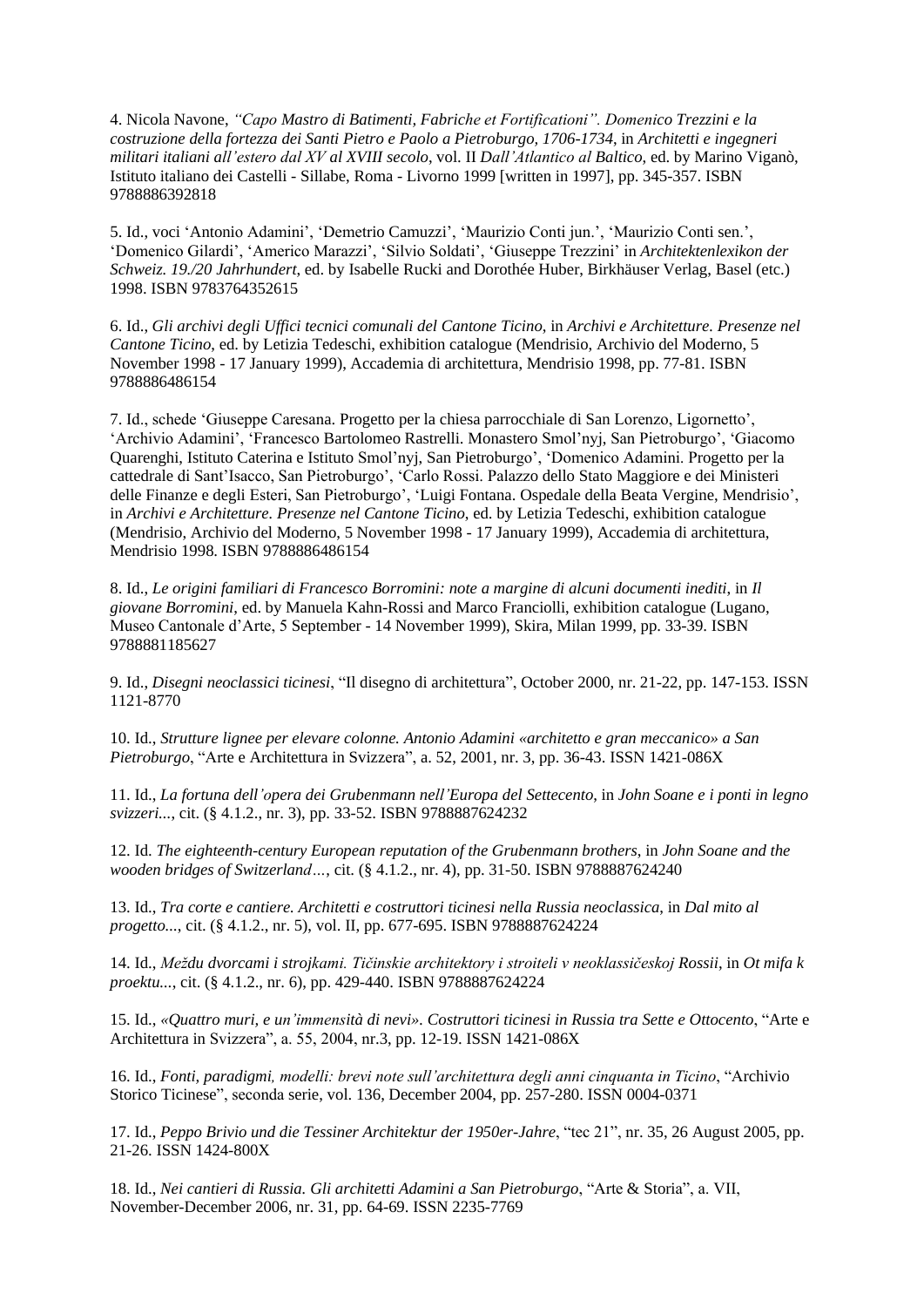4. Nicola Navone, *"Capo Mastro di Batimenti, Fabriche et Fortificationi". Domenico Trezzini e la costruzione della fortezza dei Santi Pietro e Paolo a Pietroburgo, 1706-1734*, in *Architetti e ingegneri militari italiani all'estero dal XV al XVIII secolo*, vol. II *Dall'Atlantico al Baltico*, ed. by Marino Viganò, Istituto italiano dei Castelli - Sillabe, Roma - Livorno 1999 [written in 1997], pp. 345-357. ISBN 9788886392818

5. Id., voci 'Antonio Adamini', 'Demetrio Camuzzi', 'Maurizio Conti jun.', 'Maurizio Conti sen.', 'Domenico Gilardi', 'Americo Marazzi', 'Silvio Soldati', 'Giuseppe Trezzini' in *Architektenlexikon der Schweiz. 19./20 Jahrhundert*, ed. by Isabelle Rucki and Dorothée Huber, Birkhäuser Verlag, Basel (etc.) 1998. ISBN 9783764352615

6. Id., *Gli archivi degli Uffici tecnici comunali del Cantone Ticino*, in *Archivi e Architetture. Presenze nel Cantone Ticino*, ed. by Letizia Tedeschi, exhibition catalogue (Mendrisio, Archivio del Moderno, 5 November 1998 - 17 January 1999), Accademia di architettura, Mendrisio 1998, pp. 77-81. ISBN 9788886486154

7. Id., schede 'Giuseppe Caresana. Progetto per la chiesa parrocchiale di San Lorenzo, Ligornetto', 'Archivio Adamini', 'Francesco Bartolomeo Rastrelli. Monastero Smol'nyj, San Pietroburgo', 'Giacomo Quarenghi, Istituto Caterina e Istituto Smol'nyj, San Pietroburgo', 'Domenico Adamini. Progetto per la cattedrale di Sant'Isacco, San Pietroburgo', 'Carlo Rossi. Palazzo dello Stato Maggiore e dei Ministeri delle Finanze e degli Esteri, San Pietroburgo', 'Luigi Fontana. Ospedale della Beata Vergine, Mendrisio', in *Archivi e Architetture. Presenze nel Cantone Ticino*, ed. by Letizia Tedeschi, exhibition catalogue (Mendrisio, Archivio del Moderno, 5 November 1998 - 17 January 1999), Accademia di architettura, Mendrisio 1998. ISBN 9788886486154

8. Id., *Le origini familiari di Francesco Borromini: note a margine di alcuni documenti inediti*, in *Il giovane Borromini*, ed. by Manuela Kahn-Rossi and Marco Franciolli, exhibition catalogue (Lugano, Museo Cantonale d'Arte, 5 September - 14 November 1999), Skira, Milan 1999, pp. 33-39. ISBN 9788881185627

9. Id., *Disegni neoclassici ticinesi*, "Il disegno di architettura", October 2000, nr. 21-22, pp. 147-153. ISSN 1121-8770

10. Id., *Strutture lignee per elevare colonne. Antonio Adamini «architetto e gran meccanico» a San Pietroburgo*, "Arte e Architettura in Svizzera", a. 52, 2001, nr. 3, pp. 36-43. ISSN 1421-086X

11. Id., *La fortuna dell'opera dei Grubenmann nell'Europa del Settecento*, in *John Soane e i ponti in legno svizzeri...*, cit. (§ 4.1.2., nr. 3), pp. 33-52. ISBN 9788887624232

12. Id. *The eighteenth-century European reputation of the Grubenmann brothers*, in *John Soane and the wooden bridges of Switzerland…*, cit. (§ 4.1.2., nr. 4), pp. 31-50. ISBN 9788887624240

13. Id., *Tra corte e cantiere. Architetti e costruttori ticinesi nella Russia neoclassica*, in *Dal mito al progetto...*, cit. (§ 4.1.2., nr. 5), vol. II, pp. 677-695. ISBN 9788887624224

14. Id., *Meždu dvorcami i strojkami. Tičinskie architektory i stroiteli v neoklassičeskoj Rossii*, in *Ot mifa k proektu...*, cit. (§ 4.1.2., nr. 6), pp. 429-440. ISBN 9788887624224

15. Id., *«Quattro muri, e un'immensità di nevi». Costruttori ticinesi in Russia tra Sette e Ottocento*, "Arte e Architettura in Svizzera", a. 55, 2004, nr.3, pp. 12-19. ISSN 1421-086X

16. Id., *Fonti, paradigmi, modelli: brevi note sull'architettura degli anni cinquanta in Ticino*, "Archivio Storico Ticinese", seconda serie, vol. 136, December 2004, pp. 257-280. ISSN 0004-0371

17. Id., *Peppo Brivio und die Tessiner Architektur der 1950er-Jahre*, "tec 21", nr. 35, 26 August 2005, pp. 21-26. ISSN 1424-800X

18. Id., *Nei cantieri di Russia. Gli architetti Adamini a San Pietroburgo*, "Arte & Storia", a. VII, November-December 2006, nr. 31, pp. 64-69. ISSN 2235-7769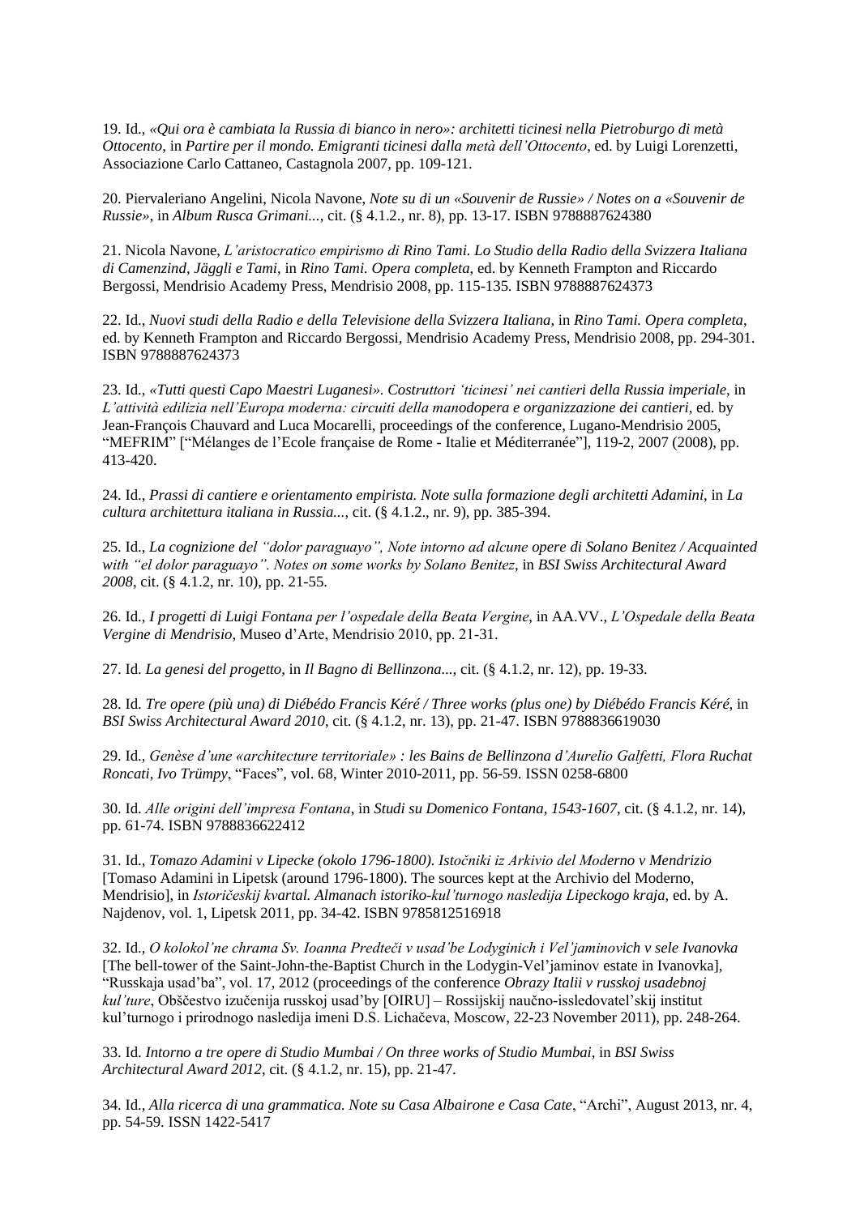19. Id., *«Qui ora è cambiata la Russia di bianco in nero»: architetti ticinesi nella Pietroburgo di metà Ottocento*, in *Partire per il mondo. Emigranti ticinesi dalla metà dell'Ottocento*, ed. by Luigi Lorenzetti, Associazione Carlo Cattaneo, Castagnola 2007, pp. 109-121.

20. Piervaleriano Angelini, Nicola Navone, *Note su di un «Souvenir de Russie» / Notes on a «Souvenir de Russie»*, in *Album Rusca Grimani...*, cit. (§ 4.1.2., nr. 8), pp. 13-17. ISBN 9788887624380

21. Nicola Navone, *L'aristocratico empirismo di Rino Tami. Lo Studio della Radio della Svizzera Italiana di Camenzind, Jäggli e Tami*, in *Rino Tami. Opera completa*, ed. by Kenneth Frampton and Riccardo Bergossi, Mendrisio Academy Press, Mendrisio 2008, pp. 115-135. ISBN 9788887624373

22. Id., *Nuovi studi della Radio e della Televisione della Svizzera Italiana*, in *Rino Tami. Opera completa*, ed. by Kenneth Frampton and Riccardo Bergossi, Mendrisio Academy Press, Mendrisio 2008, pp. 294-301. ISBN 9788887624373

23. Id., *«Tutti questi Capo Maestri Luganesi». Costruttori 'ticinesi' nei cantieri della Russia imperiale*, in *L'attività edilizia nell'Europa moderna: circuiti della manodopera e organizzazione dei cantieri*, ed. by Jean-François Chauvard and Luca Mocarelli, proceedings of the conference, Lugano-Mendrisio 2005, "MEFRIM" ["Mélanges de l'Ecole française de Rome - Italie et Méditerranée"], 119-2, 2007 (2008), pp. 413-420.

24. Id., *Prassi di cantiere e orientamento empirista. Note sulla formazione degli architetti Adamini*, in *La cultura architettura italiana in Russia...*, cit. (§ 4.1.2., nr. 9), pp. 385-394.

25. Id., *La cognizione del "dolor paraguayo", Note intorno ad alcune opere di Solano Benitez / Acquainted with "el dolor paraguayo". Notes on some works by Solano Benitez*, in *BSI Swiss Architectural Award 2008*, cit. (§ 4.1.2, nr. 10), pp. 21-55.

26. Id., *I progetti di Luigi Fontana per l'ospedale della Beata Vergine*, in AA.VV., *L'Ospedale della Beata Vergine di Mendrisio*, Museo d'Arte, Mendrisio 2010, pp. 21-31.

27. Id. *La genesi del progetto*, in *Il Bagno di Bellinzona...*, cit. (§ 4.1.2, nr. 12), pp. 19-33.

28. Id. *Tre opere (più una) di Diébédo Francis Kéré / Three works (plus one) by Diébédo Francis Kéré*, in *BSI Swiss Architectural Award 2010*, cit. (§ 4.1.2, nr. 13), pp. 21-47. ISBN 9788836619030

29. Id., *Genèse d'une «architecture territoriale» : les Bains de Bellinzona d'Aurelio Galfetti, Flora Ruchat Roncati, Ivo Trümpy*, "Faces", vol. 68, Winter 2010-2011, pp. 56-59. ISSN 0258-6800

30. Id. *Alle origini dell'impresa Fontana*, in *Studi su Domenico Fontana, 1543-1607*, cit. (§ 4.1.2, nr. 14), pp. 61-74. ISBN 9788836622412

31. Id., *Tomazo Adamini v Lipecke (okolo 1796-1800). Istočniki iz Arkivio del Moderno v Mendrizio* [Tomaso Adamini in Lipetsk (around 1796-1800). The sources kept at the Archivio del Moderno, Mendrisio], in *Istoričeskij kvartal. Almanach istoriko-kul'turnogo nasledija Lipeckogo kraja*, ed. by A. Najdenov, vol. 1, Lipetsk 2011, pp. 34-42. ISBN 9785812516918

32. Id., *O kolokol'ne chrama Sv. Ioanna Predteči v usad'be Lodyginich i Vel'jaminovich v sele Ivanovka* [The bell-tower of the Saint-John-the-Baptist Church in the Lodygin-Vel'jaminov estate in Ivanovka], "Russkaja usad'ba", vol. 17, 2012 (proceedings of the conference *Obrazy Italii v russkoj usadebnoj kul'ture*, Obščestvo izučenija russkoj usad'by [OIRU] – Rossijskij naučno-issledovatel'skij institut kul'turnogo i prirodnogo nasledija imeni D.S. Lichačeva, Moscow, 22-23 November 2011), pp. 248-264.

33. Id. *Intorno a tre opere di Studio Mumbai / On three works of Studio Mumbai*, in *BSI Swiss Architectural Award 2012*, cit. (§ 4.1.2, nr. 15), pp. 21-47.

34. Id., *Alla ricerca di una grammatica. Note su Casa Albairone e Casa Cate*, "Archi", August 2013, nr. 4, pp. 54-59. ISSN 1422-5417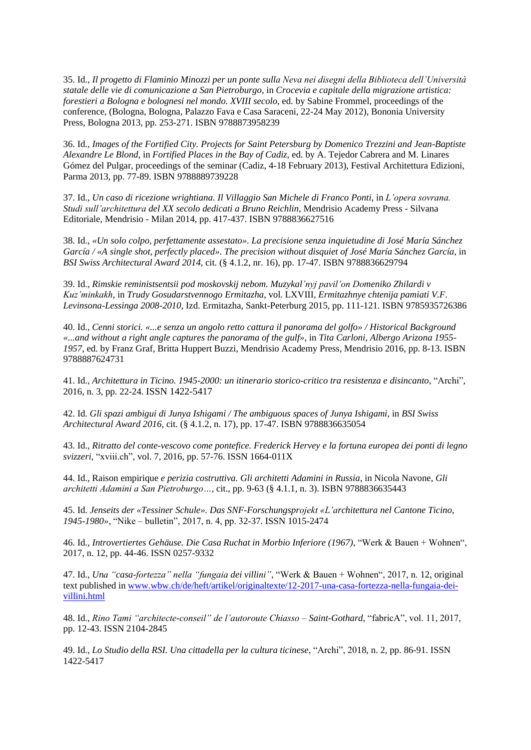35. Id., *Il progetto di Flaminio Minozzi per un ponte sulla Neva nei disegni della Biblioteca dell'Università statale delle vie di comunicazione a San Pietroburgo*, in *Crocevia e capitale della migrazione artistica: forestieri a Bologna e bolognesi nel mondo. XVIII secolo*, ed. by Sabine Frommel, proceedings of the conference, (Bologna, Bologna, Palazzo Fava e Casa Saraceni, 22-24 May 2012), Bononia University Press, Bologna 2013, pp. 253-271. ISBN 9788873958239

36. Id., *Images of the Fortified City. Projects for Saint Petersburg by Domenico Trezzini and Jean-Baptiste Alexandre Le Blond*, in *Fortified Places in the Bay of Cadiz*, ed. by A. Tejedor Cabrera and M. Linares Gómez del Pulgar, proceedings of the seminar (Cadiz, 4-18 February 2013), Festival Architettura Edizioni, Parma 2013, pp. 77-89. ISBN 9788889739228

37. Id., *Un caso di ricezione wrightiana. Il Villaggio San Michele di Franco Ponti*, in *L'opera sovrana. Studi sull'architettura del XX secolo dedicati a Bruno Reichlin*, Mendrisio Academy Press - Silvana Editoriale, Mendrisio - Milan 2014, pp. 417-437. ISBN 9788836627516

38. Id., *«Un solo colpo, perfettamente assestato». La precisione senza inquietudine di José María Sánchez García / «A single shot, perfectly placed». The precision without disquiet of José María Sánchez García*, in *BSI Swiss Architectural Award 2014*, cit. (§ 4.1.2, nr. 16), pp. 17-47. ISBN 9788836629794

39. Id., *Rimskie reministsentsii pod moskovskij nebom. Muzykal'nyj pavil'on Domeniko Zhilardi v Kuz'minkakh*, in *Trudy Gosudarstvennogo Ermitazha*, vol. LXVIII, *Ermitazhnye chtenija pamiati V.F. Levinsona-Lessinga 2008-2010*, Izd. Ermitazha, Sankt-Peterburg 2015, pp. 111-121. ISBN 9785935726386

40. Id., *Cenni storici. «...e senza un angolo retto cattura il panorama del golfo» / Historical Background «...and without a right angle captures the panorama of the gulf»*, in *Tita Carloni, Albergo Arizona 1955-1957*, ed. by Franz Graf, Britta Huppert Buzzi, Mendrisio Academy Press, Mendrisio 2016, pp. 8-13. ISBN 9788887624731

41. Id., *Architettura in Ticino. 1945-2000: un itinerario storico-critico tra resistenza e disincanto*, "Archi", 2016, n. 3, pp. 22-24. ISSN 1422-5417

42. Id. *Gli spazi ambigui di Junya Ishigami / The ambiguous spaces of Junya Ishigami*, in *BSI Swiss Architectural Award 2016*, cit. (§ 4.1.2, n. 17), pp. 17-47. ISBN 9788836635054

43. Id., *Ritratto del conte-vescovo come pontefice. Frederick Hervey e la fortuna europea dei ponti di legno svizzeri*, "xviii.ch", vol. 7, 2016, pp. 57-76. ISSN 1664-011X

44. Id., Raison empirique *e perizia costruttiva. Gli architetti Adamini in Russia*, in Nicola Navone, *Gli architetti Adamini a San Pietroburgo…*, cit., pp. 9-63 (§ 4.1.1, n. 3). ISBN 9788836635443

45. Id. *Jenseits der «Tessiner Schule». Das SNF-Forschungsprojekt «L'architettura nel Cantone Ticino, 1945-1980»*, "Nike – bulletin", 2017, n. 4, pp. 32-37. ISSN 1015-2474

46. Id., *Introvertiertes Gehäuse. Die Casa Ruchat in Morbio Inferiore (1967)*, "Werk & Bauen + Wohnen", 2017, n. 12, pp. 44-46. ISSN 0257-9332

47. Id., *Una "casa-fortezza" nella "fungaia dei villini"*, "Werk & Bauen + Wohnen", 2017, n. 12, original text published in www.wbw.ch/de/heft/artikel/originaltexte/12-2017-una-casa-fortezza-nella-fungaia-dei-villini.html

48. Id., *Rino Tami "architecte-conseil" de l'autoroute Chiasso – Saint-Gothard*, "fabricA", vol. 11, 2017, pp. 12-43. ISSN 2104-2845

49. Id., *Lo Studio della RSI. Una cittadella per la cultura ticinese*, "Archi", 2018, n. 2, pp. 86-91. ISSN 1422-5417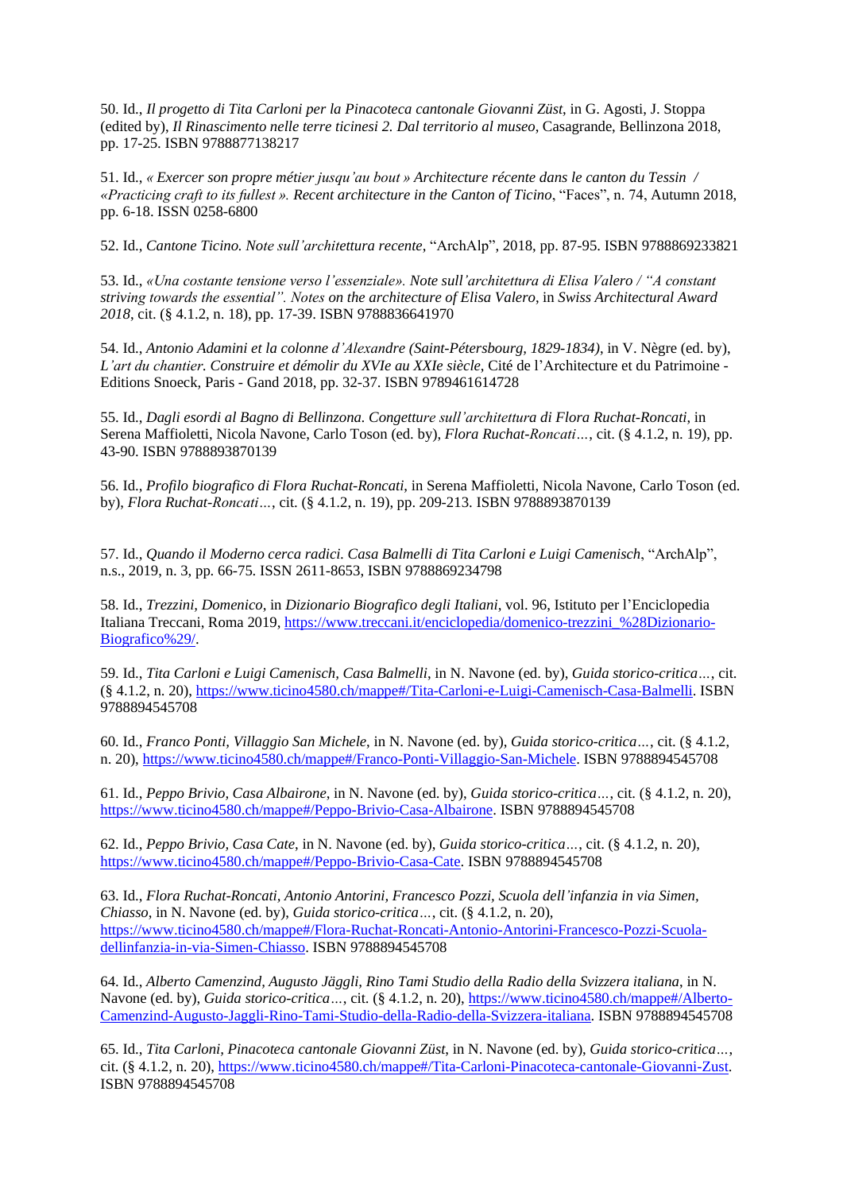50. Id., *Il progetto di Tita Carloni per la Pinacoteca cantonale Giovanni Züst*, in G. Agosti, J. Stoppa (edited by), *Il Rinascimento nelle terre ticinesi 2. Dal territorio al museo*, Casagrande, Bellinzona 2018, pp. 17-25. ISBN 9788877138217

51. Id., *« Exercer son propre métier jusqu'au bout » Architecture récente dans le canton du Tessin / «Practicing craft to its fullest ». Recent architecture in the Canton of Ticino*, "Faces", n. 74, Autumn 2018, pp. 6-18. ISSN 0258-6800

52. Id., *Cantone Ticino. Note sull'architettura recente*, "ArchAlp", 2018, pp. 87-95. ISBN 9788869233821

53. Id., *«Una costante tensione verso l'essenziale». Note sull'architettura di Elisa Valero / "A constant striving towards the essential". Notes on the architecture of Elisa Valero*, in *Swiss Architectural Award 2018*, cit. (§ 4.1.2, n. 18), pp. 17-39. ISBN 9788836641970

54. Id., *Antonio Adamini et la colonne d'Alexandre (Saint-Pétersbourg, 1829-1834)*, in V. Nègre (ed. by), *L'art du chantier. Construire et démolir du XVIe au XXIe siècle*, Cité de l'Architecture et du Patrimoine - Editions Snoeck, Paris - Gand 2018, pp. 32-37. ISBN 9789461614728

55. Id., *Dagli esordi al Bagno di Bellinzona. Congetture sull'architettura di Flora Ruchat-Roncati*, in Serena Maffioletti, Nicola Navone, Carlo Toson (ed. by), *Flora Ruchat-Roncati…*, cit. (§ 4.1.2, n. 19), pp. 43-90. ISBN 9788893870139

56. Id., *Profilo biografico di Flora Ruchat-Roncati*, in Serena Maffioletti, Nicola Navone, Carlo Toson (ed. by), *Flora Ruchat-Roncati…*, cit. (§ 4.1.2, n. 19), pp. 209-213. ISBN 9788893870139

57. Id., *Quando il Moderno cerca radici. Casa Balmelli di Tita Carloni e Luigi Camenisch*, "ArchAlp", n.s., 2019, n. 3, pp. 66-75. ISSN 2611-8653, ISBN 9788869234798

58. Id., *Trezzini, Domenico*, in *Dizionario Biografico degli Italiani*, vol. 96, Istituto per l'Enciclopedia Italiana Treccani, Roma 2019, https://www.treccani.it/enciclopedia/domenico-trezzini_%28Dizionario-Biografico%29/.

59. Id., *Tita Carloni e Luigi Camenisch, Casa Balmelli*, in N. Navone (ed. by), *Guida storico-critica…*, cit. (§ 4.1.2, n. 20), https://www.ticino4580.ch/mappe#/Tita-Carloni-e-Luigi-Camenisch-Casa-Balmelli. ISBN 9788894545708

60. Id., *Franco Ponti, Villaggio San Michele*, in N. Navone (ed. by), *Guida storico-critica…*, cit. (§ 4.1.2, n. 20), https://www.ticino4580.ch/mappe#/Franco-Ponti-Villaggio-San-Michele. ISBN 9788894545708

61. Id., *Peppo Brivio, Casa Albairone*, in N. Navone (ed. by), *Guida storico-critica…*, cit. (§ 4.1.2, n. 20), https://www.ticino4580.ch/mappe#/Peppo-Brivio-Casa-Albairone. ISBN 9788894545708

62. Id., *Peppo Brivio, Casa Cate*, in N. Navone (ed. by), *Guida storico-critica…*, cit. (§ 4.1.2, n. 20), https://www.ticino4580.ch/mappe#/Peppo-Brivio-Casa-Cate. ISBN 9788894545708

63. Id., *Flora Ruchat-Roncati, Antonio Antorini, Francesco Pozzi, Scuola dell'infanzia in via Simen, Chiasso*, in N. Navone (ed. by), *Guida storico-critica…*, cit. (§ 4.1.2, n. 20), https://www.ticino4580.ch/mappe#/Flora-Ruchat-Roncati-Antonio-Antorini-Francesco-Pozzi-Scuola-dellinfanzia-in-via-Simen-Chiasso. ISBN 9788894545708

64. Id., *Alberto Camenzind, Augusto Jäggli, Rino Tami Studio della Radio della Svizzera italiana*, in N. Navone (ed. by), *Guida storico-critica…*, cit. (§ 4.1.2, n. 20), https://www.ticino4580.ch/mappe#/Alberto-Camenzind-Augusto-Jaggli-Rino-Tami-Studio-della-Radio-della-Svizzera-italiana. ISBN 9788894545708

65. Id., *Tita Carloni, Pinacoteca cantonale Giovanni Züst*, in N. Navone (ed. by), *Guida storico-critica…*, cit. (§ 4.1.2, n. 20), https://www.ticino4580.ch/mappe#/Tita-Carloni-Pinacoteca-cantonale-Giovanni-Zust. ISBN 9788894545708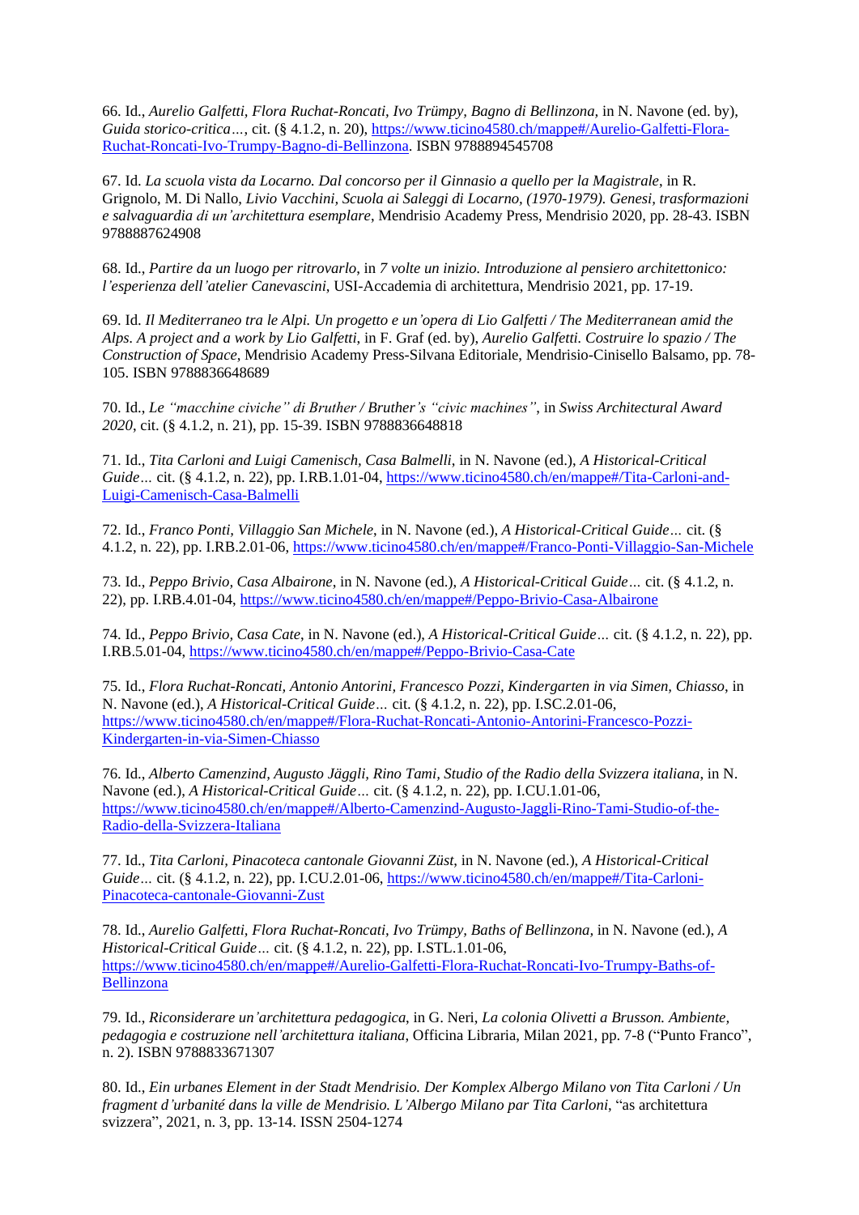66. Id., *Aurelio Galfetti, Flora Ruchat-Roncati, Ivo Trümpy, Bagno di Bellinzona*, in N. Navone (ed. by), *Guida storico-critica…*, cit. (§ 4.1.2, n. 20), https://www.ticino4580.ch/mappe#/Aurelio-Galfetti-Flora-Ruchat-Roncati-Ivo-Trumpy-Bagno-di-Bellinzona. ISBN 9788894545708

67. Id. *La scuola vista da Locarno. Dal concorso per il Ginnasio a quello per la Magistrale*, in R. Grignolo, M. Di Nallo, *Livio Vacchini, Scuola ai Saleggi di Locarno, (1970-1979). Genesi, trasformazioni e salvaguardia di un'architettura esemplare*, Mendrisio Academy Press, Mendrisio 2020, pp. 28-43. ISBN 9788887624908

68. Id., *Partire da un luogo per ritrovarlo*, in *7 volte un inizio. Introduzione al pensiero architettonico: l'esperienza dell'atelier Canevascini*, USI-Accademia di architettura, Mendrisio 2021, pp. 17-19.

69. Id. *Il Mediterraneo tra le Alpi. Un progetto e un'opera di Lio Galfetti / The Mediterranean amid the Alps. A project and a work by Lio Galfetti*, in F. Graf (ed. by), *Aurelio Galfetti. Costruire lo spazio / The Construction of Space*, Mendrisio Academy Press-Silvana Editoriale, Mendrisio-Cinisello Balsamo, pp. 78-105. ISBN 9788836648689

70. Id., *Le "macchine civiche" di Bruther / Bruther's "civic machines"*, in *Swiss Architectural Award 2020*, cit. (§ 4.1.2, n. 21), pp. 15-39. ISBN 9788836648818

71. Id., *Tita Carloni and Luigi Camenisch, Casa Balmelli*, in N. Navone (ed.), *A Historical-Critical Guide…* cit. (§ 4.1.2, n. 22), pp. I.RB.1.01-04, https://www.ticino4580.ch/en/mappe#/Tita-Carloni-and-Luigi-Camenisch-Casa-Balmelli

72. Id., *Franco Ponti, Villaggio San Michele*, in N. Navone (ed.), *A Historical-Critical Guide…* cit. (§ 4.1.2, n. 22), pp. I.RB.2.01-06, https://www.ticino4580.ch/en/mappe#/Franco-Ponti-Villaggio-San-Michele

73. Id., *Peppo Brivio, Casa Albairone*, in N. Navone (ed.), *A Historical-Critical Guide…* cit. (§ 4.1.2, n. 22), pp. I.RB.4.01-04, https://www.ticino4580.ch/en/mappe#/Peppo-Brivio-Casa-Albairone

74. Id., *Peppo Brivio, Casa Cate*, in N. Navone (ed.), *A Historical-Critical Guide…* cit. (§ 4.1.2, n. 22), pp. I.RB.5.01-04, https://www.ticino4580.ch/en/mappe#/Peppo-Brivio-Casa-Cate

75. Id., *Flora Ruchat-Roncati, Antonio Antorini, Francesco Pozzi, Kindergarten in via Simen, Chiasso*, in N. Navone (ed.), *A Historical-Critical Guide…* cit. (§ 4.1.2, n. 22), pp. I.SC.2.01-06, https://www.ticino4580.ch/en/mappe#/Flora-Ruchat-Roncati-Antonio-Antorini-Francesco-Pozzi-Kindergarten-in-via-Simen-Chiasso

76. Id., *Alberto Camenzind, Augusto Jäggli, Rino Tami, Studio of the Radio della Svizzera italiana*, in N. Navone (ed.), *A Historical-Critical Guide…* cit. (§ 4.1.2, n. 22), pp. I.CU.1.01-06, https://www.ticino4580.ch/en/mappe#/Alberto-Camenzind-Augusto-Jaggli-Rino-Tami-Studio-of-the-Radio-della-Svizzera-Italiana

77. Id., *Tita Carloni, Pinacoteca cantonale Giovanni Züst*, in N. Navone (ed.), *A Historical-Critical Guide…* cit. (§ 4.1.2, n. 22), pp. I.CU.2.01-06, https://www.ticino4580.ch/en/mappe#/Tita-Carloni-Pinacoteca-cantonale-Giovanni-Zust

78. Id., *Aurelio Galfetti, Flora Ruchat-Roncati, Ivo Trümpy, Baths of Bellinzona*, in N. Navone (ed.), *A Historical-Critical Guide…* cit. (§ 4.1.2, n. 22), pp. I.STL.1.01-06, https://www.ticino4580.ch/en/mappe#/Aurelio-Galfetti-Flora-Ruchat-Roncati-Ivo-Trumpy-Baths-of-Bellinzona

79. Id., *Riconsiderare un'architettura pedagogica*, in G. Neri, *La colonia Olivetti a Brusson. Ambiente, pedagogia e costruzione nell'architettura italiana*, Officina Libraria, Milan 2021, pp. 7-8 ("Punto Franco", n. 2). ISBN 9788833671307

80. Id., *Ein urbanes Element in der Stadt Mendrisio. Der Komplex Albergo Milano von Tita Carloni / Un fragment d'urbanité dans la ville de Mendrisio. L'Albergo Milano par Tita Carloni*, "as architettura svizzera", 2021, n. 3, pp. 13-14. ISSN 2504-1274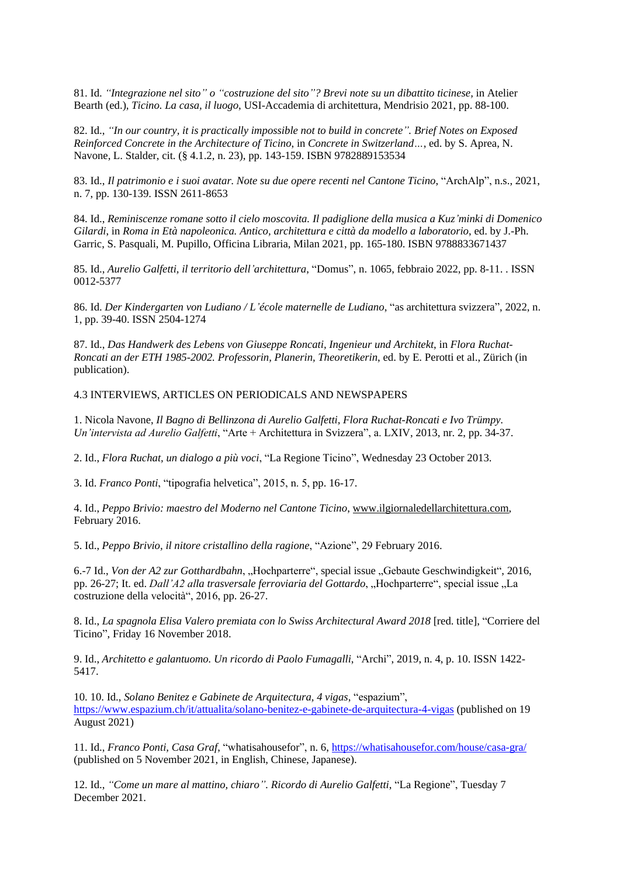81. Id. *"Integrazione nel sito" o "costruzione del sito"? Brevi note su un dibattito ticinese*, in Atelier Bearth (ed.), *Ticino. La casa, il luogo*, USI-Accademia di architettura, Mendrisio 2021, pp. 88-100.

82. Id., *"In our country, it is practically impossible not to build in concrete". Brief Notes on Exposed Reinforced Concrete in the Architecture of Ticino*, in *Concrete in Switzerland…*, ed. by S. Aprea, N. Navone, L. Stalder, cit. (§ 4.1.2, n. 23), pp. 143-159. ISBN 9782889153534

83. Id., *Il patrimonio e i suoi avatar. Note su due opere recenti nel Cantone Ticino*, "ArchAlp", n.s., 2021, n. 7, pp. 130-139. ISSN 2611-8653

84. Id., *Reminiscenze romane sotto il cielo moscovita. Il padiglione della musica a Kuz'minki di Domenico Gilardi*, in *Roma in Età napoleonica. Antico, architettura e città da modello a laboratorio*, ed. by J.-Ph. Garric, S. Pasquali, M. Pupillo, Officina Libraria, Milan 2021, pp. 165-180. ISBN 9788833671437

85. Id., *Aurelio Galfetti, il territorio dell'architettura*, "Domus", n. 1065, febbraio 2022, pp. 8-11. . ISSN 0012-5377

86. Id. *Der Kindergarten von Ludiano / L'école maternelle de Ludiano*, "as architettura svizzera", 2022, n. 1, pp. 39-40. ISSN 2504-1274

87. Id., *Das Handwerk des Lebens von Giuseppe Roncati, Ingenieur und Architekt*, in *Flora Ruchat-Roncati an der ETH 1985-2002. Professorin, Planerin, Theoretikerin*, ed. by E. Perotti et al., Zürich (in publication).

## 4.3 INTERVIEWS, ARTICLES ON PERIODICALS AND NEWSPAPERS

1. Nicola Navone, *Il Bagno di Bellinzona di Aurelio Galfetti, Flora Ruchat-Roncati e Ivo Trümpy. Un'intervista ad Aurelio Galfetti*, "Arte + Architettura in Svizzera", a. LXIV, 2013, nr. 2, pp. 34-37.

2. Id., *Flora Ruchat, un dialogo a più voci*, "La Regione Ticino", Wednesday 23 October 2013.

3. Id. *Franco Ponti*, "tipografia helvetica", 2015, n. 5, pp. 16-17.

4. Id., *Peppo Brivio: maestro del Moderno nel Cantone Ticino*, www.ilgiornaledellarchitettura.com, February 2016.

5. Id., *Peppo Brivio, il nitore cristallino della ragione*, "Azione", 29 February 2016.

6.-7 Id., *Von der A2 zur Gotthardbahn*, „Hochparterre", special issue „Gebaute Geschwindigkeit", 2016, pp. 26-27; It. ed. *Dall'A2 alla trasversale ferroviaria del Gottardo*, „Hochparterre", special issue „La costruzione della velocità", 2016, pp. 26-27.

8. Id., *La spagnola Elisa Valero premiata con lo Swiss Architectural Award 2018* [red. title], "Corriere del Ticino", Friday 16 November 2018.

9. Id., *Architetto e galantuomo. Un ricordo di Paolo Fumagalli*, "Archi", 2019, n. 4, p. 10. ISSN 1422-5417.

10. 10. Id., *Solano Benitez e Gabinete de Arquitectura, 4 vigas*, "espazium", https://www.espazium.ch/it/attualita/solano-benitez-e-gabinete-de-arquitectura-4-vigas (published on 19 August 2021)

11. Id., *Franco Ponti, Casa Graf*, "whatisahousefor", n. 6, https://whatisahousefor.com/house/casa-gra/ (published on 5 November 2021, in English, Chinese, Japanese).

12. Id., *"Come un mare al mattino, chiaro". Ricordo di Aurelio Galfetti*, "La Regione", Tuesday 7 December 2021.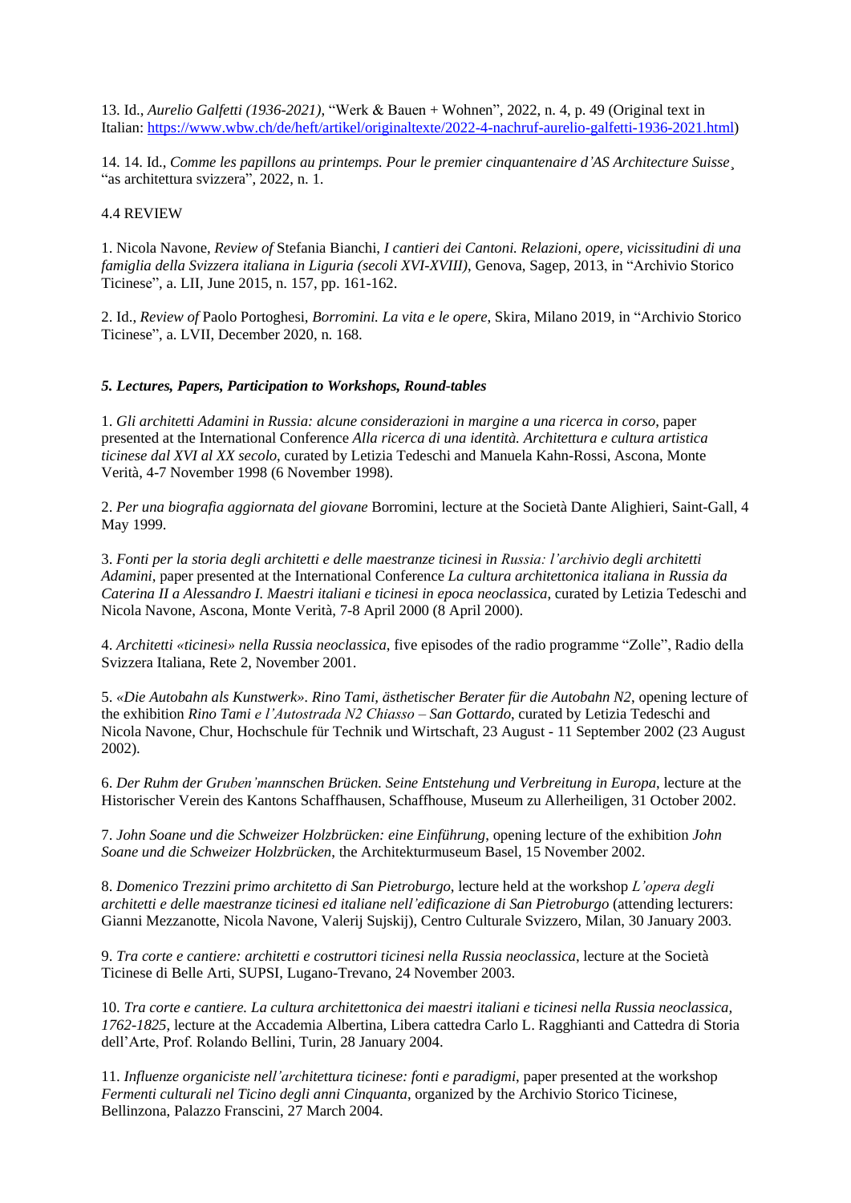13. Id., *Aurelio Galfetti (1936-2021)*, "Werk & Bauen + Wohnen", 2022, n. 4, p. 49 (Original text in Italian: https://www.wbw.ch/de/heft/artikel/originaltexte/2022-4-nachruf-aurelio-galfetti-1936-2021.html)

14. 14. Id., *Comme les papillons au printemps. Pour le premier cinquantenaire d'AS Architecture Suisse*¸ "as architettura svizzera", 2022, n. 1.

4.4 REVIEW

1. Nicola Navone, *Review of* Stefania Bianchi, *I cantieri dei Cantoni. Relazioni, opere, vicissitudini di una famiglia della Svizzera italiana in Liguria (secoli XVI-XVIII)*, Genova, Sagep, 2013, in "Archivio Storico Ticinese", a. LII, June 2015, n. 157, pp. 161-162.

2. Id., *Review of* Paolo Portoghesi, *Borromini. La vita e le opere*, Skira, Milano 2019, in "Archivio Storico Ticinese", a. LVII, December 2020, n. 168.

### *5. Lectures, Papers, Participation to Workshops, Round-tables*

1. *Gli architetti Adamini in Russia: alcune considerazioni in margine a una ricerca in corso*, paper presented at the International Conference *Alla ricerca di una identità. Architettura e cultura artistica ticinese dal XVI al XX secolo*, curated by Letizia Tedeschi and Manuela Kahn-Rossi, Ascona, Monte Verità, 4-7 November 1998 (6 November 1998).

2. *Per una biografia aggiornata del giovane* Borromini, lecture at the Società Dante Alighieri, Saint-Gall, 4 May 1999.

3. *Fonti per la storia degli architetti e delle maestranze ticinesi in Russia: l'archivio degli architetti Adamini*, paper presented at the International Conference *La cultura architettonica italiana in Russia da Caterina II a Alessandro I. Maestri italiani e ticinesi in epoca neoclassica*, curated by Letizia Tedeschi and Nicola Navone, Ascona, Monte Verità, 7-8 April 2000 (8 April 2000).

4. *Architetti «ticinesi» nella Russia neoclassica*, five episodes of the radio programme "Zolle", Radio della Svizzera Italiana, Rete 2, November 2001.

5. *«Die Autobahn als Kunstwerk». Rino Tami, ästhetischer Berater für die Autobahn N2*, opening lecture of the exhibition *Rino Tami e l'Autostrada N2 Chiasso – San Gottardo*, curated by Letizia Tedeschi and Nicola Navone, Chur, Hochschule für Technik und Wirtschaft, 23 August - 11 September 2002 (23 August 2002).

6. *Der Ruhm der Gruben'mannschen Brücken. Seine Entstehung und Verbreitung in Europa*, lecture at the Historischer Verein des Kantons Schaffhausen, Schaffhouse, Museum zu Allerheiligen, 31 October 2002.

7. *John Soane und die Schweizer Holzbrücken: eine Einführung*, opening lecture of the exhibition *John Soane und die Schweizer Holzbrücken*, the Architekturmuseum Basel, 15 November 2002.

8. *Domenico Trezzini primo architetto di San Pietroburgo*, lecture held at the workshop *L'opera degli architetti e delle maestranze ticinesi ed italiane nell'edificazione di San Pietroburgo* (attending lecturers: Gianni Mezzanotte, Nicola Navone, Valerij Sujskij), Centro Culturale Svizzero, Milan, 30 January 2003.

9. *Tra corte e cantiere: architetti e costruttori ticinesi nella Russia neoclassica*, lecture at the Società Ticinese di Belle Arti, SUPSI, Lugano-Trevano, 24 November 2003.

10. *Tra corte e cantiere. La cultura architettonica dei maestri italiani e ticinesi nella Russia neoclassica, 1762-1825*, lecture at the Accademia Albertina, Libera cattedra Carlo L. Ragghianti and Cattedra di Storia dell'Arte, Prof. Rolando Bellini, Turin, 28 January 2004.

11. *Influenze organiciste nell'architettura ticinese: fonti e paradigmi*, paper presented at the workshop *Fermenti culturali nel Ticino degli anni Cinquanta*, organized by the Archivio Storico Ticinese, Bellinzona, Palazzo Franscini, 27 March 2004.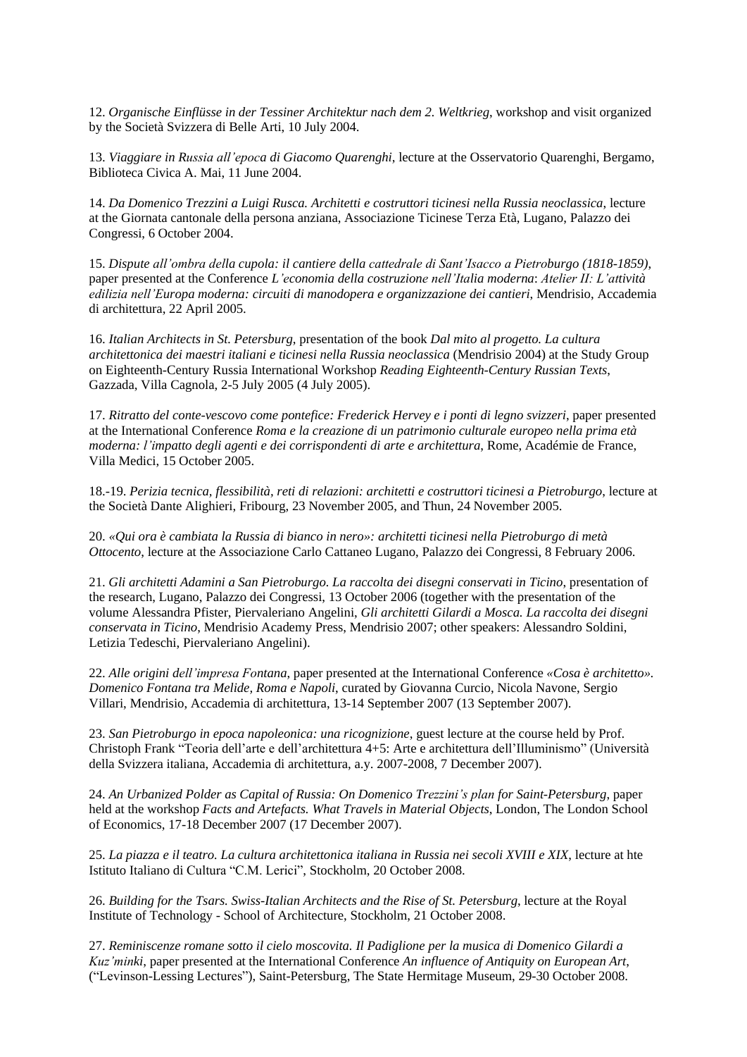12. *Organische Einflüsse in der Tessiner Architektur nach dem 2. Weltkrieg*, workshop and visit organized by the Società Svizzera di Belle Arti, 10 July 2004.

13. *Viaggiare in Russia all'epoca di Giacomo Quarenghi*, lecture at the Osservatorio Quarenghi, Bergamo, Biblioteca Civica A. Mai, 11 June 2004.

14. *Da Domenico Trezzini a Luigi Rusca. Architetti e costruttori ticinesi nella Russia neoclassica*, lecture at the Giornata cantonale della persona anziana, Associazione Ticinese Terza Età, Lugano, Palazzo dei Congressi, 6 October 2004.

15. *Dispute all'ombra della cupola: il cantiere della cattedrale di Sant'Isacco a Pietroburgo (1818-1859)*, paper presented at the Conference *L'economia della costruzione nell'Italia moderna*: *Atelier II: L'attività edilizia nell'Europa moderna: circuiti di manodopera e organizzazione dei cantieri*, Mendrisio, Accademia di architettura, 22 April 2005.

16. *Italian Architects in St. Petersburg*, presentation of the book *Dal mito al progetto. La cultura architettonica dei maestri italiani e ticinesi nella Russia neoclassica* (Mendrisio 2004) at the Study Group on Eighteenth-Century Russia International Workshop *Reading Eighteenth-Century Russian Texts*, Gazzada, Villa Cagnola, 2-5 July 2005 (4 July 2005).

17. *Ritratto del conte-vescovo come pontefice: Frederick Hervey e i ponti di legno svizzeri*, paper presented at the International Conference *Roma e la creazione di un patrimonio culturale europeo nella prima età moderna: l'impatto degli agenti e dei corrispondenti di arte e architettura*, Rome, Académie de France, Villa Medici, 15 October 2005.

18.-19. *Perizia tecnica, flessibilità, reti di relazioni: architetti e costruttori ticinesi a Pietroburgo*, lecture at the Società Dante Alighieri, Fribourg, 23 November 2005, and Thun, 24 November 2005.

20. *«Qui ora è cambiata la Russia di bianco in nero»: architetti ticinesi nella Pietroburgo di metà Ottocento*, lecture at the Associazione Carlo Cattaneo Lugano, Palazzo dei Congressi, 8 February 2006.

21. *Gli architetti Adamini a San Pietroburgo. La raccolta dei disegni conservati in Ticino*, presentation of the research, Lugano, Palazzo dei Congressi, 13 October 2006 (together with the presentation of the volume Alessandra Pfister, Piervaleriano Angelini, *Gli architetti Gilardi a Mosca. La raccolta dei disegni conservata in Ticino*, Mendrisio Academy Press, Mendrisio 2007; other speakers: Alessandro Soldini, Letizia Tedeschi, Piervaleriano Angelini).

22. *Alle origini dell'impresa Fontana*, paper presented at the International Conference *«Cosa è architetto». Domenico Fontana tra Melide, Roma e Napoli*, curated by Giovanna Curcio, Nicola Navone, Sergio Villari, Mendrisio, Accademia di architettura, 13-14 September 2007 (13 September 2007).

23. *San Pietroburgo in epoca napoleonica: una ricognizione*, guest lecture at the course held by Prof. Christoph Frank "Teoria dell'arte e dell'architettura 4+5: Arte e architettura dell'Illuminismo" (Università della Svizzera italiana, Accademia di architettura, a.y. 2007-2008, 7 December 2007).

24. *An Urbanized Polder as Capital of Russia: On Domenico Trezzini's plan for Saint-Petersburg*, paper held at the workshop *Facts and Artefacts. What Travels in Material Objects*, London, The London School of Economics, 17-18 December 2007 (17 December 2007).

25. *La piazza e il teatro. La cultura architettonica italiana in Russia nei secoli XVIII e XIX*, lecture at hte Istituto Italiano di Cultura "C.M. Lerici", Stockholm, 20 October 2008.

26. *Building for the Tsars. Swiss-Italian Architects and the Rise of St. Petersburg*, lecture at the Royal Institute of Technology - School of Architecture, Stockholm, 21 October 2008.

27. *Reminiscenze romane sotto il cielo moscovita. Il Padiglione per la musica di Domenico Gilardi a Kuz'minki*, paper presented at the International Conference *An influence of Antiquity on European Art*, ("Levinson-Lessing Lectures"), Saint-Petersburg, The State Hermitage Museum, 29-30 October 2008.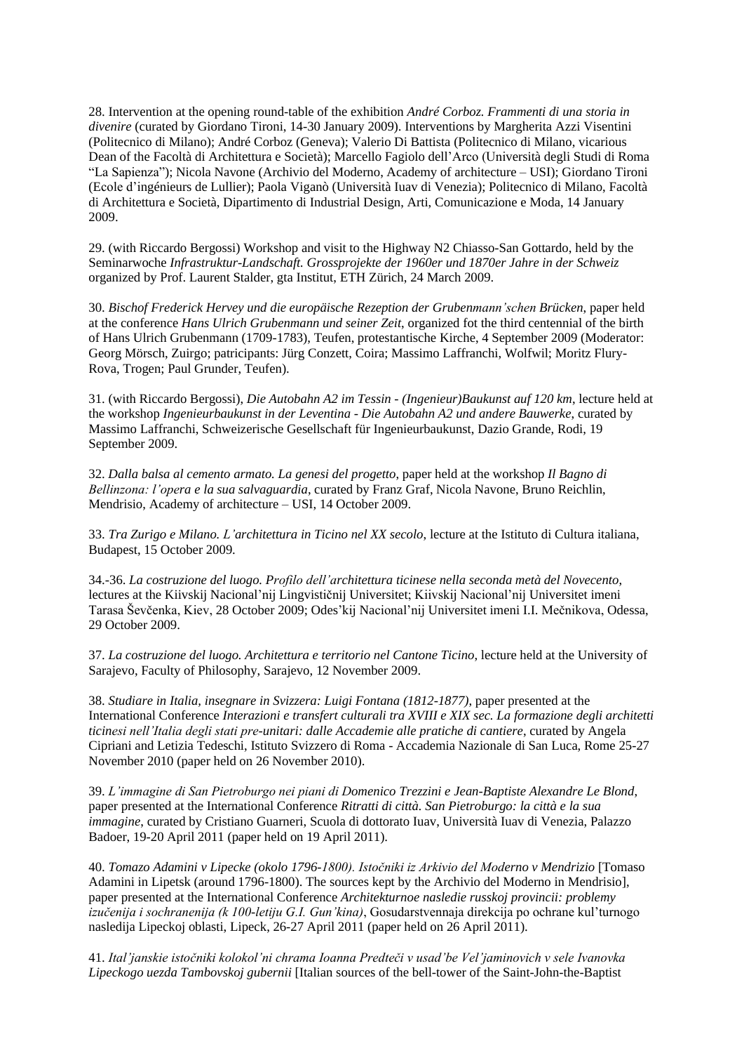28. Intervention at the opening round-table of the exhibition *André Corboz. Frammenti di una storia in divenire* (curated by Giordano Tironi, 14-30 January 2009). Interventions by Margherita Azzi Visentini (Politecnico di Milano); André Corboz (Geneva); Valerio Di Battista (Politecnico di Milano, vicarious Dean of the Facoltà di Architettura e Società); Marcello Fagiolo dell'Arco (Università degli Studi di Roma "La Sapienza"); Nicola Navone (Archivio del Moderno, Academy of architecture – USI); Giordano Tironi (Ecole d'ingénieurs de Lullier); Paola Viganò (Università Iuav di Venezia); Politecnico di Milano, Facoltà di Architettura e Società, Dipartimento di Industrial Design, Arti, Comunicazione e Moda, 14 January 2009.

29. (with Riccardo Bergossi) Workshop and visit to the Highway N2 Chiasso-San Gottardo, held by the Seminarwoche *Infrastruktur-Landschaft. Grossprojekte der 1960er und 1870er Jahre in der Schweiz* organized by Prof. Laurent Stalder, gta Institut, ETH Zürich, 24 March 2009.

30. *Bischof Frederick Hervey und die europäische Rezeption der Grubenmann'schen Brücken*, paper held at the conference *Hans Ulrich Grubenmann und seiner Zeit*, organized fot the third centennial of the birth of Hans Ulrich Grubenmann (1709-1783), Teufen, protestantische Kirche, 4 September 2009 (Moderator: Georg Mörsch, Zuirgo; patricipants: Jürg Conzett, Coira; Massimo Laffranchi, Wolfwil; Moritz Flury-Rova, Trogen; Paul Grunder, Teufen).

31. (with Riccardo Bergossi), *Die Autobahn A2 im Tessin - (Ingenieur)Baukunst auf 120 km*, lecture held at the workshop *Ingenieurbaukunst in der Leventina - Die Autobahn A2 und andere Bauwerke*, curated by Massimo Laffranchi, Schweizerische Gesellschaft für Ingenieurbaukunst, Dazio Grande, Rodi, 19 September 2009.

32. *Dalla balsa al cemento armato. La genesi del progetto*, paper held at the workshop *Il Bagno di Bellinzona: l'opera e la sua salvaguardia*, curated by Franz Graf, Nicola Navone, Bruno Reichlin, Mendrisio, Academy of architecture – USI, 14 October 2009.

33. *Tra Zurigo e Milano. L'architettura in Ticino nel XX secolo*, lecture at the Istituto di Cultura italiana, Budapest, 15 October 2009.

34.-36. *La costruzione del luogo. Profilo dell'architettura ticinese nella seconda metà del Novecento*, lectures at the Kiivskij Nacional'nij Lingvističnij Universitet; Kiivskij Nacional'nij Universitet imeni Tarasa Ševčenka, Kiev, 28 October 2009; Odes'kij Nacional'nij Universitet imeni I.I. Mečnikova, Odessa, 29 October 2009.

37. *La costruzione del luogo. Architettura e territorio nel Cantone Ticino*, lecture held at the University of Sarajevo, Faculty of Philosophy, Sarajevo, 12 November 2009.

38. *Studiare in Italia, insegnare in Svizzera: Luigi Fontana (1812-1877)*, paper presented at the International Conference *Interazioni e transfert culturali tra XVIII e XIX sec. La formazione degli architetti ticinesi nell'Italia degli stati pre-unitari: dalle Accademie alle pratiche di cantiere*, curated by Angela Cipriani and Letizia Tedeschi, Istituto Svizzero di Roma - Accademia Nazionale di San Luca, Rome 25-27 November 2010 (paper held on 26 November 2010).

39. *L'immagine di San Pietroburgo nei piani di Domenico Trezzini e Jean-Baptiste Alexandre Le Blond*, paper presented at the International Conference *Ritratti di città. San Pietroburgo: la città e la sua immagine*, curated by Cristiano Guarneri, Scuola di dottorato Iuav, Università Iuav di Venezia, Palazzo Badoer, 19-20 April 2011 (paper held on 19 April 2011).

40. *Tomazo Adamini v Lipecke (okolo 1796-1800). Istočniki iz Arkivio del Moderno v Mendrizio* [Tomaso Adamini in Lipetsk (around 1796-1800). The sources kept by the Archivio del Moderno in Mendrisio], paper presented at the International Conference *Architekturnoe nasledie russkoj provincii: problemy izučenija i sochranenija (k 100-letiju G.I. Gun'kina)*, Gosudarstvennaja direkcija po ochrane kul'turnogo nasledija Lipeckoj oblasti, Lipeck, 26-27 April 2011 (paper held on 26 April 2011).

41. *Ital'janskie istočniki kolokol'ni chrama Ioanna Predteči v usad'be Vel'jaminovich v sele Ivanovka Lipeckogo uezda Tambovskoj gubernii* [Italian sources of the bell-tower of the Saint-John-the-Baptist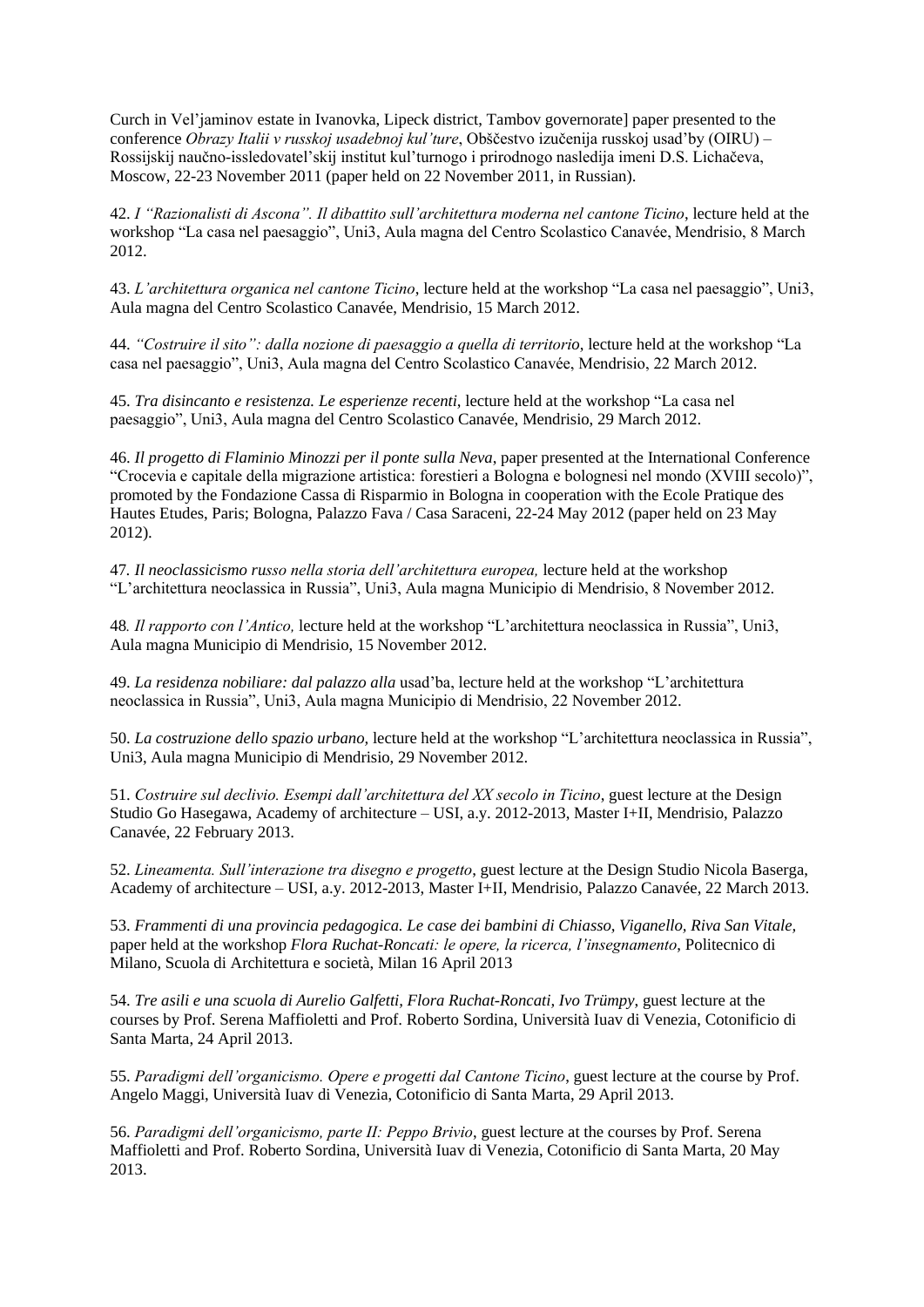Curch in Vel'jaminov estate in Ivanovka, Lipeck district, Tambov governorate] paper presented to the conference *Obrazy Italii v russkoj usadebnoj kul'ture*, Obščestvo izučenija russkoj usad'by (OIRU) – Rossijskij naučno-issledovatel'skij institut kul'turnogo i prirodnogo nasledija imeni D.S. Lichačeva, Moscow, 22-23 November 2011 (paper held on 22 November 2011, in Russian).

42. *I "Razionalisti di Ascona". Il dibattito sull'architettura moderna nel cantone Ticino*, lecture held at the workshop "La casa nel paesaggio", Uni3, Aula magna del Centro Scolastico Canavée, Mendrisio, 8 March 2012.

43. *L'architettura organica nel cantone Ticino*, lecture held at the workshop "La casa nel paesaggio", Uni3, Aula magna del Centro Scolastico Canavée, Mendrisio, 15 March 2012.

44. *"Costruire il sito": dalla nozione di paesaggio a quella di territorio*, lecture held at the workshop "La casa nel paesaggio", Uni3, Aula magna del Centro Scolastico Canavée, Mendrisio, 22 March 2012.

45. *Tra disincanto e resistenza. Le esperienze recenti*, lecture held at the workshop "La casa nel paesaggio", Uni3, Aula magna del Centro Scolastico Canavée, Mendrisio, 29 March 2012.

46. *Il progetto di Flaminio Minozzi per il ponte sulla Neva*, paper presented at the International Conference "Crocevia e capitale della migrazione artistica: forestieri a Bologna e bolognesi nel mondo (XVIII secolo)", promoted by the Fondazione Cassa di Risparmio in Bologna in cooperation with the Ecole Pratique des Hautes Etudes, Paris; Bologna, Palazzo Fava / Casa Saraceni, 22-24 May 2012 (paper held on 23 May 2012).

47. *Il neoclassicismo russo nella storia dell'architettura europea,* lecture held at the workshop "L'architettura neoclassica in Russia", Uni3, Aula magna Municipio di Mendrisio, 8 November 2012.

48*. Il rapporto con l'Antico,* lecture held at the workshop "L'architettura neoclassica in Russia", Uni3, Aula magna Municipio di Mendrisio, 15 November 2012.

49. *La residenza nobiliare: dal palazzo alla* usad'ba, lecture held at the workshop "L'architettura neoclassica in Russia", Uni3, Aula magna Municipio di Mendrisio, 22 November 2012.

50. *La costruzione dello spazio urbano,* lecture held at the workshop "L'architettura neoclassica in Russia", Uni3, Aula magna Municipio di Mendrisio, 29 November 2012.

51. *Costruire sul declivio. Esempi dall'architettura del XX secolo in Ticino*, guest lecture at the Design Studio Go Hasegawa, Academy of architecture – USI, a.y. 2012-2013, Master I+II, Mendrisio, Palazzo Canavée, 22 February 2013.

52. *Lineamenta. Sull'interazione tra disegno e progetto*, guest lecture at the Design Studio Nicola Baserga, Academy of architecture – USI, a.y. 2012-2013, Master I+II, Mendrisio, Palazzo Canavée, 22 March 2013.

53. *Frammenti di una provincia pedagogica. Le case dei bambini di Chiasso, Viganello, Riva San Vitale,* paper held at the workshop *Flora Ruchat-Roncati: le opere, la ricerca, l'insegnamento*, Politecnico di Milano, Scuola di Architettura e società, Milan 16 April 2013

54. *Tre asili e una scuola di Aurelio Galfetti, Flora Ruchat-Roncati, Ivo Trümpy*, guest lecture at the courses by Prof. Serena Maffioletti and Prof. Roberto Sordina, Università Iuav di Venezia, Cotonificio di Santa Marta, 24 April 2013.

55. *Paradigmi dell'organicismo. Opere e progetti dal Cantone Ticino*, guest lecture at the course by Prof. Angelo Maggi, Università Iuav di Venezia, Cotonificio di Santa Marta, 29 April 2013.

56. *Paradigmi dell'organicismo, parte II: Peppo Brivio*, guest lecture at the courses by Prof. Serena Maffioletti and Prof. Roberto Sordina, Università Iuav di Venezia, Cotonificio di Santa Marta, 20 May 2013.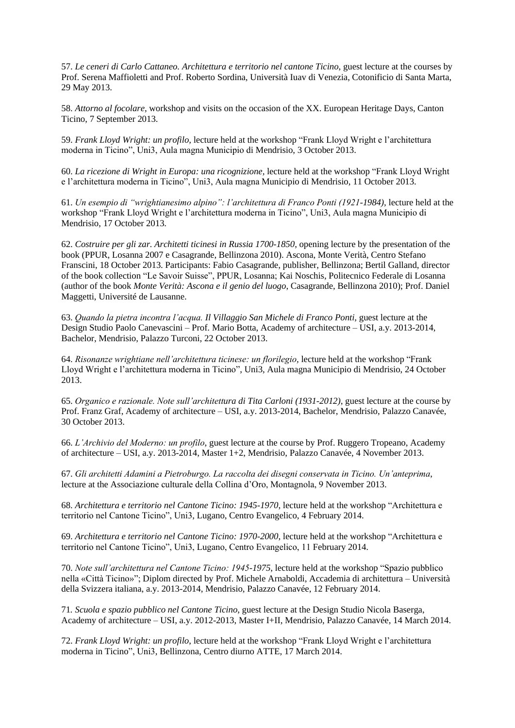57. *Le ceneri di Carlo Cattaneo. Architettura e territorio nel cantone Ticino*, guest lecture at the courses by Prof. Serena Maffioletti and Prof. Roberto Sordina, Università Iuav di Venezia, Cotonificio di Santa Marta, 29 May 2013.

58. *Attorno al focolare*, workshop and visits on the occasion of the XX. European Heritage Days, Canton Ticino, 7 September 2013.

59. *Frank Lloyd Wright: un profilo*, lecture held at the workshop "Frank Lloyd Wright e l'architettura moderna in Ticino", Uni3, Aula magna Municipio di Mendrisio, 3 October 2013.

60. *La ricezione di Wright in Europa: una ricognizione*, lecture held at the workshop "Frank Lloyd Wright e l'architettura moderna in Ticino", Uni3, Aula magna Municipio di Mendrisio, 11 October 2013.

61. *Un esempio di "wrightianesimo alpino": l'architettura di Franco Ponti (1921-1984)*, lecture held at the workshop "Frank Lloyd Wright e l'architettura moderna in Ticino", Uni3, Aula magna Municipio di Mendrisio, 17 October 2013.

62. *Costruire per gli zar. Architetti ticinesi in Russia 1700-1850*, opening lecture by the presentation of the book (PPUR, Losanna 2007 e Casagrande, Bellinzona 2010). Ascona, Monte Verità, Centro Stefano Franscini, 18 October 2013. Participants: Fabio Casagrande, publisher, Bellinzona; Bertil Galland, director of the book collection "Le Savoir Suisse", PPUR, Losanna; Kai Noschis, Politecnico Federale di Losanna (author of the book *Monte Verità: Ascona e il genio del luogo*, Casagrande, Bellinzona 2010); Prof. Daniel Maggetti, Université de Lausanne.

63. *Quando la pietra incontra l'acqua. Il Villaggio San Michele di Franco Ponti*, guest lecture at the Design Studio Paolo Canevascini – Prof. Mario Botta, Academy of architecture – USI, a.y. 2013-2014, Bachelor, Mendrisio, Palazzo Turconi, 22 October 2013.

64. *Risonanze wrightiane nell'architettura ticinese: un florilegio*, lecture held at the workshop "Frank Lloyd Wright e l'architettura moderna in Ticino", Uni3, Aula magna Municipio di Mendrisio, 24 October 2013.

65. *Organico e razionale. Note sull'architettura di Tita Carloni (1931-2012)*, guest lecture at the course by Prof. Franz Graf, Academy of architecture – USI, a.y. 2013-2014, Bachelor, Mendrisio, Palazzo Canavée, 30 October 2013.

66. *L'Archivio del Moderno: un profilo*, guest lecture at the course by Prof. Ruggero Tropeano, Academy of architecture – USI, a.y. 2013-2014, Master 1+2, Mendrisio, Palazzo Canavée, 4 November 2013.

67. *Gli architetti Adamini a Pietroburgo. La raccolta dei disegni conservata in Ticino. Un'anteprima*, lecture at the Associazione culturale della Collina d'Oro, Montagnola, 9 November 2013.

68. *Architettura e territorio nel Cantone Ticino: 1945-1970*, lecture held at the workshop "Architettura e territorio nel Cantone Ticino", Uni3, Lugano, Centro Evangelico, 4 February 2014.

69. *Architettura e territorio nel Cantone Ticino: 1970-2000*, lecture held at the workshop "Architettura e territorio nel Cantone Ticino", Uni3, Lugano, Centro Evangelico, 11 February 2014.

70. *Note sull'architettura nel Cantone Ticino: 1945-1975*, lecture held at the workshop "Spazio pubblico nella «Città Ticino»"; Diplom directed by Prof. Michele Arnaboldi, Accademia di architettura – Università della Svizzera italiana, a.y. 2013-2014, Mendrisio, Palazzo Canavée, 12 February 2014.

71. *Scuola e spazio pubblico nel Cantone Ticino*, guest lecture at the Design Studio Nicola Baserga, Academy of architecture – USI, a.y. 2012-2013, Master I+II, Mendrisio, Palazzo Canavée, 14 March 2014.

72. *Frank Lloyd Wright: un profilo*, lecture held at the workshop "Frank Lloyd Wright e l'architettura moderna in Ticino", Uni3, Bellinzona, Centro diurno ATTE, 17 March 2014.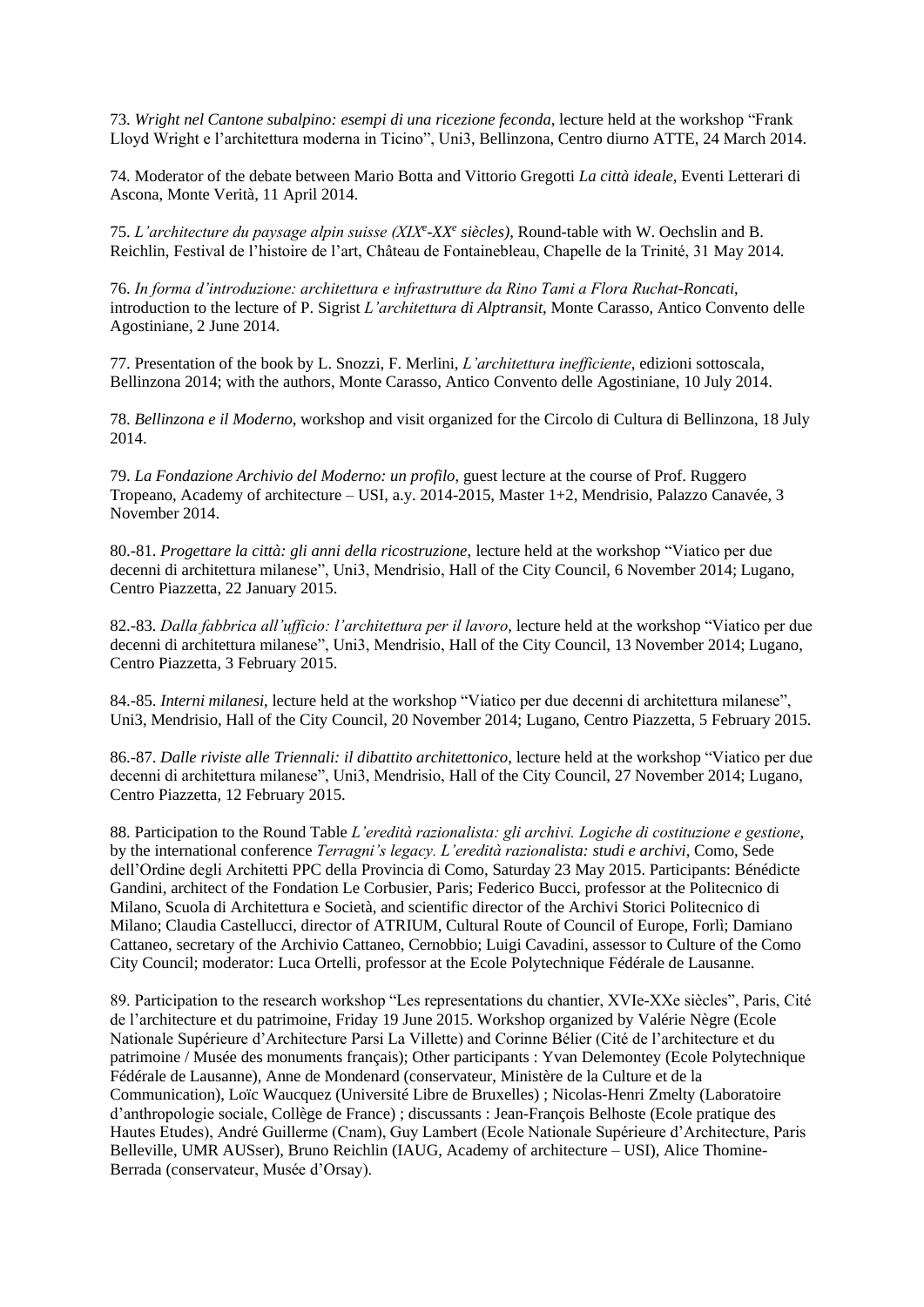73. *Wright nel Cantone subalpino: esempi di una ricezione feconda*, lecture held at the workshop “Frank Lloyd Wright e l’architettura moderna in Ticino”, Uni3, Bellinzona, Centro diurno ATTE, 24 March 2014.

74. Moderator of the debate between Mario Botta and Vittorio Gregotti *La città ideale*, Eventi Letterari di Ascona, Monte Verità, 11 April 2014.

75. *L’architecture du paysage alpin suisse (XIX[e]-XX[e] siècles)*, Round-table with W. Oechslin and B. Reichlin, Festival de l’histoire de l’art, Château de Fontainebleau, Chapelle de la Trinité, 31 May 2014.

76. *In forma d’introduzione: architettura e infrastrutture da Rino Tami a Flora Ruchat-Roncati*, introduction to the lecture of P. Sigrist *L’architettura di Alptransit*, Monte Carasso, Antico Convento delle Agostiniane, 2 June 2014.

77. Presentation of the book by L. Snozzi, F. Merlini, *L’architettura inefficiente*, edizioni sottoscala, Bellinzona 2014; with the authors, Monte Carasso, Antico Convento delle Agostiniane, 10 July 2014.

78. *Bellinzona e il Moderno*, workshop and visit organized for the Circolo di Cultura di Bellinzona, 18 July 2014.

79. *La Fondazione Archivio del Moderno: un profilo*, guest lecture at the course of Prof. Ruggero Tropeano, Academy of architecture – USI, a.y. 2014-2015, Master 1+2, Mendrisio, Palazzo Canavée, 3 November 2014.

80.-81. *Progettare la città: gli anni della ricostruzione*, lecture held at the workshop “Viatico per due decenni di architettura milanese”, Uni3, Mendrisio, Hall of the City Council, 6 November 2014; Lugano, Centro Piazzetta, 22 January 2015.

82.-83. *Dalla fabbrica all’ufficio: l’architettura per il lavoro*, lecture held at the workshop “Viatico per due decenni di architettura milanese”, Uni3, Mendrisio, Hall of the City Council, 13 November 2014; Lugano, Centro Piazzetta, 3 February 2015.

84.-85. *Interni milanesi*, lecture held at the workshop “Viatico per due decenni di architettura milanese”, Uni3, Mendrisio, Hall of the City Council, 20 November 2014; Lugano, Centro Piazzetta, 5 February 2015.

86.-87. *Dalle riviste alle Triennali: il dibattito architettonico*, lecture held at the workshop “Viatico per due decenni di architettura milanese”, Uni3, Mendrisio, Hall of the City Council, 27 November 2014; Lugano, Centro Piazzetta, 12 February 2015.

88. Participation to the Round Table *L’eredità razionalista: gli archivi. Logiche di costituzione e gestione*, by the international conference *Terragni’s legacy. L’eredità razionalista: studi e archivi*, Como, Sede dell’Ordine degli Architetti PPC della Provincia di Como, Saturday 23 May 2015. Participants: Bénédicte Gandini, architect of the Fondation Le Corbusier, Paris; Federico Bucci, professor at the Politecnico di Milano, Scuola di Architettura e Società, and scientific director of the Archivi Storici Politecnico di Milano; Claudia Castellucci, director of ATRIUM, Cultural Route of Council of Europe, Forlì; Damiano Cattaneo, secretary of the Archivio Cattaneo, Cernobbio; Luigi Cavadini, assessor to Culture of the Como City Council; moderator: Luca Ortelli, professor at the Ecole Polytechnique Fédérale de Lausanne.

89. Participation to the research workshop “Les representations du chantier, XVIe-XXe siècles”, Paris, Cité de l’architecture et du patrimoine, Friday 19 June 2015. Workshop organized by Valérie Nègre (Ecole Nationale Supérieure d’Architecture Parsi La Villette) and Corinne Bélier (Cité de l’architecture et du patrimoine / Musée des monuments français); Other participants : Yvan Delemontey (Ecole Polytechnique Fédérale de Lausanne), Anne de Mondenard (conservateur, Ministère de la Culture et de la Communication), Loïc Waucquez (Université Libre de Bruxelles) ; Nicolas-Henri Zmelty (Laboratoire d’anthropologie sociale, Collège de France) ; discussants : Jean-François Belhoste (Ecole pratique des Hautes Etudes), André Guillerme (Cnam), Guy Lambert (Ecole Nationale Supérieure d’Architecture, Paris Belleville, UMR AUSser), Bruno Reichlin (IAUG, Academy of architecture – USI), Alice Thomine-Berrada (conservateur, Musée d’Orsay).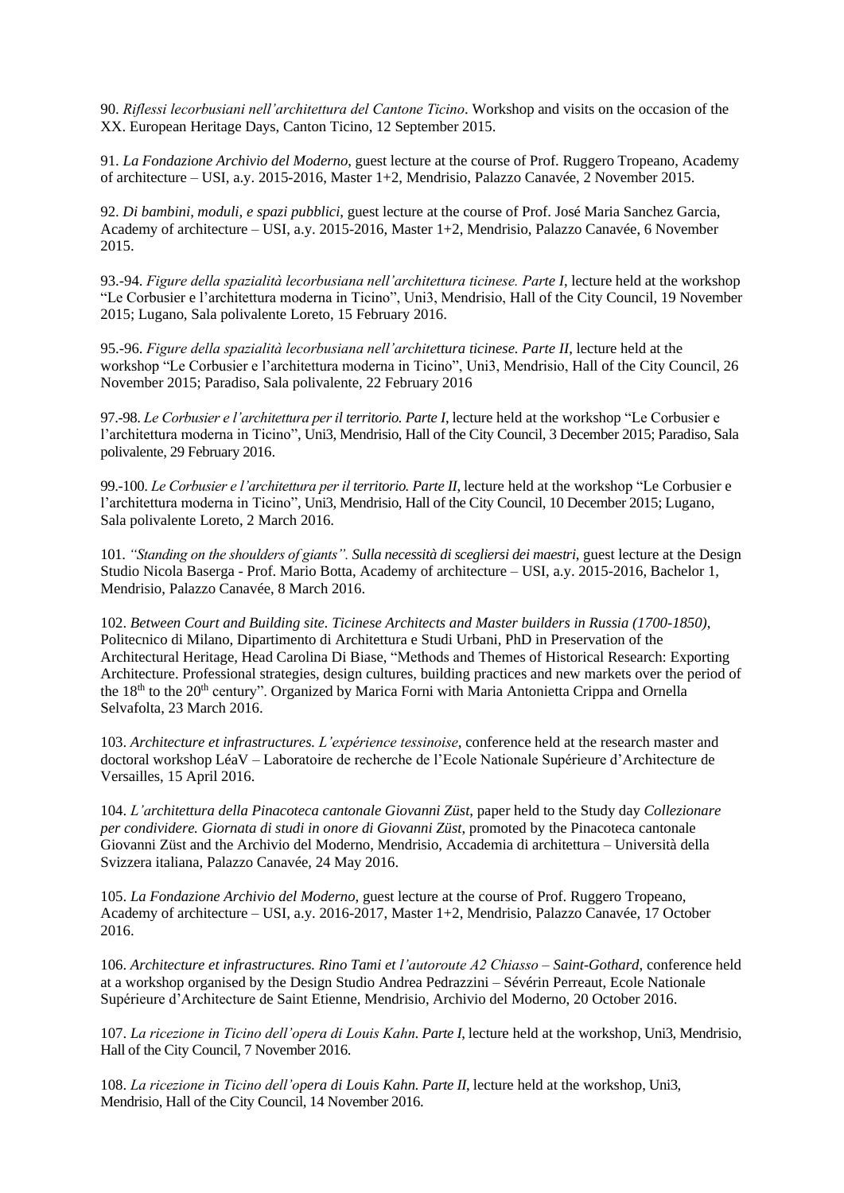90. *Riflessi lecorbusiani nell'architettura del Cantone Ticino*. Workshop and visits on the occasion of the XX. European Heritage Days, Canton Ticino, 12 September 2015.

91. *La Fondazione Archivio del Moderno*, guest lecture at the course of Prof. Ruggero Tropeano, Academy of architecture – USI, a.y. 2015-2016, Master 1+2, Mendrisio, Palazzo Canavée, 2 November 2015.

92. *Di bambini, moduli, e spazi pubblici*, guest lecture at the course of Prof. José Maria Sanchez Garcia, Academy of architecture – USI, a.y. 2015-2016, Master 1+2, Mendrisio, Palazzo Canavée, 6 November 2015.

93.-94. *Figure della spazialità lecorbusiana nell'architettura ticinese. Parte I*, lecture held at the workshop "Le Corbusier e l'architettura moderna in Ticino", Uni3, Mendrisio, Hall of the City Council, 19 November 2015; Lugano, Sala polivalente Loreto, 15 February 2016.

95.-96. *Figure della spazialità lecorbusiana nell'architettura ticinese. Parte II*, lecture held at the workshop "Le Corbusier e l'architettura moderna in Ticino", Uni3, Mendrisio, Hall of the City Council, 26 November 2015; Paradiso, Sala polivalente, 22 February 2016

97.-98. *Le Corbusier e l'architettura per il territorio. Parte I*, lecture held at the workshop "Le Corbusier e l'architettura moderna in Ticino", Uni3, Mendrisio, Hall of the City Council, 3 December 2015; Paradiso, Sala polivalente, 29 February 2016.

99.-100. *Le Corbusier e l'architettura per il territorio. Parte II*, lecture held at the workshop "Le Corbusier e l'architettura moderna in Ticino", Uni3, Mendrisio, Hall of the City Council, 10 December 2015; Lugano, Sala polivalente Loreto, 2 March 2016.

101. *"Standing on the shoulders of giants". Sulla necessità di scegliersi dei maestri*, guest lecture at the Design Studio Nicola Baserga - Prof. Mario Botta, Academy of architecture – USI, a.y. 2015-2016, Bachelor 1, Mendrisio, Palazzo Canavée, 8 March 2016.

102. *Between Court and Building site. Ticinese Architects and Master builders in Russia (1700-1850)*, Politecnico di Milano, Dipartimento di Architettura e Studi Urbani, PhD in Preservation of the Architectural Heritage, Head Carolina Di Biase, "Methods and Themes of Historical Research: Exporting Architecture. Professional strategies, design cultures, building practices and new markets over the period of the 18th to the 20th century". Organized by Marica Forni with Maria Antonietta Crippa and Ornella Selvafolta, 23 March 2016.

103. *Architecture et infrastructures. L'expérience tessinoise*, conference held at the research master and doctoral workshop LéaV – Laboratoire de recherche de l'Ecole Nationale Supérieure d'Architecture de Versailles, 15 April 2016.

104. *L'architettura della Pinacoteca cantonale Giovanni Züst*, paper held to the Study day *Collezionare per condividere. Giornata di studi in onore di Giovanni Züst*, promoted by the Pinacoteca cantonale Giovanni Züst and the Archivio del Moderno, Mendrisio, Accademia di architettura – Università della Svizzera italiana, Palazzo Canavée, 24 May 2016.

105. *La Fondazione Archivio del Moderno*, guest lecture at the course of Prof. Ruggero Tropeano, Academy of architecture – USI, a.y. 2016-2017, Master 1+2, Mendrisio, Palazzo Canavée, 17 October 2016.

106. *Architecture et infrastructures. Rino Tami et l'autoroute A2 Chiasso – Saint-Gothard*, conference held at a workshop organised by the Design Studio Andrea Pedrazzini – Sévérin Perreaut, Ecole Nationale Supérieure d'Architecture de Saint Etienne, Mendrisio, Archivio del Moderno, 20 October 2016.

107. *La ricezione in Ticino dell'opera di Louis Kahn. Parte I*, lecture held at the workshop, Uni3, Mendrisio, Hall of the City Council, 7 November 2016.

108. *La ricezione in Ticino dell'opera di Louis Kahn. Parte II*, lecture held at the workshop, Uni3, Mendrisio, Hall of the City Council, 14 November 2016.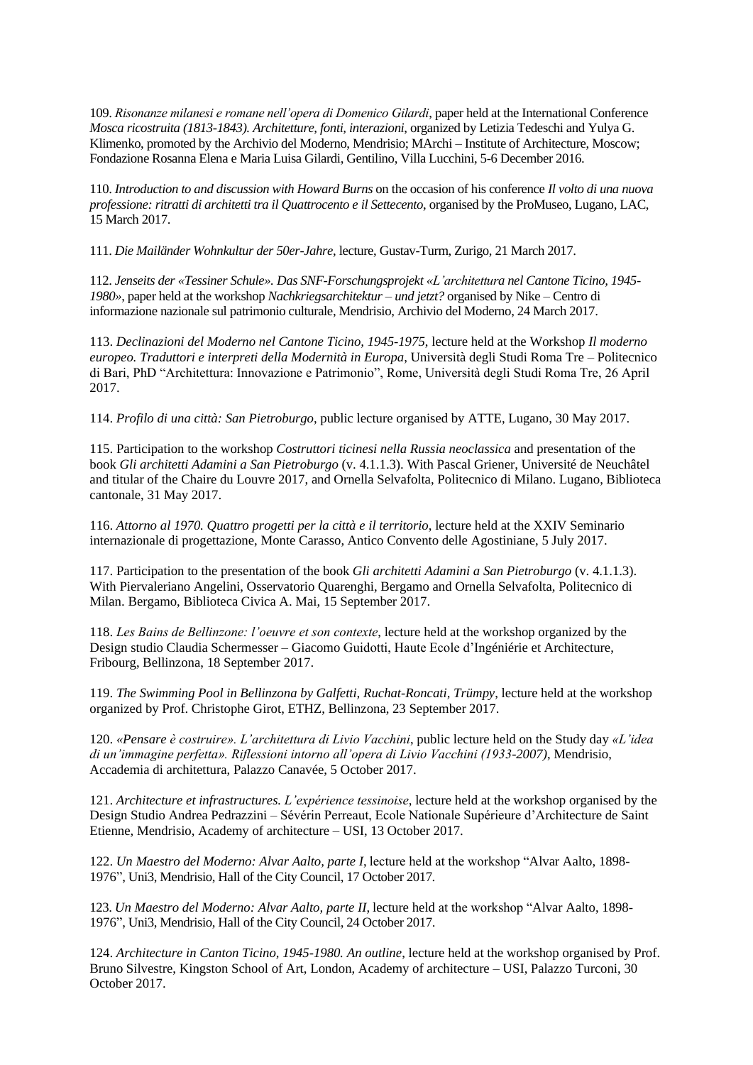109. *Risonanze milanesi e romane nell'opera di Domenico Gilardi*, paper held at the International Conference *Mosca ricostruita (1813-1843). Architetture, fonti, interazioni*, organized by Letizia Tedeschi and Yulya G. Klimenko, promoted by the Archivio del Moderno, Mendrisio; MArchi – Institute of Architecture, Moscow; Fondazione Rosanna Elena e Maria Luisa Gilardi, Gentilino, Villa Lucchini, 5-6 December 2016.

110. *Introduction to and discussion with Howard Burns* on the occasion of his conference *Il volto di una nuova professione: ritratti di architetti tra il Quattrocento e il Settecento*, organised by the ProMuseo, Lugano, LAC, 15 March 2017.

111. *Die Mailänder Wohnkultur der 50er-Jahre*, lecture, Gustav-Turm, Zurigo, 21 March 2017.

112. *Jenseits der «Tessiner Schule». Das SNF-Forschungsprojekt «L'architettura nel Cantone Ticino, 1945-1980»*, paper held at the workshop *Nachkriegsarchitektur – und jetzt?* organised by Nike – Centro di informazione nazionale sul patrimonio culturale, Mendrisio, Archivio del Moderno, 24 March 2017.

113. *Declinazioni del Moderno nel Cantone Ticino, 1945-1975*, lecture held at the Workshop *Il moderno europeo. Traduttori e interpreti della Modernità in Europa*, Università degli Studi Roma Tre – Politecnico di Bari, PhD "Architettura: Innovazione e Patrimonio", Rome, Università degli Studi Roma Tre, 26 April 2017.

114. *Profilo di una città: San Pietroburgo*, public lecture organised by ATTE, Lugano, 30 May 2017.

115. Participation to the workshop *Costruttori ticinesi nella Russia neoclassica* and presentation of the book *Gli architetti Adamini a San Pietroburgo* (v. 4.1.1.3). With Pascal Griener, Université de Neuchâtel and titular of the Chaire du Louvre 2017, and Ornella Selvafolta, Politecnico di Milano. Lugano, Biblioteca cantonale, 31 May 2017.

116. *Attorno al 1970. Quattro progetti per la città e il territorio*, lecture held at the XXIV Seminario internazionale di progettazione, Monte Carasso, Antico Convento delle Agostiniane, 5 July 2017.

117. Participation to the presentation of the book *Gli architetti Adamini a San Pietroburgo* (v. 4.1.1.3). With Piervaleriano Angelini, Osservatorio Quarenghi, Bergamo and Ornella Selvafolta, Politecnico di Milan. Bergamo, Biblioteca Civica A. Mai, 15 September 2017.

118. *Les Bains de Bellinzone: l'oeuvre et son contexte*, lecture held at the workshop organized by the Design studio Claudia Schermesser – Giacomo Guidotti, Haute Ecole d'Ingéniérie et Architecture, Fribourg, Bellinzona, 18 September 2017.

119. *The Swimming Pool in Bellinzona by Galfetti, Ruchat-Roncati, Trümpy*, lecture held at the workshop organized by Prof. Christophe Girot, ETHZ, Bellinzona, 23 September 2017.

120. *«Pensare è costruire». L'architettura di Livio Vacchini*, public lecture held on the Study day *«L'idea di un'immagine perfetta». Riflessioni intorno all'opera di Livio Vacchini (1933-2007)*, Mendrisio, Accademia di architettura, Palazzo Canavée, 5 October 2017.

121. *Architecture et infrastructures. L'expérience tessinoise*, lecture held at the workshop organised by the Design Studio Andrea Pedrazzini – Sévérin Perreaut, Ecole Nationale Supérieure d'Architecture de Saint Etienne, Mendrisio, Academy of architecture – USI, 13 October 2017.

122. *Un Maestro del Moderno: Alvar Aalto, parte I*, lecture held at the workshop "Alvar Aalto, 1898-1976", Uni3, Mendrisio, Hall of the City Council, 17 October 2017.

123. *Un Maestro del Moderno: Alvar Aalto, parte II*, lecture held at the workshop "Alvar Aalto, 1898-1976", Uni3, Mendrisio, Hall of the City Council, 24 October 2017.

124. *Architecture in Canton Ticino, 1945-1980. An outline*, lecture held at the workshop organised by Prof. Bruno Silvestre, Kingston School of Art, London, Academy of architecture – USI, Palazzo Turconi, 30 October 2017.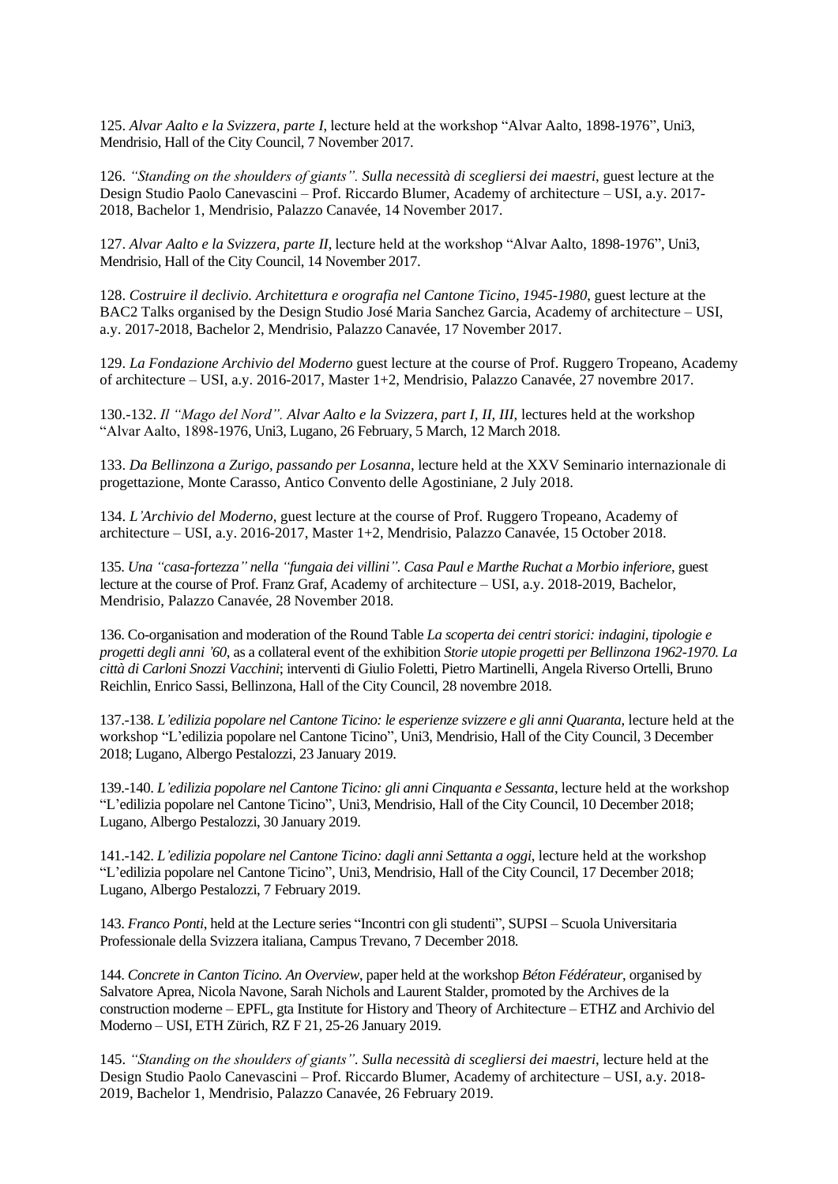125. *Alvar Aalto e la Svizzera, parte I*, lecture held at the workshop "Alvar Aalto, 1898-1976", Uni3, Mendrisio, Hall of the City Council, 7 November 2017.

126. *"Standing on the shoulders of giants". Sulla necessità di scegliersi dei maestri*, guest lecture at the Design Studio Paolo Canevascini – Prof. Riccardo Blumer, Academy of architecture – USI, a.y. 2017-2018, Bachelor 1, Mendrisio, Palazzo Canavée, 14 November 2017.

127. *Alvar Aalto e la Svizzera, parte II*, lecture held at the workshop "Alvar Aalto, 1898-1976", Uni3, Mendrisio, Hall of the City Council, 14 November 2017.

128. *Costruire il declivio. Architettura e orografia nel Cantone Ticino, 1945-1980*, guest lecture at the BAC2 Talks organised by the Design Studio José Maria Sanchez Garcia, Academy of architecture – USI, a.y. 2017-2018, Bachelor 2, Mendrisio, Palazzo Canavée, 17 November 2017.

129. *La Fondazione Archivio del Moderno* guest lecture at the course of Prof. Ruggero Tropeano, Academy of architecture – USI, a.y. 2016-2017, Master 1+2, Mendrisio, Palazzo Canavée, 27 novembre 2017.

130.-132. *Il "Mago del Nord". Alvar Aalto e la Svizzera, part I, II, III*, lectures held at the workshop "Alvar Aalto, 1898-1976, Uni3, Lugano, 26 February, 5 March, 12 March 2018.

133. *Da Bellinzona a Zurigo, passando per Losanna*, lecture held at the XXV Seminario internazionale di progettazione, Monte Carasso, Antico Convento delle Agostiniane, 2 July 2018.

134. *L'Archivio del Moderno*, guest lecture at the course of Prof. Ruggero Tropeano, Academy of architecture – USI, a.y. 2016-2017, Master 1+2, Mendrisio, Palazzo Canavée, 15 October 2018.

135. *Una "casa-fortezza" nella "fungaia dei villini". Casa Paul e Marthe Ruchat a Morbio inferiore*, guest lecture at the course of Prof. Franz Graf, Academy of architecture – USI, a.y. 2018-2019, Bachelor, Mendrisio, Palazzo Canavée, 28 November 2018.

136. Co-organisation and moderation of the Round Table *La scoperta dei centri storici: indagini, tipologie e progetti degli anni '60*, as a collateral event of the exhibition *Storie utopie progetti per Bellinzona 1962-1970. La città di Carloni Snozzi Vacchini*; interventi di Giulio Foletti, Pietro Martinelli, Angela Riverso Ortelli, Bruno Reichlin, Enrico Sassi, Bellinzona, Hall of the City Council, 28 novembre 2018.

137.-138. *L'edilizia popolare nel Cantone Ticino: le esperienze svizzere e gli anni Quaranta*, lecture held at the workshop "L'edilizia popolare nel Cantone Ticino", Uni3, Mendrisio, Hall of the City Council, 3 December 2018; Lugano, Albergo Pestalozzi, 23 January 2019.

139.-140. *L'edilizia popolare nel Cantone Ticino: gli anni Cinquanta e Sessanta*, lecture held at the workshop "L'edilizia popolare nel Cantone Ticino", Uni3, Mendrisio, Hall of the City Council, 10 December 2018; Lugano, Albergo Pestalozzi, 30 January 2019.

141.-142. *L'edilizia popolare nel Cantone Ticino: dagli anni Settanta a oggi*, lecture held at the workshop "L'edilizia popolare nel Cantone Ticino", Uni3, Mendrisio, Hall of the City Council, 17 December 2018; Lugano, Albergo Pestalozzi, 7 February 2019.

143. *Franco Ponti*, held at the Lecture series "Incontri con gli studenti", SUPSI – Scuola Universitaria Professionale della Svizzera italiana, Campus Trevano, 7 December 2018.

144. *Concrete in Canton Ticino. An Overview*, paper held at the workshop *Béton Fédérateur*, organised by Salvatore Aprea, Nicola Navone, Sarah Nichols and Laurent Stalder, promoted by the Archives de la construction moderne – EPFL, gta Institute for History and Theory of Architecture – ETHZ and Archivio del Moderno – USI, ETH Zürich, RZ F 21, 25-26 January 2019.

145. *"Standing on the shoulders of giants". Sulla necessità di scegliersi dei maestri*, lecture held at the Design Studio Paolo Canevascini – Prof. Riccardo Blumer, Academy of architecture – USI, a.y. 2018-2019, Bachelor 1, Mendrisio, Palazzo Canavée, 26 February 2019.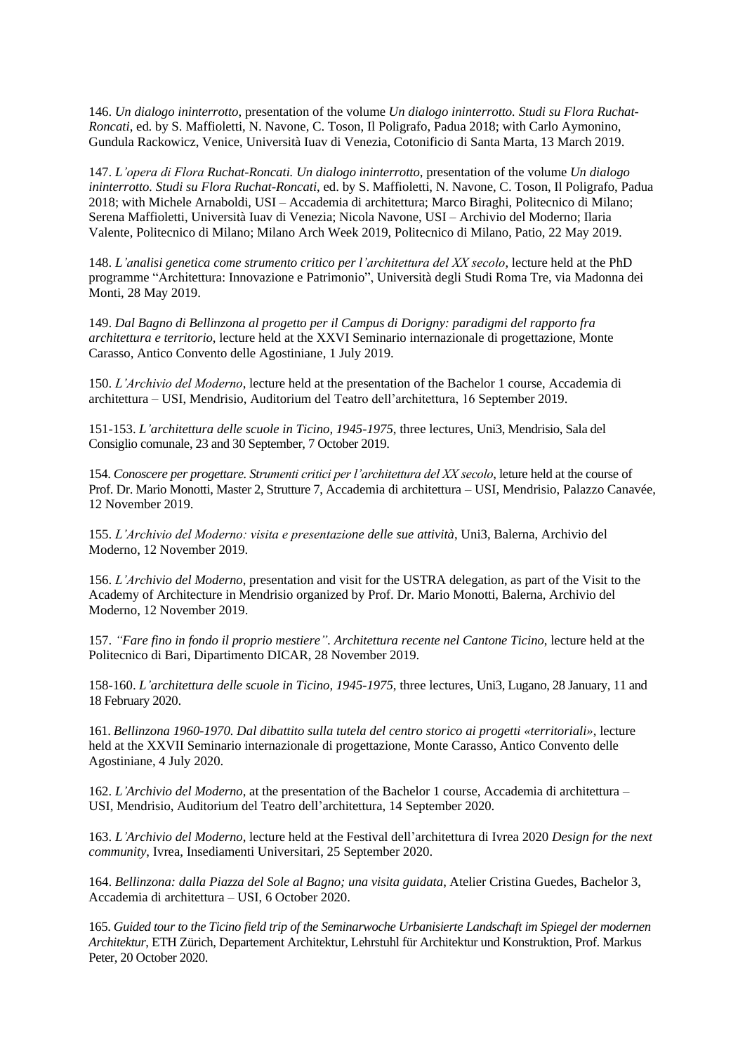146. *Un dialogo ininterrotto*, presentation of the volume *Un dialogo ininterrotto. Studi su Flora Ruchat-Roncati*, ed. by S. Maffioletti, N. Navone, C. Toson, Il Poligrafo, Padua 2018; with Carlo Aymonino, Gundula Rackowicz, Venice, Università Iuav di Venezia, Cotonificio di Santa Marta, 13 March 2019.

147. *L'opera di Flora Ruchat-Roncati. Un dialogo ininterrotto*, presentation of the volume *Un dialogo ininterrotto. Studi su Flora Ruchat-Roncati*, ed. by S. Maffioletti, N. Navone, C. Toson, Il Poligrafo, Padua 2018; with Michele Arnaboldi, USI – Accademia di architettura; Marco Biraghi, Politecnico di Milano; Serena Maffioletti, Università Iuav di Venezia; Nicola Navone, USI – Archivio del Moderno; Ilaria Valente, Politecnico di Milano; Milano Arch Week 2019, Politecnico di Milano, Patio, 22 May 2019.

148. *L'analisi genetica come strumento critico per l'architettura del XX secolo*, lecture held at the PhD programme "Architettura: Innovazione e Patrimonio", Università degli Studi Roma Tre, via Madonna dei Monti, 28 May 2019.

149. *Dal Bagno di Bellinzona al progetto per il Campus di Dorigny: paradigmi del rapporto fra architettura e territorio*, lecture held at the XXVI Seminario internazionale di progettazione, Monte Carasso, Antico Convento delle Agostiniane, 1 July 2019.

150. *L'Archivio del Moderno*, lecture held at the presentation of the Bachelor 1 course, Accademia di architettura – USI, Mendrisio, Auditorium del Teatro dell'architettura, 16 September 2019.

151-153. *L'architettura delle scuole in Ticino, 1945-1975*, three lectures, Uni3, Mendrisio, Sala del Consiglio comunale, 23 and 30 September, 7 October 2019.

154. *Conoscere per progettare. Strumenti critici per l'architettura del XX secolo*, leture held at the course of Prof. Dr. Mario Monotti, Master 2, Strutture 7, Accademia di architettura – USI, Mendrisio, Palazzo Canavée, 12 November 2019.

155. *L'Archivio del Moderno: visita e presentazione delle sue attività*, Uni3, Balerna, Archivio del Moderno, 12 November 2019.

156. *L'Archivio del Moderno*, presentation and visit for the USTRA delegation, as part of the Visit to the Academy of Architecture in Mendrisio organized by Prof. Dr. Mario Monotti, Balerna, Archivio del Moderno, 12 November 2019.

157. *"Fare fino in fondo il proprio mestiere". Architettura recente nel Cantone Ticino*, lecture held at the Politecnico di Bari, Dipartimento DICAR, 28 November 2019.

158-160. *L'architettura delle scuole in Ticino, 1945-1975*, three lectures, Uni3, Lugano, 28 January, 11 and 18 February 2020.

161. *Bellinzona 1960-1970. Dal dibattito sulla tutela del centro storico ai progetti «territoriali»*, lecture held at the XXVII Seminario internazionale di progettazione, Monte Carasso, Antico Convento delle Agostiniane, 4 July 2020.

162. *L'Archivio del Moderno*, at the presentation of the Bachelor 1 course, Accademia di architettura – USI, Mendrisio, Auditorium del Teatro dell'architettura, 14 September 2020.

163. *L'Archivio del Moderno*, lecture held at the Festival dell'architettura di Ivrea 2020 *Design for the next community*, Ivrea, Insediamenti Universitari, 25 September 2020.

164. *Bellinzona: dalla Piazza del Sole al Bagno; una visita guidata*, Atelier Cristina Guedes, Bachelor 3, Accademia di architettura – USI, 6 October 2020.

165. *Guided tour to the Ticino field trip of the Seminarwoche Urbanisierte Landschaft im Spiegel der modernen Architektur*, ETH Zürich, Departement Architektur, Lehrstuhl für Architektur und Konstruktion, Prof. Markus Peter, 20 October 2020.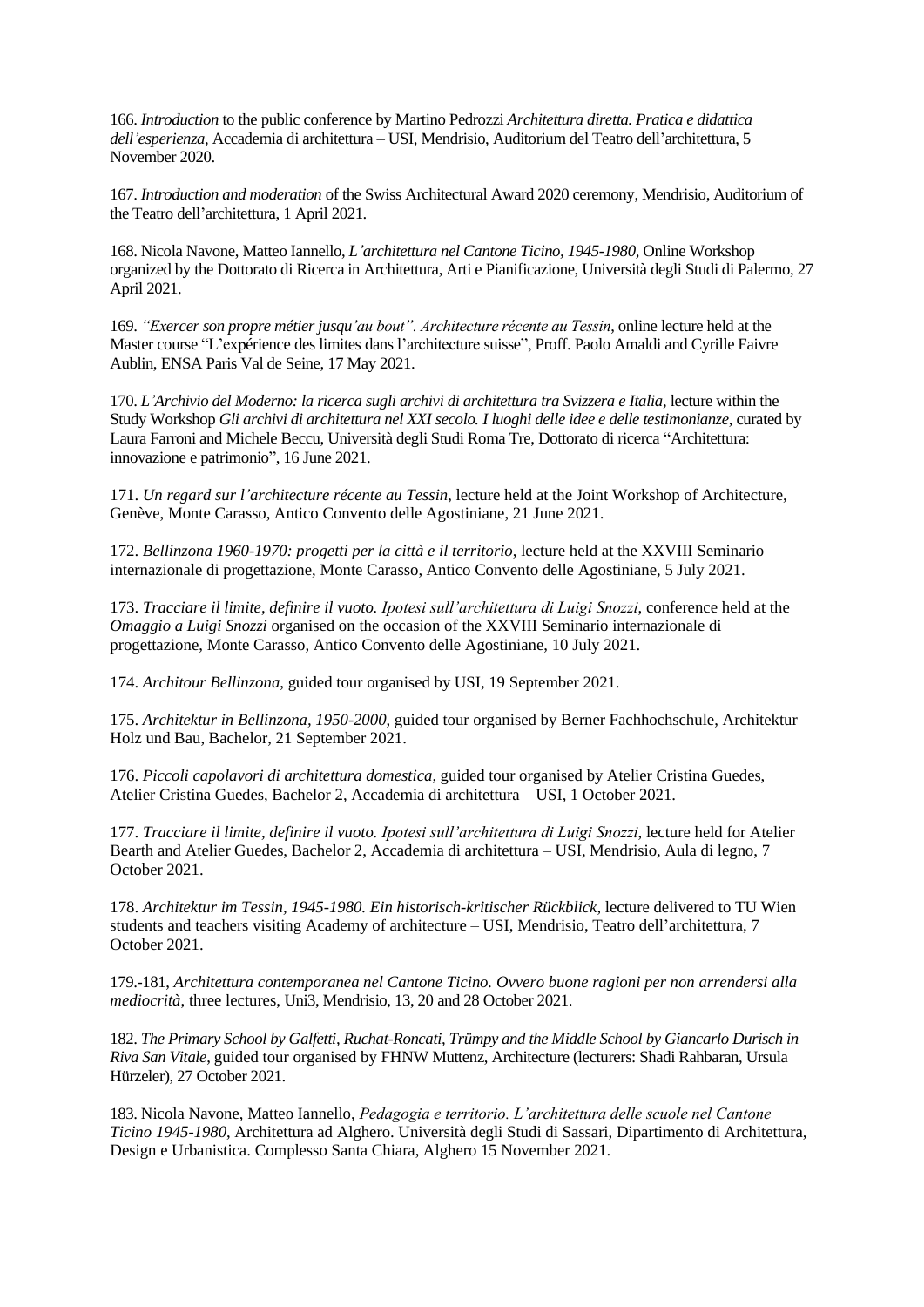166. *Introduction* to the public conference by Martino Pedrozzi *Architettura diretta. Pratica e didattica dell'esperienza*, Accademia di architettura – USI, Mendrisio, Auditorium del Teatro dell'architettura, 5 November 2020.

167. *Introduction and moderation* of the Swiss Architectural Award 2020 ceremony, Mendrisio, Auditorium of the Teatro dell'architettura, 1 April 2021.

168. Nicola Navone, Matteo Iannello, *L'architettura nel Cantone Ticino, 1945-1980*, Online Workshop organized by the Dottorato di Ricerca in Architettura, Arti e Pianificazione, Università degli Studi di Palermo, 27 April 2021.

169. *"Exercer son propre métier jusqu'au bout". Architecture récente au Tessin*, online lecture held at the Master course "L'expérience des limites dans l'architecture suisse", Proff. Paolo Amaldi and Cyrille Faivre Aublin, ENSA Paris Val de Seine, 17 May 2021.

170. *L'Archivio del Moderno: la ricerca sugli archivi di architettura tra Svizzera e Italia*, lecture within the Study Workshop *Gli archivi di architettura nel XXI secolo. I luoghi delle idee e delle testimonianze*, curated by Laura Farroni and Michele Beccu, Università degli Studi Roma Tre, Dottorato di ricerca "Architettura: innovazione e patrimonio", 16 June 2021.

171. *Un regard sur l'architecture récente au Tessin*, lecture held at the Joint Workshop of Architecture, Genève, Monte Carasso, Antico Convento delle Agostiniane, 21 June 2021.

172. *Bellinzona 1960-1970: progetti per la città e il territorio*, lecture held at the XXVIII Seminario internazionale di progettazione, Monte Carasso, Antico Convento delle Agostiniane, 5 July 2021.

173. *Tracciare il limite, definire il vuoto. Ipotesi sull'architettura di Luigi Snozzi*, conference held at the *Omaggio a Luigi Snozzi* organised on the occasion of the XXVIII Seminario internazionale di progettazione, Monte Carasso, Antico Convento delle Agostiniane, 10 July 2021.

174. *Architour Bellinzona*, guided tour organised by USI, 19 September 2021.

175. *Architektur in Bellinzona, 1950-2000*, guided tour organised by Berner Fachhochschule, Architektur Holz und Bau, Bachelor, 21 September 2021.

176. *Piccoli capolavori di architettura domestica*, guided tour organised by Atelier Cristina Guedes, Atelier Cristina Guedes, Bachelor 2, Accademia di architettura – USI, 1 October 2021.

177. *Tracciare il limite, definire il vuoto. Ipotesi sull'architettura di Luigi Snozzi*, lecture held for Atelier Bearth and Atelier Guedes, Bachelor 2, Accademia di architettura – USI, Mendrisio, Aula di legno, 7 October 2021.

178. *Architektur im Tessin, 1945-1980. Ein historisch-kritischer Rückblick*, lecture delivered to TU Wien students and teachers visiting Academy of architecture – USI, Mendrisio, Teatro dell'architettura, 7 October 2021.

179.-181, *Architettura contemporanea nel Cantone Ticino. Ovvero buone ragioni per non arrendersi alla mediocrità*, three lectures, Uni3, Mendrisio, 13, 20 and 28 October 2021.

182. *The Primary School by Galfetti, Ruchat-Roncati, Trümpy and the Middle School by Giancarlo Durisch in Riva San Vitale*, guided tour organised by FHNW Muttenz, Architecture (lecturers: Shadi Rahbaran, Ursula Hürzeler), 27 October 2021.

183. Nicola Navone, Matteo Iannello, *Pedagogia e territorio. L'architettura delle scuole nel Cantone Ticino 1945-1980*, Architettura ad Alghero. Università degli Studi di Sassari, Dipartimento di Architettura, Design e Urbanistica. Complesso Santa Chiara, Alghero 15 November 2021.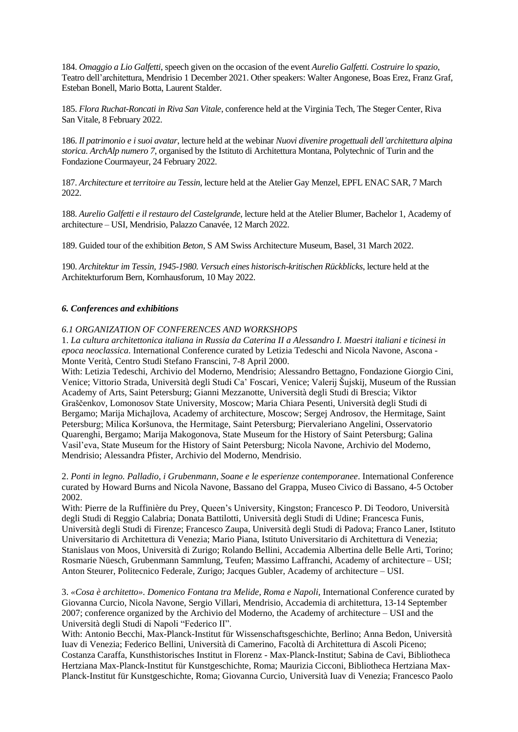184. *Omaggio a Lio Galfetti*, speech given on the occasion of the event *Aurelio Galfetti. Costruire lo spazio*, Teatro dell'architettura, Mendrisio 1 December 2021. Other speakers: Walter Angonese, Boas Erez, Franz Graf, Esteban Bonell, Mario Botta, Laurent Stalder.

185. *Flora Ruchat-Roncati in Riva San Vitale*, conference held at the Virginia Tech, The Steger Center, Riva San Vitale, 8 February 2022.

186. *Il patrimonio e i suoi avatar*, lecture held at the webinar *Nuovi divenire progettuali dell'architettura alpina storica. ArchAlp numero 7*, organised by the Istituto di Architettura Montana, Polytechnic of Turin and the Fondazione Courmayeur, 24 February 2022.

187. *Architecture et territoire au Tessin*, lecture held at the Atelier Gay Menzel, EPFL ENAC SAR, 7 March 2022.

188. *Aurelio Galfetti e il restauro del Castelgrande*, lecture held at the Atelier Blumer, Bachelor 1, Academy of architecture – USI, Mendrisio, Palazzo Canavée, 12 March 2022.

189. Guided tour of the exhibition *Beton*, S AM Swiss Architecture Museum, Basel, 31 March 2022.

190. *Architektur im Tessin, 1945-1980. Versuch eines historisch-kritischen Rückblicks*, lecture held at the Architekturforum Bern, Kornhausforum, 10 May 2022.

### *6. Conferences and exhibitions*

*6.1 ORGANIZATION OF CONFERENCES AND WORKSHOPS*

1. *La cultura architettonica italiana in Russia da Caterina II a Alessandro I. Maestri italiani e ticinesi in epoca neoclassica*. International Conference curated by Letizia Tedeschi and Nicola Navone, Ascona - Monte Verità, Centro Studi Stefano Franscini, 7-8 April 2000.
With: Letizia Tedeschi, Archivio del Moderno, Mendrisio; Alessandro Bettagno, Fondazione Giorgio Cini, Venice; Vittorio Strada, Università degli Studi Ca' Foscari, Venice; Valerij Šujskij, Museum of the Russian Academy of Arts, Saint Petersburg; Gianni Mezzanotte, Università degli Studi di Brescia; Viktor Graščenkov, Lomonosov State University, Moscow; Maria Chiara Pesenti, Università degli Studi di Bergamo; Marija Michajlova, Academy of architecture, Moscow; Sergej Androsov, the Hermitage, Saint Petersburg; Milica Koršunova, the Hermitage, Saint Petersburg; Piervaleriano Angelini, Osservatorio Quarenghi, Bergamo; Marija Makogonova, State Museum for the History of Saint Petersburg; Galina Vasil'eva, State Museum for the History of Saint Petersburg; Nicola Navone, Archivio del Moderno, Mendrisio; Alessandra Pfister, Archivio del Moderno, Mendrisio.

2. *Ponti in legno. Palladio, i Grubenmann, Soane e le esperienze contemporanee*. International Conference curated by Howard Burns and Nicola Navone, Bassano del Grappa, Museo Civico di Bassano, 4-5 October 2002.
With: Pierre de la Ruffinière du Prey, Queen's University, Kingston; Francesco P. Di Teodoro, Università degli Studi di Reggio Calabria; Donata Battilotti, Università degli Studi di Udine; Francesca Funis, Università degli Studi di Firenze; Francesco Zaupa, Università degli Studi di Padova; Franco Laner, Istituto Universitario di Architettura di Venezia; Mario Piana, Istituto Universitario di Architettura di Venezia; Stanislaus von Moos, Università di Zurigo; Rolando Bellini, Accademia Albertina delle Belle Arti, Torino; Rosmarie Nüesch, Grubenmann Sammlung, Teufen; Massimo Laffranchi, Academy of architecture – USI; Anton Steurer, Politecnico Federale, Zurigo; Jacques Gubler, Academy of architecture – USI.

3. *«Cosa è architetto». Domenico Fontana tra Melide, Roma e Napoli*, International Conference curated by Giovanna Curcio, Nicola Navone, Sergio Villari, Mendrisio, Accademia di architettura, 13-14 September 2007; conference organized by the Archivio del Moderno, the Academy of architecture – USI and the Università degli Studi di Napoli "Federico II".
With: Antonio Becchi, Max-Planck-Institut für Wissenschaftsgeschichte, Berlino; Anna Bedon, Università Iuav di Venezia; Federico Bellini, Università di Camerino, Facoltà di Architettura di Ascoli Piceno; Costanza Caraffa, Kunsthistorisches Institut in Florenz - Max-Planck-Institut; Sabina de Cavi, Bibliotheca Hertziana Max-Planck-Institut für Kunstgeschichte, Roma; Maurizia Cicconi, Bibliotheca Hertziana Max-Planck-Institut für Kunstgeschichte, Roma; Giovanna Curcio, Università Iuav di Venezia; Francesco Paolo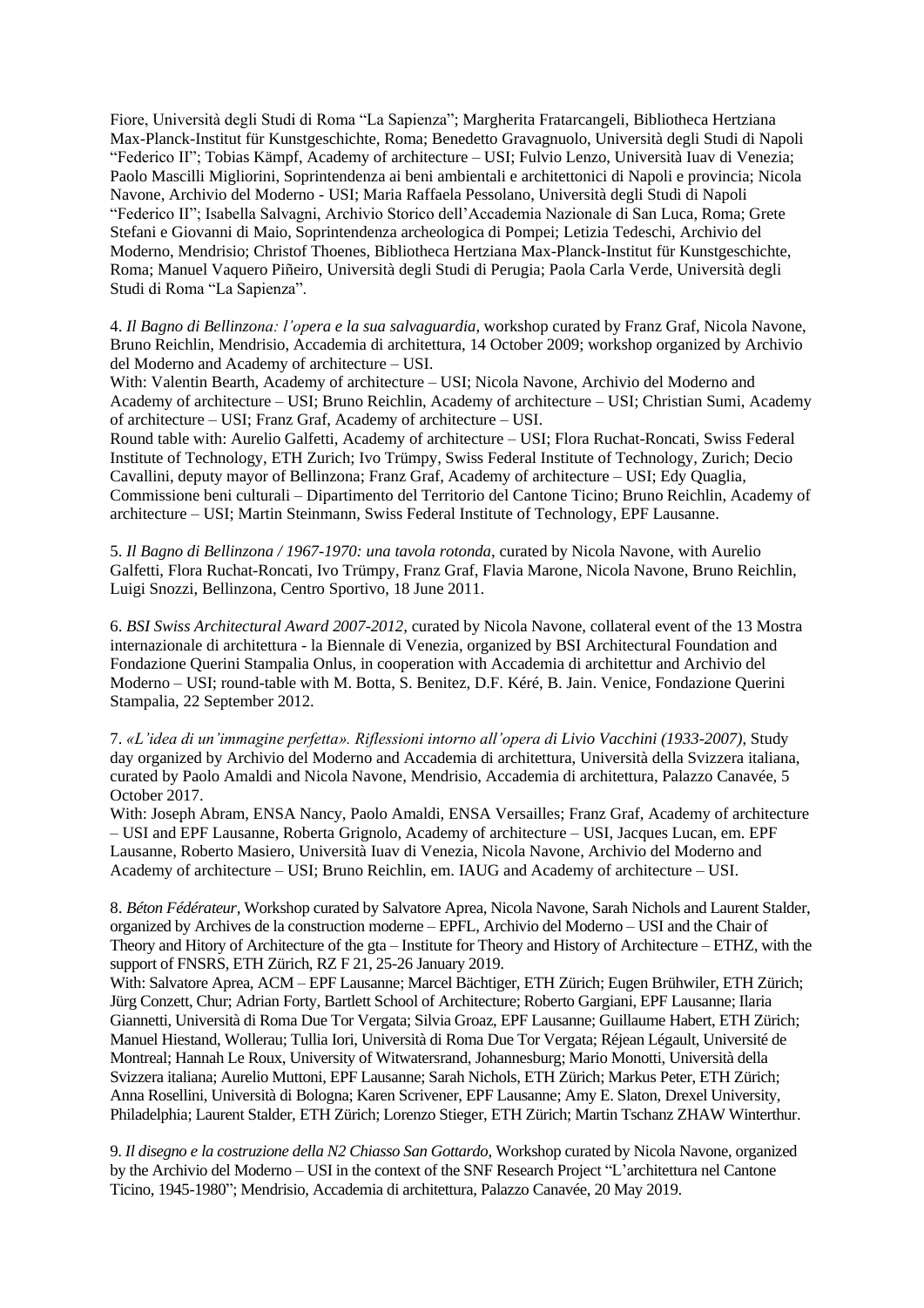Fiore, Università degli Studi di Roma "La Sapienza"; Margherita Fratarcangeli, Bibliotheca Hertziana Max-Planck-Institut für Kunstgeschichte, Roma; Benedetto Gravagnuolo, Università degli Studi di Napoli "Federico II"; Tobias Kämpf, Academy of architecture – USI; Fulvio Lenzo, Università Iuav di Venezia; Paolo Mascilli Migliorini, Soprintendenza ai beni ambientali e architettonici di Napoli e provincia; Nicola Navone, Archivio del Moderno - USI; Maria Raffaela Pessolano, Università degli Studi di Napoli "Federico II"; Isabella Salvagni, Archivio Storico dell'Accademia Nazionale di San Luca, Roma; Grete Stefani e Giovanni di Maio, Soprintendenza archeologica di Pompei; Letizia Tedeschi, Archivio del Moderno, Mendrisio; Christof Thoenes, Bibliotheca Hertziana Max-Planck-Institut für Kunstgeschichte, Roma; Manuel Vaquero Piñeiro, Università degli Studi di Perugia; Paola Carla Verde, Università degli Studi di Roma "La Sapienza".

4. *Il Bagno di Bellinzona: l'opera e la sua salvaguardia*, workshop curated by Franz Graf, Nicola Navone, Bruno Reichlin, Mendrisio, Accademia di architettura, 14 October 2009; workshop organized by Archivio del Moderno and Academy of architecture – USI.
With: Valentin Bearth, Academy of architecture – USI; Nicola Navone, Archivio del Moderno and Academy of architecture – USI; Bruno Reichlin, Academy of architecture – USI; Christian Sumi, Academy of architecture – USI; Franz Graf, Academy of architecture – USI.
Round table with: Aurelio Galfetti, Academy of architecture – USI; Flora Ruchat-Roncati, Swiss Federal Institute of Technology, ETH Zurich; Ivo Trümpy, Swiss Federal Institute of Technology, Zurich; Decio Cavallini, deputy mayor of Bellinzona; Franz Graf, Academy of architecture – USI; Edy Quaglia, Commissione beni culturali – Dipartimento del Territorio del Cantone Ticino; Bruno Reichlin, Academy of architecture – USI; Martin Steinmann, Swiss Federal Institute of Technology, EPF Lausanne.

5. *Il Bagno di Bellinzona / 1967-1970: una tavola rotonda*, curated by Nicola Navone, with Aurelio Galfetti, Flora Ruchat-Roncati, Ivo Trümpy, Franz Graf, Flavia Marone, Nicola Navone, Bruno Reichlin, Luigi Snozzi, Bellinzona, Centro Sportivo, 18 June 2011.

6. *BSI Swiss Architectural Award 2007-2012,* curated by Nicola Navone, collateral event of the 13 Mostra internazionale di architettura - la Biennale di Venezia, organized by BSI Architectural Foundation and Fondazione Querini Stampalia Onlus, in cooperation with Accademia di architettur and Archivio del Moderno – USI; round-table with M. Botta, S. Benitez, D.F. Kéré, B. Jain. Venice, Fondazione Querini Stampalia, 22 September 2012.

7. *«L'idea di un'immagine perfetta». Riflessioni intorno all'opera di Livio Vacchini (1933-2007)*, Study day organized by Archivio del Moderno and Accademia di architettura, Università della Svizzera italiana, curated by Paolo Amaldi and Nicola Navone, Mendrisio, Accademia di architettura, Palazzo Canavée, 5 October 2017.
With: Joseph Abram, ENSA Nancy, Paolo Amaldi, ENSA Versailles; Franz Graf, Academy of architecture – USI and EPF Lausanne, Roberta Grignolo, Academy of architecture – USI, Jacques Lucan, em. EPF Lausanne, Roberto Masiero, Università Iuav di Venezia, Nicola Navone, Archivio del Moderno and Academy of architecture – USI; Bruno Reichlin, em. IAUG and Academy of architecture – USI.

8. *Béton Fédérateur*, Workshop curated by Salvatore Aprea, Nicola Navone, Sarah Nichols and Laurent Stalder, organized by Archives de la construction moderne – EPFL, Archivio del Moderno – USI and the Chair of Theory and Hitory of Architecture of the gta – Institute for Theory and History of Architecture – ETHZ, with the support of FNSRS, ETH Zürich, RZ F 21, 25-26 January 2019.
With: Salvatore Aprea, ACM – EPF Lausanne; Marcel Bächtiger, ETH Zürich; Eugen Brühwiler, ETH Zürich; Jürg Conzett, Chur; Adrian Forty, Bartlett School of Architecture; Roberto Gargiani, EPF Lausanne; Ilaria Giannetti, Università di Roma Due Tor Vergata; Silvia Groaz, EPF Lausanne; Guillaume Habert, ETH Zürich; Manuel Hiestand, Wollerau; Tullia Iori, Università di Roma Due Tor Vergata; Réjean Légault, Université de Montreal; Hannah Le Roux, University of Witwatersrand, Johannesburg; Mario Monotti, Università della Svizzera italiana; Aurelio Muttoni, EPF Lausanne; Sarah Nichols, ETH Zürich; Markus Peter, ETH Zürich; Anna Rosellini, Università di Bologna; Karen Scrivener, EPF Lausanne; Amy E. Slaton, Drexel University, Philadelphia; Laurent Stalder, ETH Zürich; Lorenzo Stieger, ETH Zürich; Martin Tschanz ZHAW Winterthur.

9. *Il disegno e la costruzione della N2 Chiasso San Gottardo*, Workshop curated by Nicola Navone, organized by the Archivio del Moderno – USI in the context of the SNF Research Project "L'architettura nel Cantone Ticino, 1945-1980"; Mendrisio, Accademia di architettura, Palazzo Canavée, 20 May 2019.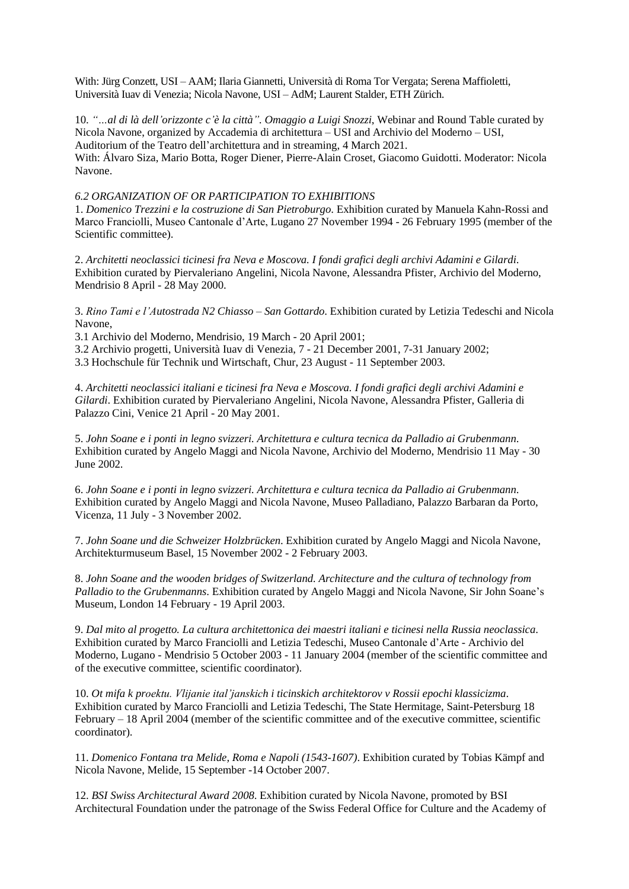With: Jürg Conzett, USI – AAM; Ilaria Giannetti, Università di Roma Tor Vergata; Serena Maffioletti, Università Iuav di Venezia; Nicola Navone, USI – AdM; Laurent Stalder, ETH Zürich.

10. *"…al di là dell'orizzonte c'è la città". Omaggio a Luigi Snozzi*, Webinar and Round Table curated by Nicola Navone, organized by Accademia di architettura – USI and Archivio del Moderno – USI, Auditorium of the Teatro dell'architettura and in streaming, 4 March 2021.
With: Álvaro Siza, Mario Botta, Roger Diener, Pierre-Alain Croset, Giacomo Guidotti. Moderator: Nicola Navone.

*6.2 ORGANIZATION OF OR PARTICIPATION TO EXHIBITIONS*

1. *Domenico Trezzini e la costruzione di San Pietroburgo*. Exhibition curated by Manuela Kahn-Rossi and Marco Franciolli, Museo Cantonale d'Arte, Lugano 27 November 1994 - 26 February 1995 (member of the Scientific committee).

2. *Architetti neoclassici ticinesi fra Neva e Moscova. I fondi grafici degli archivi Adamini e Gilardi*. Exhibition curated by Piervaleriano Angelini, Nicola Navone, Alessandra Pfister, Archivio del Moderno, Mendrisio 8 April - 28 May 2000.

3. *Rino Tami e l'Autostrada N2 Chiasso – San Gottardo*. Exhibition curated by Letizia Tedeschi and Nicola Navone,
3.1 Archivio del Moderno, Mendrisio, 19 March - 20 April 2001;
3.2 Archivio progetti, Università Iuav di Venezia, 7 - 21 December 2001, 7-31 January 2002;
3.3 Hochschule für Technik und Wirtschaft, Chur, 23 August - 11 September 2003.

4. *Architetti neoclassici italiani e ticinesi fra Neva e Moscova. I fondi grafici degli archivi Adamini e Gilardi*. Exhibition curated by Piervaleriano Angelini, Nicola Navone, Alessandra Pfister, Galleria di Palazzo Cini, Venice 21 April - 20 May 2001.

5. *John Soane e i ponti in legno svizzeri. Architettura e cultura tecnica da Palladio ai Grubenmann*. Exhibition curated by Angelo Maggi and Nicola Navone, Archivio del Moderno, Mendrisio 11 May - 30 June 2002.

6. *John Soane e i ponti in legno svizzeri. Architettura e cultura tecnica da Palladio ai Grubenmann*. Exhibition curated by Angelo Maggi and Nicola Navone, Museo Palladiano, Palazzo Barbaran da Porto, Vicenza, 11 July - 3 November 2002.

7. *John Soane und die Schweizer Holzbrücken*. Exhibition curated by Angelo Maggi and Nicola Navone, Architekturmuseum Basel, 15 November 2002 - 2 February 2003.

8. *John Soane and the wooden bridges of Switzerland. Architecture and the cultura of technology from Palladio to the Grubenmanns*. Exhibition curated by Angelo Maggi and Nicola Navone, Sir John Soane's Museum, London 14 February - 19 April 2003.

9. *Dal mito al progetto. La cultura architettonica dei maestri italiani e ticinesi nella Russia neoclassica*. Exhibition curated by Marco Franciolli and Letizia Tedeschi, Museo Cantonale d'Arte - Archivio del Moderno, Lugano - Mendrisio 5 October 2003 - 11 January 2004 (member of the scientific committee and of the executive committee, scientific coordinator).

10. *Ot mifa k proektu. Vlijanie ital'janskich i ticinskich architektorov v Rossii epochi klassicizma*. Exhibition curated by Marco Franciolli and Letizia Tedeschi, The State Hermitage, Saint-Petersburg 18 February – 18 April 2004 (member of the scientific committee and of the executive committee, scientific coordinator).

11. *Domenico Fontana tra Melide, Roma e Napoli (1543-1607)*. Exhibition curated by Tobias Kämpf and Nicola Navone, Melide, 15 September -14 October 2007.

12. *BSI Swiss Architectural Award 2008*. Exhibition curated by Nicola Navone, promoted by BSI Architectural Foundation under the patronage of the Swiss Federal Office for Culture and the Academy of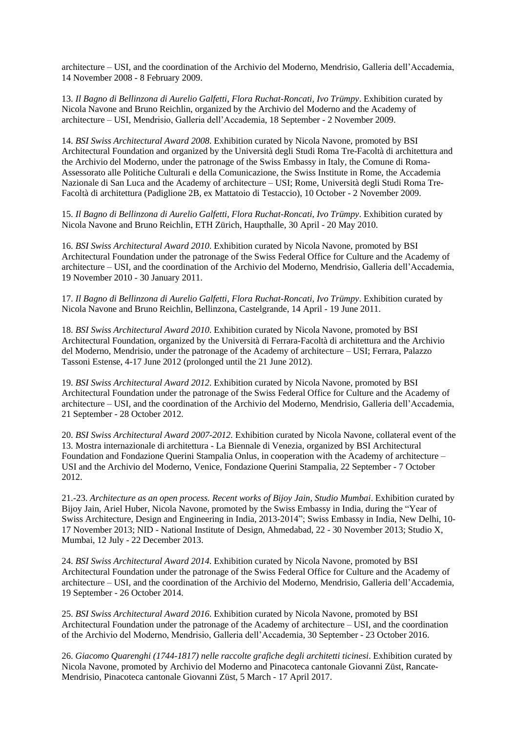architecture – USI, and the coordination of the Archivio del Moderno, Mendrisio, Galleria dell'Accademia, 14 November 2008 - 8 February 2009.

13. *Il Bagno di Bellinzona di Aurelio Galfetti, Flora Ruchat-Roncati, Ivo Trümpy*. Exhibition curated by Nicola Navone and Bruno Reichlin, organized by the Archivio del Moderno and the Academy of architecture – USI, Mendrisio, Galleria dell'Accademia, 18 September - 2 November 2009.

14. *BSI Swiss Architectural Award 2008*. Exhibition curated by Nicola Navone, promoted by BSI Architectural Foundation and organized by the Università degli Studi Roma Tre-Facoltà di architettura and the Archivio del Moderno, under the patronage of the Swiss Embassy in Italy, the Comune di Roma-Assessorato alle Politiche Culturali e della Comunicazione, the Swiss Institute in Rome, the Accademia Nazionale di San Luca and the Academy of architecture – USI; Rome, Università degli Studi Roma Tre-Facoltà di architettura (Padiglione 2B, ex Mattatoio di Testaccio), 10 October - 2 November 2009.

15. *Il Bagno di Bellinzona di Aurelio Galfetti, Flora Ruchat-Roncati, Ivo Trümpy*. Exhibition curated by Nicola Navone and Bruno Reichlin, ETH Zürich, Haupthalle, 30 April - 20 May 2010.

16. *BSI Swiss Architectural Award 2010*. Exhibition curated by Nicola Navone, promoted by BSI Architectural Foundation under the patronage of the Swiss Federal Office for Culture and the Academy of architecture – USI, and the coordination of the Archivio del Moderno, Mendrisio, Galleria dell'Accademia, 19 November 2010 - 30 January 2011.

17. *Il Bagno di Bellinzona di Aurelio Galfetti, Flora Ruchat-Roncati, Ivo Trümpy*. Exhibition curated by Nicola Navone and Bruno Reichlin, Bellinzona, Castelgrande, 14 April - 19 June 2011.

18. *BSI Swiss Architectural Award 2010*. Exhibition curated by Nicola Navone, promoted by BSI Architectural Foundation, organized by the Università di Ferrara-Facoltà di architettura and the Archivio del Moderno, Mendrisio, under the patronage of the Academy of architecture – USI; Ferrara, Palazzo Tassoni Estense, 4-17 June 2012 (prolonged until the 21 June 2012).

19. *BSI Swiss Architectural Award 2012*. Exhibition curated by Nicola Navone, promoted by BSI Architectural Foundation under the patronage of the Swiss Federal Office for Culture and the Academy of architecture – USI, and the coordination of the Archivio del Moderno, Mendrisio, Galleria dell'Accademia, 21 September - 28 October 2012.

20. *BSI Swiss Architectural Award 2007-2012*. Exhibition curated by Nicola Navone, collateral event of the 13. Mostra internazionale di architettura - La Biennale di Venezia, organized by BSI Architectural Foundation and Fondazione Querini Stampalia Onlus, in cooperation with the Academy of architecture – USI and the Archivio del Moderno, Venice, Fondazione Querini Stampalia, 22 September - 7 October 2012.

21.-23. *Architecture as an open process. Recent works of Bijoy Jain, Studio Mumbai*. Exhibition curated by Bijoy Jain, Ariel Huber, Nicola Navone, promoted by the Swiss Embassy in India, during the "Year of Swiss Architecture, Design and Engineering in India, 2013-2014"; Swiss Embassy in India, New Delhi, 10-17 November 2013; NID - National Institute of Design, Ahmedabad, 22 - 30 November 2013; Studio X, Mumbai, 12 July - 22 December 2013.

24. *BSI Swiss Architectural Award 2014*. Exhibition curated by Nicola Navone, promoted by BSI Architectural Foundation under the patronage of the Swiss Federal Office for Culture and the Academy of architecture – USI, and the coordination of the Archivio del Moderno, Mendrisio, Galleria dell'Accademia, 19 September - 26 October 2014.

25. *BSI Swiss Architectural Award 2016*. Exhibition curated by Nicola Navone, promoted by BSI Architectural Foundation under the patronage of the Academy of architecture – USI, and the coordination of the Archivio del Moderno, Mendrisio, Galleria dell'Accademia, 30 September - 23 October 2016.

26. *Giacomo Quarenghi (1744-1817) nelle raccolte grafiche degli architetti ticinesi*. Exhibition curated by Nicola Navone, promoted by Archivio del Moderno and Pinacoteca cantonale Giovanni Züst, Rancate-Mendrisio, Pinacoteca cantonale Giovanni Züst, 5 March - 17 April 2017.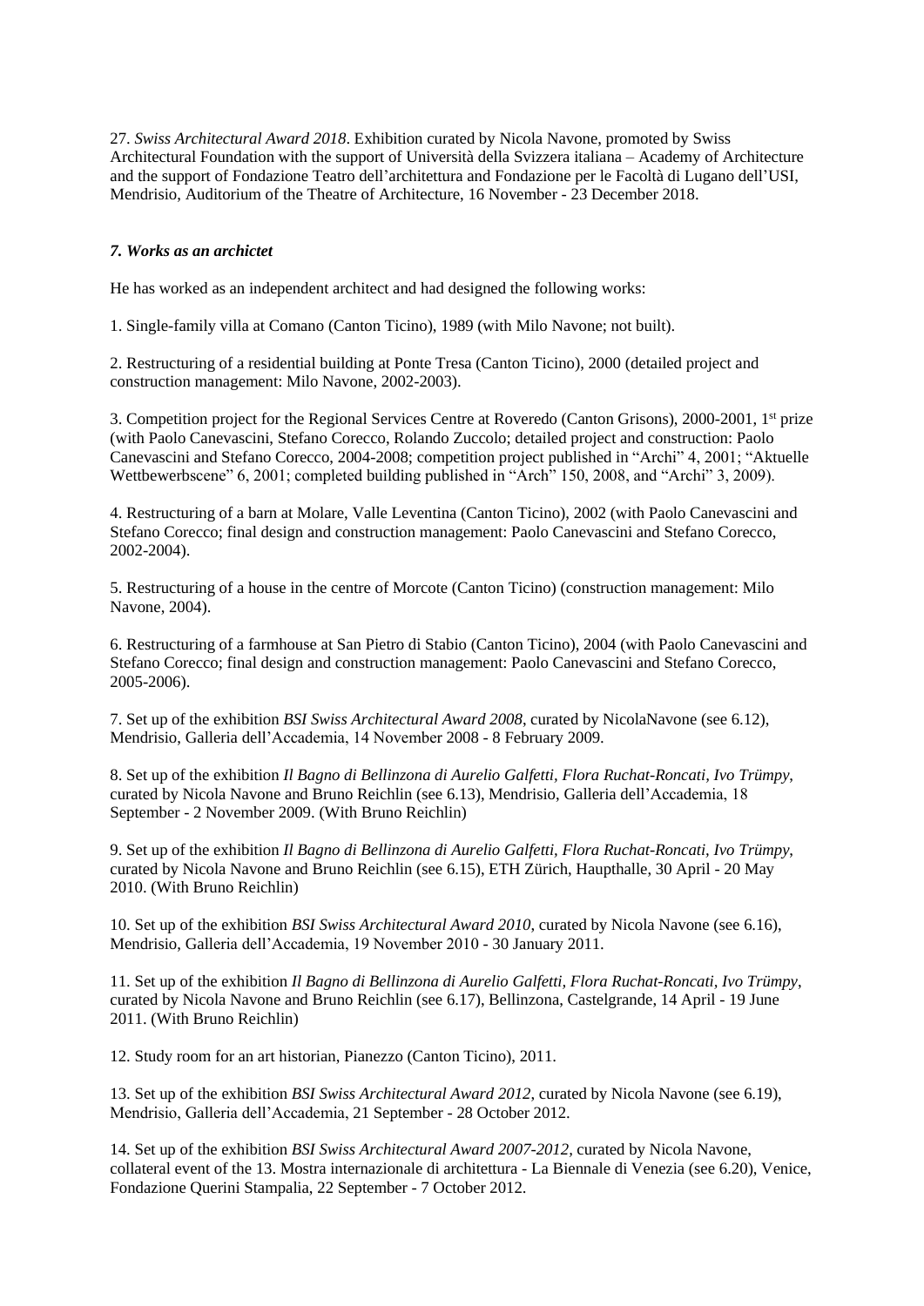27. *Swiss Architectural Award 2018*. Exhibition curated by Nicola Navone, promoted by Swiss Architectural Foundation with the support of Università della Svizzera italiana – Academy of Architecture and the support of Fondazione Teatro dell'architettura and Fondazione per le Facoltà di Lugano dell'USI, Mendrisio, Auditorium of the Theatre of Architecture, 16 November - 23 December 2018.

### *7. Works as an archictet*

He has worked as an independent architect and had designed the following works:

1. Single-family villa at Comano (Canton Ticino), 1989 (with Milo Navone; not built).

2. Restructuring of a residential building at Ponte Tresa (Canton Ticino), 2000 (detailed project and construction management: Milo Navone, 2002-2003).

3. Competition project for the Regional Services Centre at Roveredo (Canton Grisons), 2000-2001, 1st prize (with Paolo Canevascini, Stefano Corecco, Rolando Zuccolo; detailed project and construction: Paolo Canevascini and Stefano Corecco, 2004-2008; competition project published in "Archi" 4, 2001; "Aktuelle Wettbewerbscene" 6, 2001; completed building published in "Arch" 150, 2008, and "Archi" 3, 2009).

4. Restructuring of a barn at Molare, Valle Leventina (Canton Ticino), 2002 (with Paolo Canevascini and Stefano Corecco; final design and construction management: Paolo Canevascini and Stefano Corecco, 2002-2004).

5. Restructuring of a house in the centre of Morcote (Canton Ticino) (construction management: Milo Navone, 2004).

6. Restructuring of a farmhouse at San Pietro di Stabio (Canton Ticino), 2004 (with Paolo Canevascini and Stefano Corecco; final design and construction management: Paolo Canevascini and Stefano Corecco, 2005-2006).

7. Set up of the exhibition *BSI Swiss Architectural Award 2008*, curated by NicolaNavone (see 6.12), Mendrisio, Galleria dell'Accademia, 14 November 2008 - 8 February 2009.

8. Set up of the exhibition *Il Bagno di Bellinzona di Aurelio Galfetti, Flora Ruchat-Roncati, Ivo Trümpy*, curated by Nicola Navone and Bruno Reichlin (see 6.13), Mendrisio, Galleria dell'Accademia, 18 September - 2 November 2009. (With Bruno Reichlin)

9. Set up of the exhibition *Il Bagno di Bellinzona di Aurelio Galfetti, Flora Ruchat-Roncati, Ivo Trümpy*, curated by Nicola Navone and Bruno Reichlin (see 6.15), ETH Zürich, Haupthalle, 30 April - 20 May 2010. (With Bruno Reichlin)

10. Set up of the exhibition *BSI Swiss Architectural Award 2010*, curated by Nicola Navone (see 6.16), Mendrisio, Galleria dell'Accademia, 19 November 2010 - 30 January 2011.

11. Set up of the exhibition *Il Bagno di Bellinzona di Aurelio Galfetti, Flora Ruchat-Roncati, Ivo Trümpy*, curated by Nicola Navone and Bruno Reichlin (see 6.17), Bellinzona, Castelgrande, 14 April - 19 June 2011. (With Bruno Reichlin)

12. Study room for an art historian, Pianezzo (Canton Ticino), 2011.

13. Set up of the exhibition *BSI Swiss Architectural Award 2012*, curated by Nicola Navone (see 6.19), Mendrisio, Galleria dell'Accademia, 21 September - 28 October 2012.

14. Set up of the exhibition *BSI Swiss Architectural Award 2007-2012*, curated by Nicola Navone, collateral event of the 13. Mostra internazionale di architettura - La Biennale di Venezia (see 6.20), Venice, Fondazione Querini Stampalia, 22 September - 7 October 2012.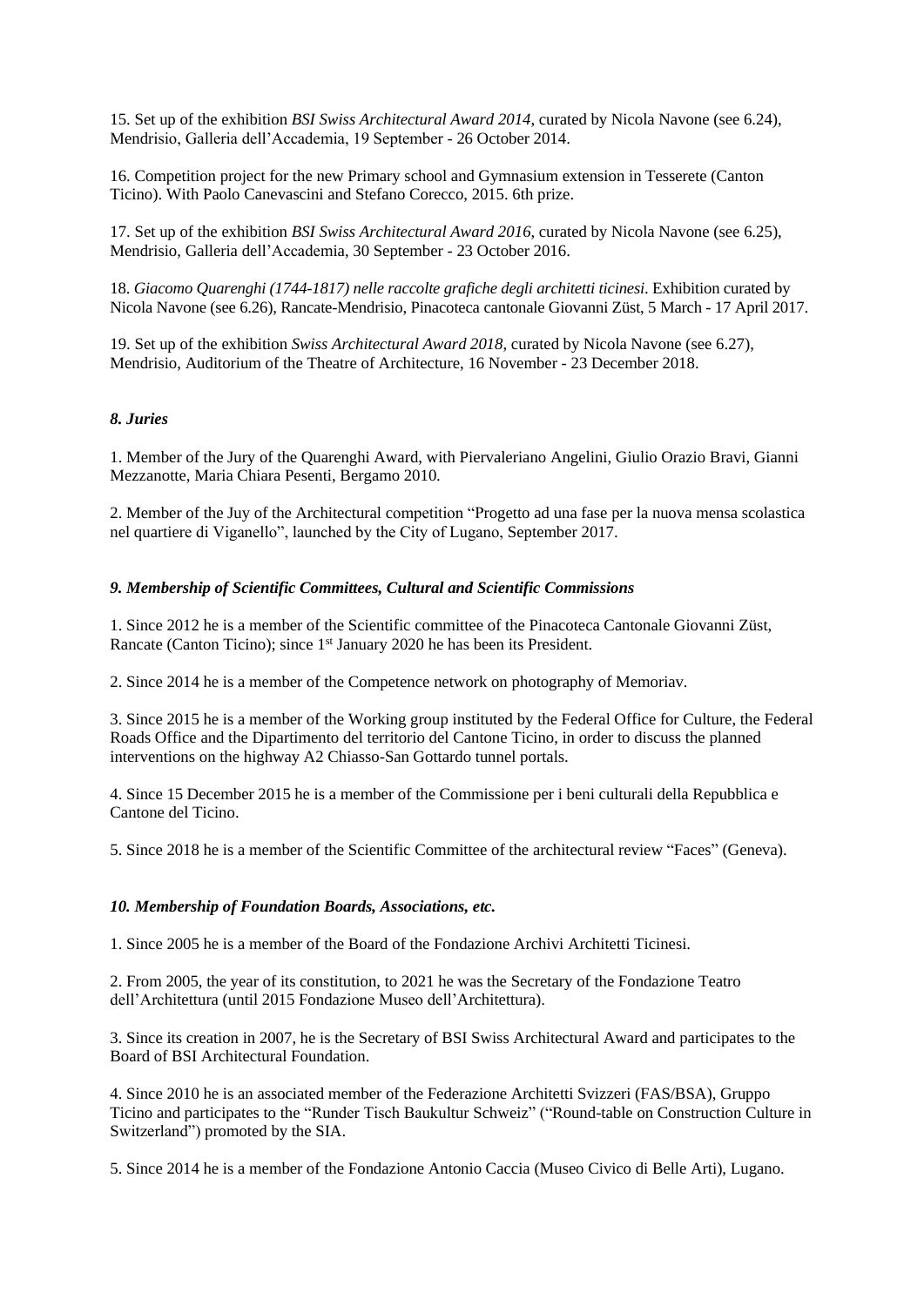15. Set up of the exhibition *BSI Swiss Architectural Award 2014*, curated by Nicola Navone (see 6.24), Mendrisio, Galleria dell'Accademia, 19 September - 26 October 2014.

16. Competition project for the new Primary school and Gymnasium extension in Tesserete (Canton Ticino). With Paolo Canevascini and Stefano Corecco, 2015. 6th prize.

17. Set up of the exhibition *BSI Swiss Architectural Award 2016*, curated by Nicola Navone (see 6.25), Mendrisio, Galleria dell'Accademia, 30 September - 23 October 2016.

18. *Giacomo Quarenghi (1744-1817) nelle raccolte grafiche degli architetti ticinesi*. Exhibition curated by Nicola Navone (see 6.26), Rancate-Mendrisio, Pinacoteca cantonale Giovanni Züst, 5 March - 17 April 2017.

19. Set up of the exhibition *Swiss Architectural Award 2018*, curated by Nicola Navone (see 6.27), Mendrisio, Auditorium of the Theatre of Architecture, 16 November - 23 December 2018.

### *8. Juries*

1. Member of the Jury of the Quarenghi Award, with Piervaleriano Angelini, Giulio Orazio Bravi, Gianni Mezzanotte, Maria Chiara Pesenti, Bergamo 2010.

2. Member of the Juy of the Architectural competition "Progetto ad una fase per la nuova mensa scolastica nel quartiere di Viganello", launched by the City of Lugano, September 2017.

### *9. Membership of Scientific Committees, Cultural and Scientific Commissions*

1. Since 2012 he is a member of the Scientific committee of the Pinacoteca Cantonale Giovanni Züst, Rancate (Canton Ticino); since 1st January 2020 he has been its President.

2. Since 2014 he is a member of the Competence network on photography of Memoriav.

3. Since 2015 he is a member of the Working group instituted by the Federal Office for Culture, the Federal Roads Office and the Dipartimento del territorio del Cantone Ticino, in order to discuss the planned interventions on the highway A2 Chiasso-San Gottardo tunnel portals.

4. Since 15 December 2015 he is a member of the Commissione per i beni culturali della Repubblica e Cantone del Ticino.

5. Since 2018 he is a member of the Scientific Committee of the architectural review "Faces" (Geneva).

### *10. Membership of Foundation Boards, Associations, etc.*

1. Since 2005 he is a member of the Board of the Fondazione Archivi Architetti Ticinesi.

2. From 2005, the year of its constitution, to 2021 he was the Secretary of the Fondazione Teatro dell'Architettura (until 2015 Fondazione Museo dell'Architettura).

3. Since its creation in 2007, he is the Secretary of BSI Swiss Architectural Award and participates to the Board of BSI Architectural Foundation.

4. Since 2010 he is an associated member of the Federazione Architetti Svizzeri (FAS/BSA), Gruppo Ticino and participates to the "Runder Tisch Baukultur Schweiz" ("Round-table on Construction Culture in Switzerland") promoted by the SIA.

5. Since 2014 he is a member of the Fondazione Antonio Caccia (Museo Civico di Belle Arti), Lugano.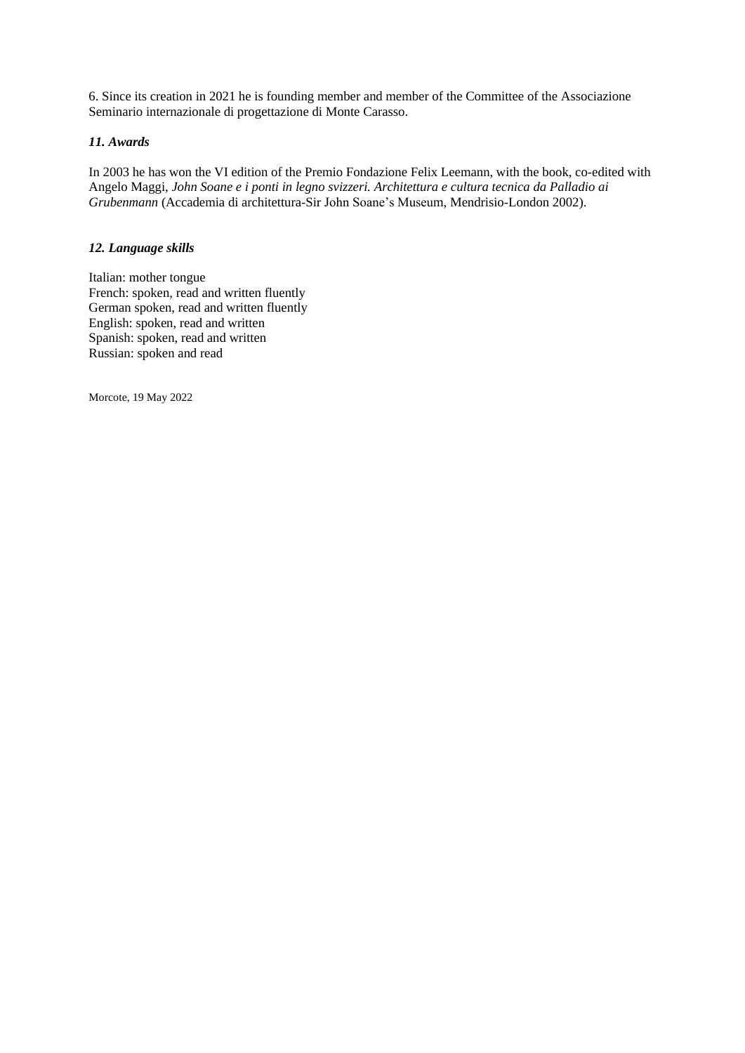6. Since its creation in 2021 he is founding member and member of the Committee of the Associazione Seminario internazionale di progettazione di Monte Carasso.

### *11. Awards*

In 2003 he has won the VI edition of the Premio Fondazione Felix Leemann, with the book, co-edited with Angelo Maggi, *John Soane e i ponti in legno svizzeri. Architettura e cultura tecnica da Palladio ai Grubenmann* (Accademia di architettura-Sir John Soane's Museum, Mendrisio-London 2002).

### *12. Language skills*

Italian: mother tongue
French: spoken, read and written fluently
German spoken, read and written fluently
English: spoken, read and written
Spanish: spoken, read and written
Russian: spoken and read

Morcote, 19 May 2022